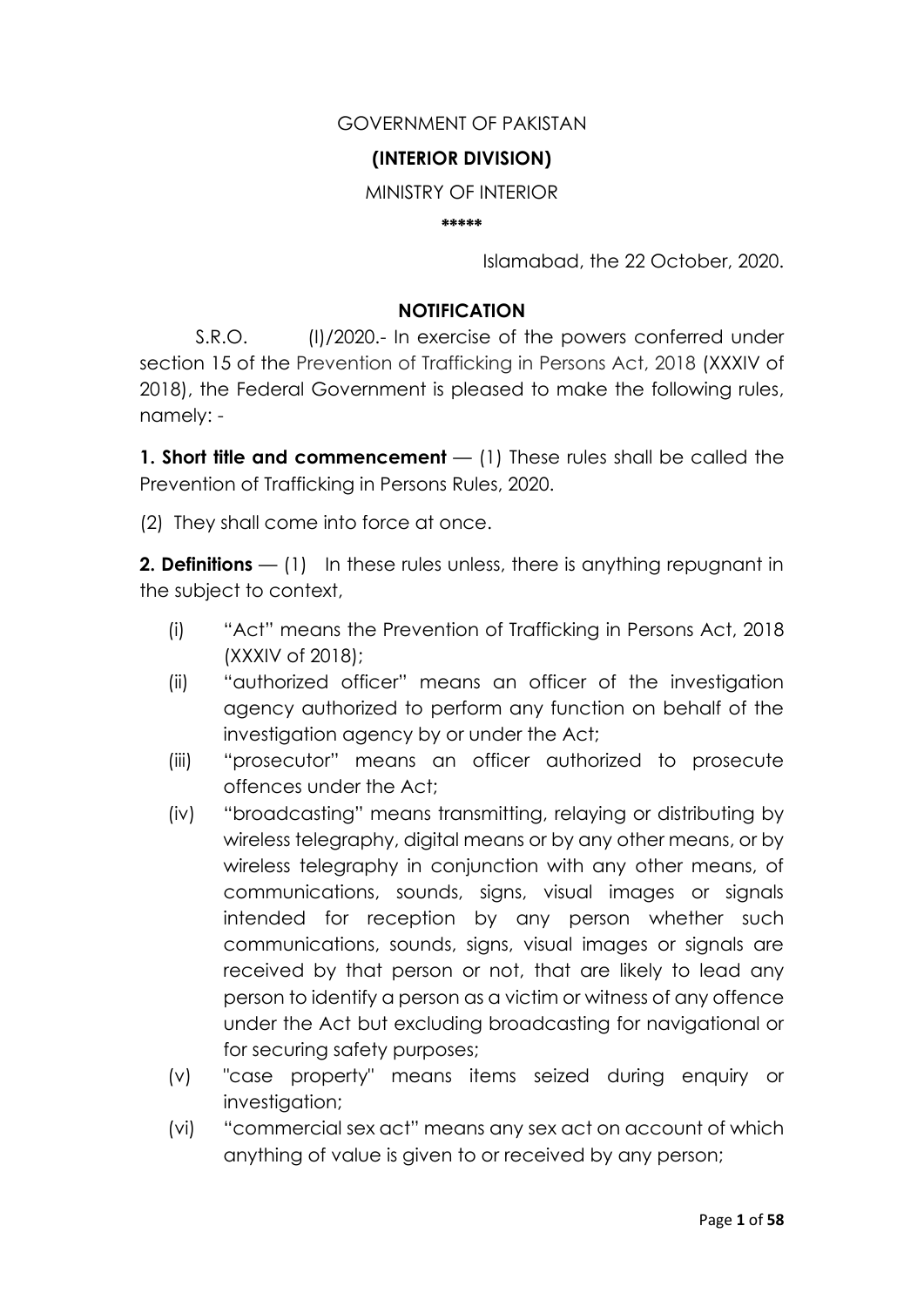GOVERNMENT OF PAKISTAN

**(INTERIOR DIVISION)**

MINISTRY OF INTERIOR

\*\*\*\*\*

Islamabad, the 22 October, 2020.

**NOTIFICATION**

S.R.O. (I)/2020.- In exercise of the powers conferred under section 15 of the Prevention of Trafficking in Persons Act, 2018 (XXXIV of 2018), the Federal Government is pleased to make the following rules, namely: -

**1. Short title and commencement** — (1) These rules shall be called the Prevention of Trafficking in Persons Rules, 2020.

(2) They shall come into force at once.

**2. Definitions** — (1) In these rules unless, there is anything repugnant in the subject to context,

(i) "Act" means the Prevention of Trafficking in Persons Act, 2018 (XXXIV of 2018);

(ii) "authorized officer" means an officer of the investigation agency authorized to perform any function on behalf of the investigation agency by or under the Act;

(iii) "prosecutor" means an officer authorized to prosecute offences under the Act;

(iv) "broadcasting" means transmitting, relaying or distributing by wireless telegraphy, digital means or by any other means, or by wireless telegraphy in conjunction with any other means, of communications, sounds, signs, visual images or signals intended for reception by any person whether such communications, sounds, signs, visual images or signals are received by that person or not, that are likely to lead any person to identify a person as a victim or witness of any offence under the Act but excluding broadcasting for navigational or for securing safety purposes;

(v) "case property" means items seized during enquiry or investigation;

(vi) "commercial sex act" means any sex act on account of which anything of value is given to or received by any person;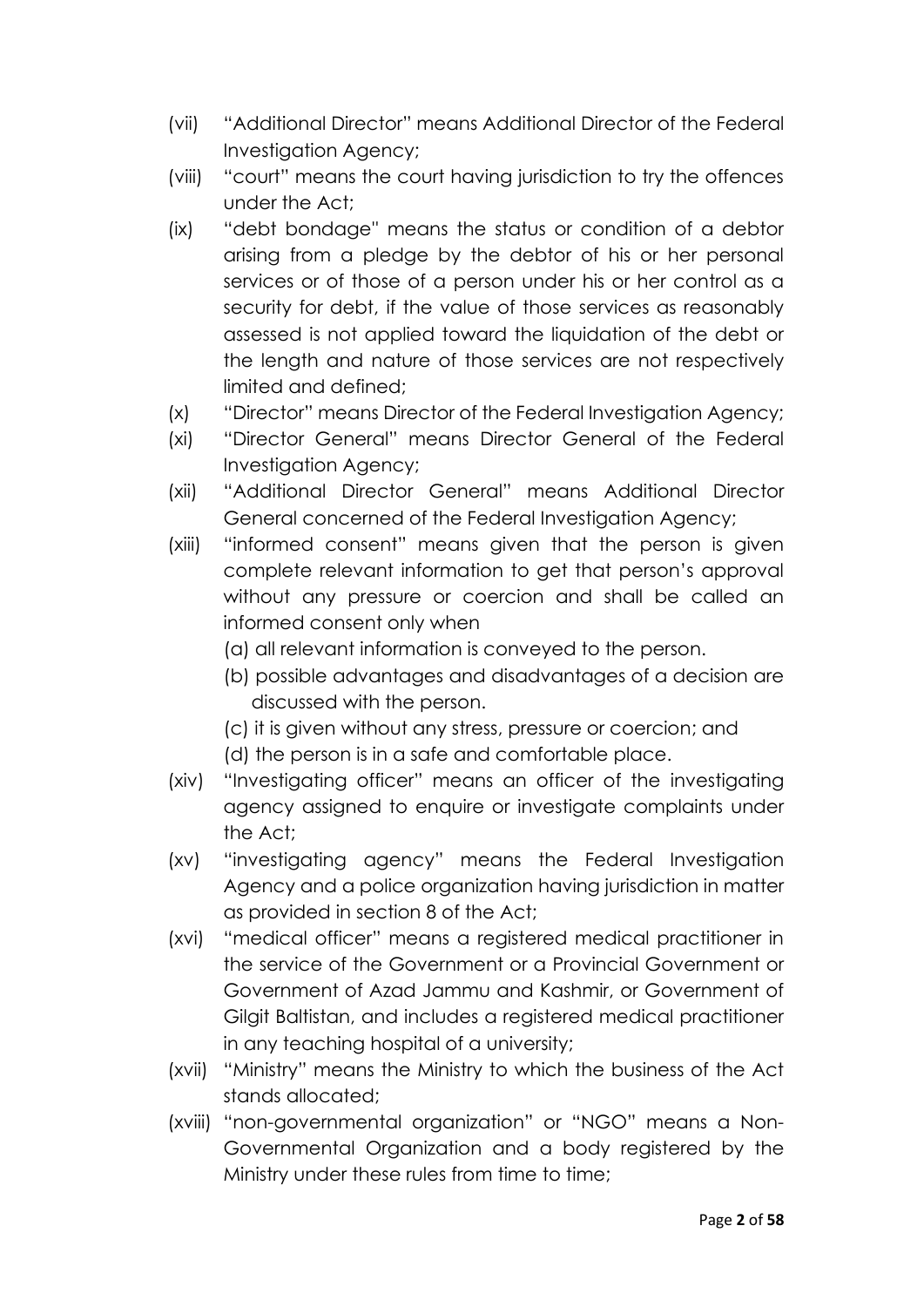(vii) "Additional Director" means Additional Director of the Federal Investigation Agency;

(viii) "court" means the court having jurisdiction to try the offences under the Act;

(ix) "debt bondage" means the status or condition of a debtor arising from a pledge by the debtor of his or her personal services or of those of a person under his or her control as a security for debt, if the value of those services as reasonably assessed is not applied toward the liquidation of the debt or the length and nature of those services are not respectively limited and defined;

(x) "Director" means Director of the Federal Investigation Agency;

(xi) "Director General" means Director General of the Federal Investigation Agency;

(xii) "Additional Director General" means Additional Director General concerned of the Federal Investigation Agency;

(xiii) "informed consent" means given that the person is given complete relevant information to get that person's approval without any pressure or coercion and shall be called an informed consent only when

  (a) all relevant information is conveyed to the person.

  (b) possible advantages and disadvantages of a decision are discussed with the person.

  (c) it is given without any stress, pressure or coercion; and

  (d) the person is in a safe and comfortable place.

(xiv) "Investigating officer" means an officer of the investigating agency assigned to enquire or investigate complaints under the Act;

(xv) "investigating agency" means the Federal Investigation Agency and a police organization having jurisdiction in matter as provided in section 8 of the Act;

(xvi) "medical officer" means a registered medical practitioner in the service of the Government or a Provincial Government or Government of Azad Jammu and Kashmir, or Government of Gilgit Baltistan, and includes a registered medical practitioner in any teaching hospital of a university;

(xvii) "Ministry" means the Ministry to which the business of the Act stands allocated;

(xviii) "non-governmental organization" or "NGO" means a Non-Governmental Organization and a body registered by the Ministry under these rules from time to time;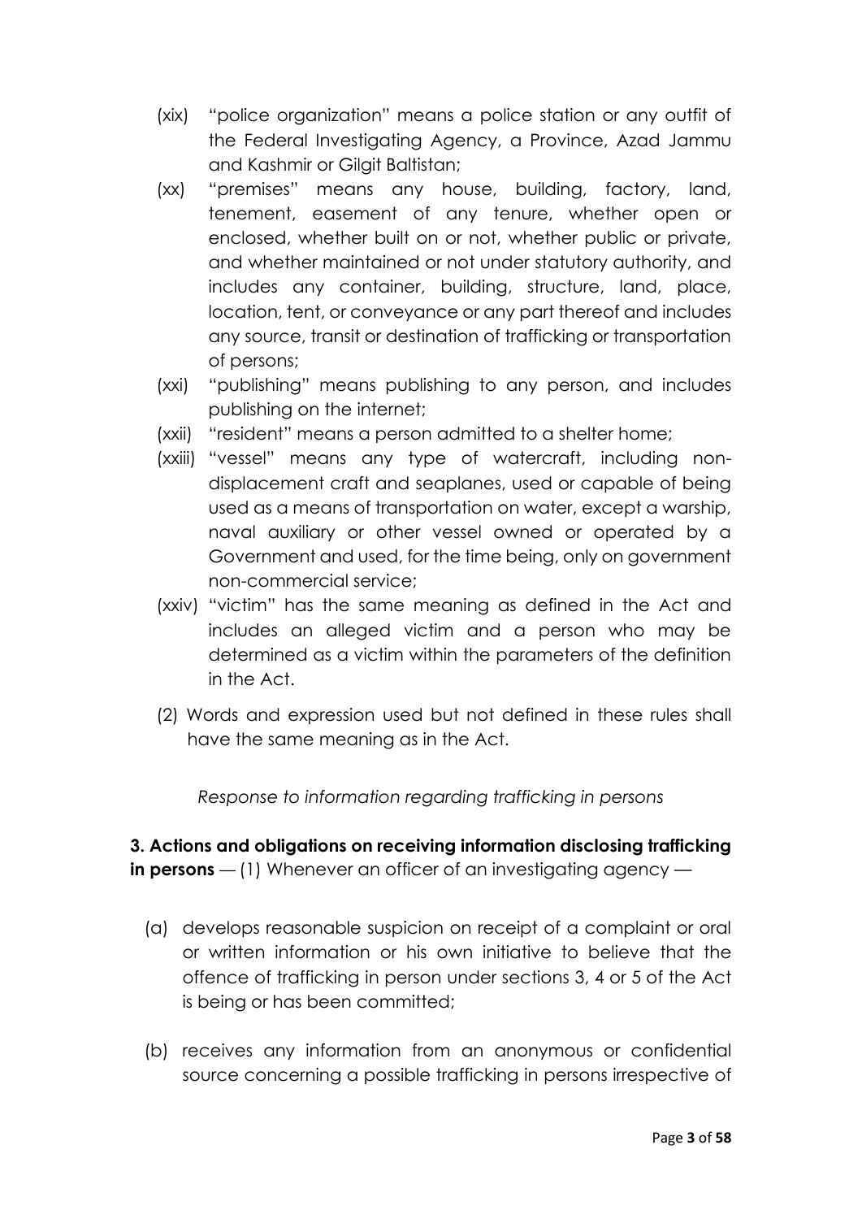(xix) "police organization" means a police station or any outfit of the Federal Investigating Agency, a Province, Azad Jammu and Kashmir or Gilgit Baltistan;

(xx) "premises" means any house, building, factory, land, tenement, easement of any tenure, whether open or enclosed, whether built on or not, whether public or private, and whether maintained or not under statutory authority, and includes any container, building, structure, land, place, location, tent, or conveyance or any part thereof and includes any source, transit or destination of trafficking or transportation of persons;

(xxi) "publishing" means publishing to any person, and includes publishing on the internet;

(xxii) "resident" means a person admitted to a shelter home;

(xxiii) "vessel" means any type of watercraft, including non-displacement craft and seaplanes, used or capable of being used as a means of transportation on water, except a warship, naval auxiliary or other vessel owned or operated by a Government and used, for the time being, only on government non-commercial service;

(xxiv) "victim" has the same meaning as defined in the Act and includes an alleged victim and a person who may be determined as a victim within the parameters of the definition in the Act.

(2) Words and expression used but not defined in these rules shall have the same meaning as in the Act.

*Response to information regarding trafficking in persons*

**3. Actions and obligations on receiving information disclosing trafficking in persons** — (1) Whenever an officer of an investigating agency —

(a) develops reasonable suspicion on receipt of a complaint or oral or written information or his own initiative to believe that the offence of trafficking in person under sections 3, 4 or 5 of the Act is being or has been committed;

(b) receives any information from an anonymous or confidential source concerning a possible trafficking in persons irrespective of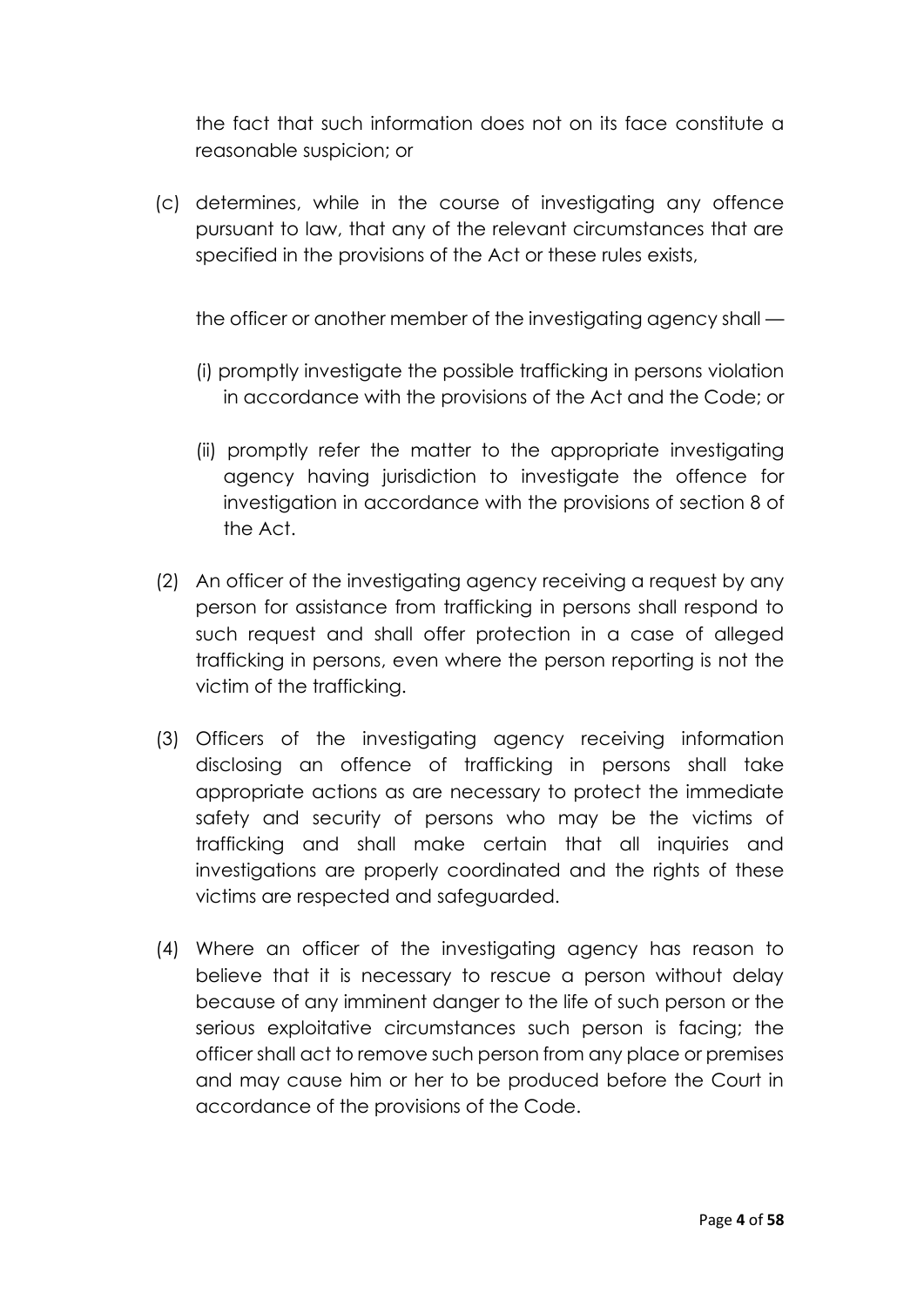the fact that such information does not on its face constitute a reasonable suspicion; or

(c) determines, while in the course of investigating any offence pursuant to law, that any of the relevant circumstances that are specified in the provisions of the Act or these rules exists,

the officer or another member of the investigating agency shall —

(i) promptly investigate the possible trafficking in persons violation in accordance with the provisions of the Act and the Code; or

(ii) promptly refer the matter to the appropriate investigating agency having jurisdiction to investigate the offence for investigation in accordance with the provisions of section 8 of the Act.

(2) An officer of the investigating agency receiving a request by any person for assistance from trafficking in persons shall respond to such request and shall offer protection in a case of alleged trafficking in persons, even where the person reporting is not the victim of the trafficking.

(3) Officers of the investigating agency receiving information disclosing an offence of trafficking in persons shall take appropriate actions as are necessary to protect the immediate safety and security of persons who may be the victims of trafficking and shall make certain that all inquiries and investigations are properly coordinated and the rights of these victims are respected and safeguarded.

(4) Where an officer of the investigating agency has reason to believe that it is necessary to rescue a person without delay because of any imminent danger to the life of such person or the serious exploitative circumstances such person is facing; the officer shall act to remove such person from any place or premises and may cause him or her to be produced before the Court in accordance of the provisions of the Code.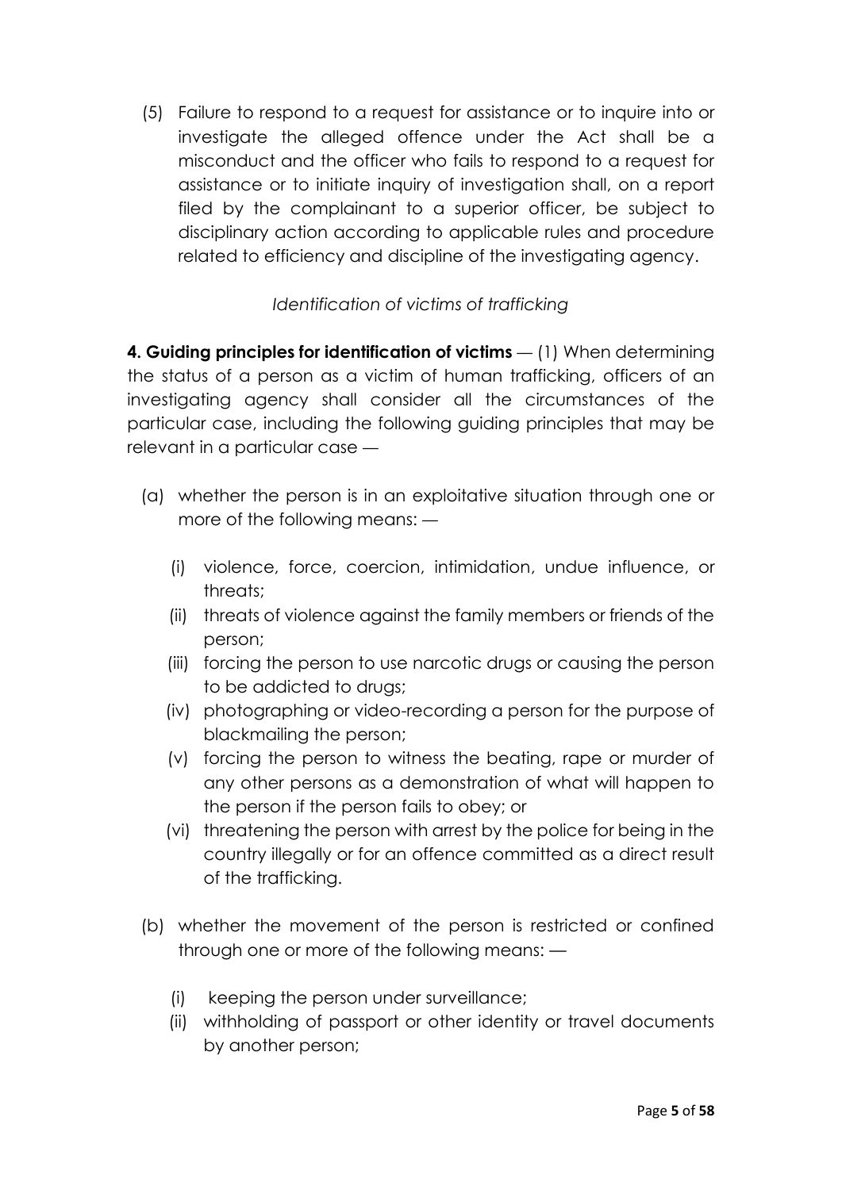(5) Failure to respond to a request for assistance or to inquire into or investigate the alleged offence under the Act shall be a misconduct and the officer who fails to respond to a request for assistance or to initiate inquiry of investigation shall, on a report filed by the complainant to a superior officer, be subject to disciplinary action according to applicable rules and procedure related to efficiency and discipline of the investigating agency.

*Identification of victims of trafficking*

**4. Guiding principles for identification of victims** — (1) When determining the status of a person as a victim of human trafficking, officers of an investigating agency shall consider all the circumstances of the particular case, including the following guiding principles that may be relevant in a particular case —

(a) whether the person is in an exploitative situation through one or more of the following means: —

  (i) violence, force, coercion, intimidation, undue influence, or threats;

  (ii) threats of violence against the family members or friends of the person;

  (iii) forcing the person to use narcotic drugs or causing the person to be addicted to drugs;

  (iv) photographing or video-recording a person for the purpose of blackmailing the person;

  (v) forcing the person to witness the beating, rape or murder of any other persons as a demonstration of what will happen to the person if the person fails to obey; or

  (vi) threatening the person with arrest by the police for being in the country illegally or for an offence committed as a direct result of the trafficking.

(b) whether the movement of the person is restricted or confined through one or more of the following means: —

  (i) keeping the person under surveillance;

  (ii) withholding of passport or other identity or travel documents by another person;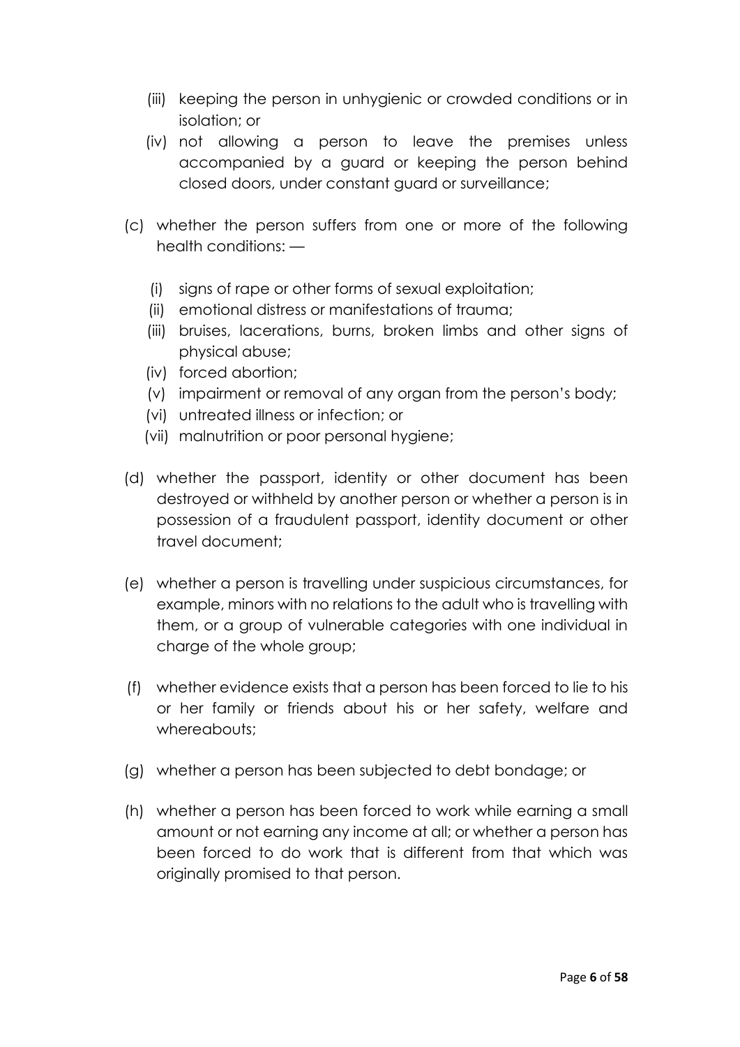(iii) keeping the person in unhygienic or crowded conditions or in isolation; or

(iv) not allowing a person to leave the premises unless accompanied by a guard or keeping the person behind closed doors, under constant guard or surveillance;

(c) whether the person suffers from one or more of the following health conditions: —

(i) signs of rape or other forms of sexual exploitation;

(ii) emotional distress or manifestations of trauma;

(iii) bruises, lacerations, burns, broken limbs and other signs of physical abuse;

(iv) forced abortion;

(v) impairment or removal of any organ from the person's body;

(vi) untreated illness or infection; or

(vii) malnutrition or poor personal hygiene;

(d) whether the passport, identity or other document has been destroyed or withheld by another person or whether a person is in possession of a fraudulent passport, identity document or other travel document;

(e) whether a person is travelling under suspicious circumstances, for example, minors with no relations to the adult who is travelling with them, or a group of vulnerable categories with one individual in charge of the whole group;

(f) whether evidence exists that a person has been forced to lie to his or her family or friends about his or her safety, welfare and whereabouts;

(g) whether a person has been subjected to debt bondage; or

(h) whether a person has been forced to work while earning a small amount or not earning any income at all; or whether a person has been forced to do work that is different from that which was originally promised to that person.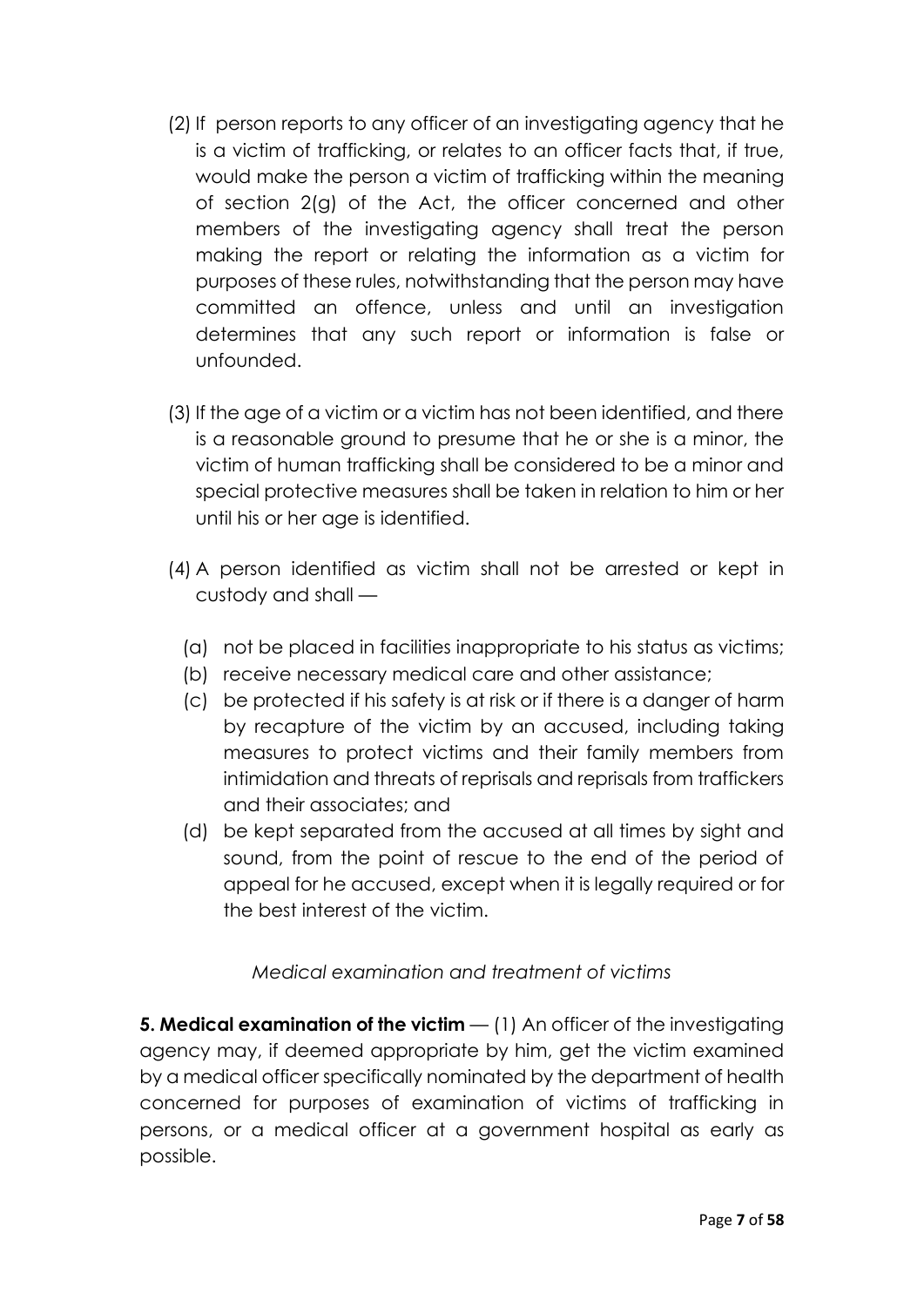(2) If  person reports to any officer of an investigating agency that he is a victim of trafficking, or relates to an officer facts that, if true, would make the person a victim of trafficking within the meaning of section 2(g) of the Act, the officer concerned and other members of the investigating agency shall treat the person making the report or relating the information as a victim for purposes of these rules, notwithstanding that the person may have committed an offence, unless and until an investigation determines that any such report or information is false or unfounded.

(3) If the age of a victim or a victim has not been identified, and there is a reasonable ground to presume that he or she is a minor, the victim of human trafficking shall be considered to be a minor and special protective measures shall be taken in relation to him or her until his or her age is identified.

(4) A person identified as victim shall not be arrested or kept in custody and shall —

  (a) not be placed in facilities inappropriate to his status as victims;
  (b) receive necessary medical care and other assistance;
  (c) be protected if his safety is at risk or if there is a danger of harm by recapture of the victim by an accused, including taking measures to protect victims and their family members from intimidation and threats of reprisals and reprisals from traffickers and their associates; and
  (d) be kept separated from the accused at all times by sight and sound, from the point of rescue to the end of the period of appeal for he accused, except when it is legally required or for the best interest of the victim.

*Medical examination and treatment of victims*

**5. Medical examination of the victim** — (1) An officer of the investigating agency may, if deemed appropriate by him, get the victim examined by a medical officer specifically nominated by the department of health concerned for purposes of examination of victims of trafficking in persons, or a medical officer at a government hospital as early as possible.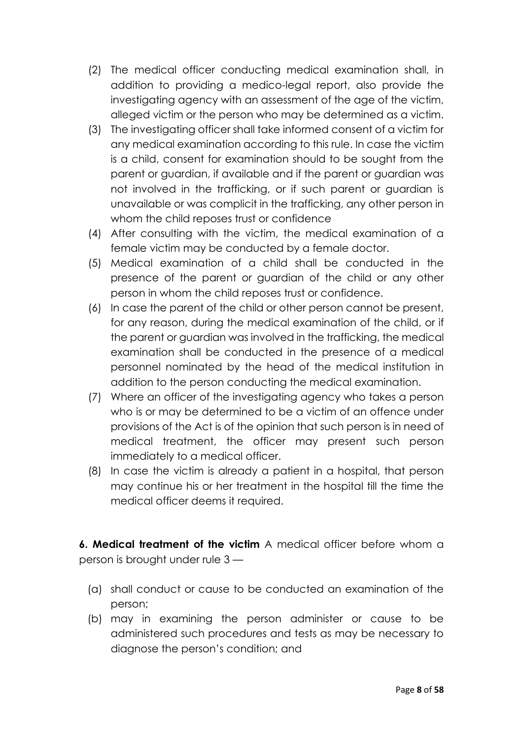(2) The medical officer conducting medical examination shall, in addition to providing a medico-legal report, also provide the investigating agency with an assessment of the age of the victim, alleged victim or the person who may be determined as a victim.

(3) The investigating officer shall take informed consent of a victim for any medical examination according to this rule. In case the victim is a child, consent for examination should to be sought from the parent or guardian, if available and if the parent or guardian was not involved in the trafficking, or if such parent or guardian is unavailable or was complicit in the trafficking, any other person in whom the child reposes trust or confidence

(4) After consulting with the victim, the medical examination of a female victim may be conducted by a female doctor.

(5) Medical examination of a child shall be conducted in the presence of the parent or guardian of the child or any other person in whom the child reposes trust or confidence.

(6) In case the parent of the child or other person cannot be present, for any reason, during the medical examination of the child, or if the parent or guardian was involved in the trafficking, the medical examination shall be conducted in the presence of a medical personnel nominated by the head of the medical institution in addition to the person conducting the medical examination.

(7) Where an officer of the investigating agency who takes a person who is or may be determined to be a victim of an offence under provisions of the Act is of the opinion that such person is in need of medical treatment, the officer may present such person immediately to a medical officer.

(8) In case the victim is already a patient in a hospital, that person may continue his or her treatment in the hospital till the time the medical officer deems it required.

**6. Medical treatment of the victim** A medical officer before whom a person is brought under rule 3 —

(a) shall conduct or cause to be conducted an examination of the person;

(b) may in examining the person administer or cause to be administered such procedures and tests as may be necessary to diagnose the person's condition; and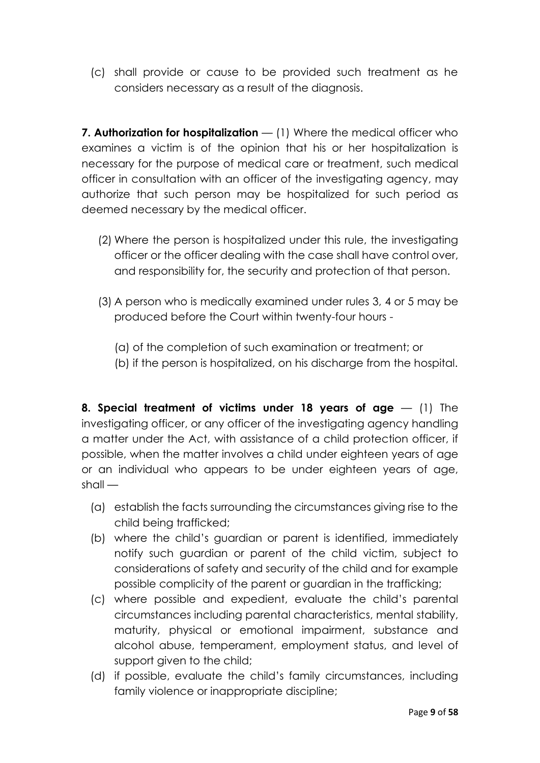(c) shall provide or cause to be provided such treatment as he considers necessary as a result of the diagnosis.

**7. Authorization for hospitalization** — (1) Where the medical officer who examines a victim is of the opinion that his or her hospitalization is necessary for the purpose of medical care or treatment, such medical officer in consultation with an officer of the investigating agency, may authorize that such person may be hospitalized for such period as deemed necessary by the medical officer.

(2) Where the person is hospitalized under this rule, the investigating officer or the officer dealing with the case shall have control over, and responsibility for, the security and protection of that person.

(3) A person who is medically examined under rules 3, 4 or 5 may be produced before the Court within twenty-four hours -

(a) of the completion of such examination or treatment; or
(b) if the person is hospitalized, on his discharge from the hospital.

**8. Special treatment of victims under 18 years of age** — (1) The investigating officer, or any officer of the investigating agency handling a matter under the Act, with assistance of a child protection officer, if possible, when the matter involves a child under eighteen years of age or an individual who appears to be under eighteen years of age, shall —

(a) establish the facts surrounding the circumstances giving rise to the child being trafficked;
(b) where the child's guardian or parent is identified, immediately notify such guardian or parent of the child victim, subject to considerations of safety and security of the child and for example possible complicity of the parent or guardian in the trafficking;
(c) where possible and expedient, evaluate the child's parental circumstances including parental characteristics, mental stability, maturity, physical or emotional impairment, substance and alcohol abuse, temperament, employment status, and level of support given to the child;
(d) if possible, evaluate the child's family circumstances, including family violence or inappropriate discipline;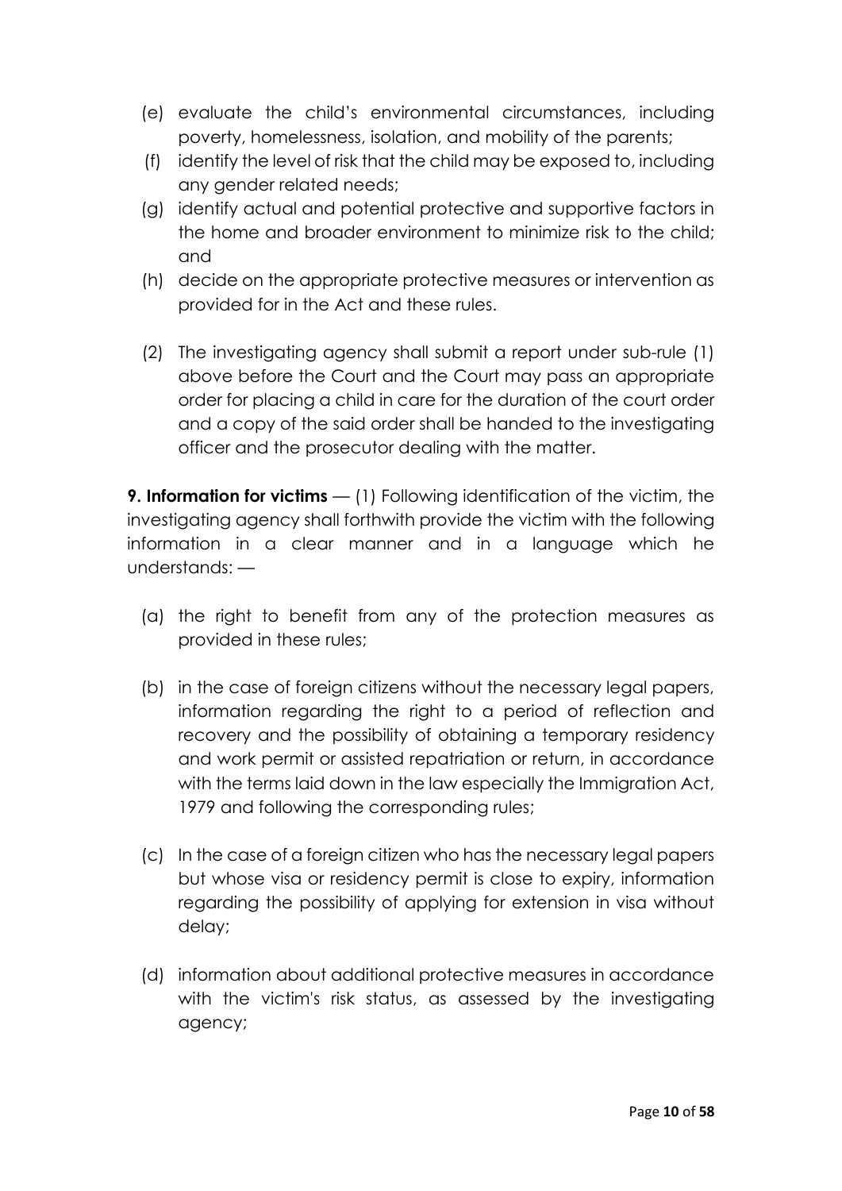- (e) evaluate the child's environmental circumstances, including poverty, homelessness, isolation, and mobility of the parents;
- (f) identify the level of risk that the child may be exposed to, including any gender related needs;
- (g) identify actual and potential protective and supportive factors in the home and broader environment to minimize risk to the child; and
- (h) decide on the appropriate protective measures or intervention as provided for in the Act and these rules.

(2) The investigating agency shall submit a report under sub-rule (1) above before the Court and the Court may pass an appropriate order for placing a child in care for the duration of the court order and a copy of the said order shall be handed to the investigating officer and the prosecutor dealing with the matter.

**9. Information for victims** — (1) Following identification of the victim, the investigating agency shall forthwith provide the victim with the following information in a clear manner and in a language which he understands: —

- (a) the right to benefit from any of the protection measures as provided in these rules;
- (b) in the case of foreign citizens without the necessary legal papers, information regarding the right to a period of reflection and recovery and the possibility of obtaining a temporary residency and work permit or assisted repatriation or return, in accordance with the terms laid down in the law especially the Immigration Act, 1979 and following the corresponding rules;
- (c) In the case of a foreign citizen who has the necessary legal papers but whose visa or residency permit is close to expiry, information regarding the possibility of applying for extension in visa without delay;
- (d) information about additional protective measures in accordance with the victim's risk status, as assessed by the investigating agency;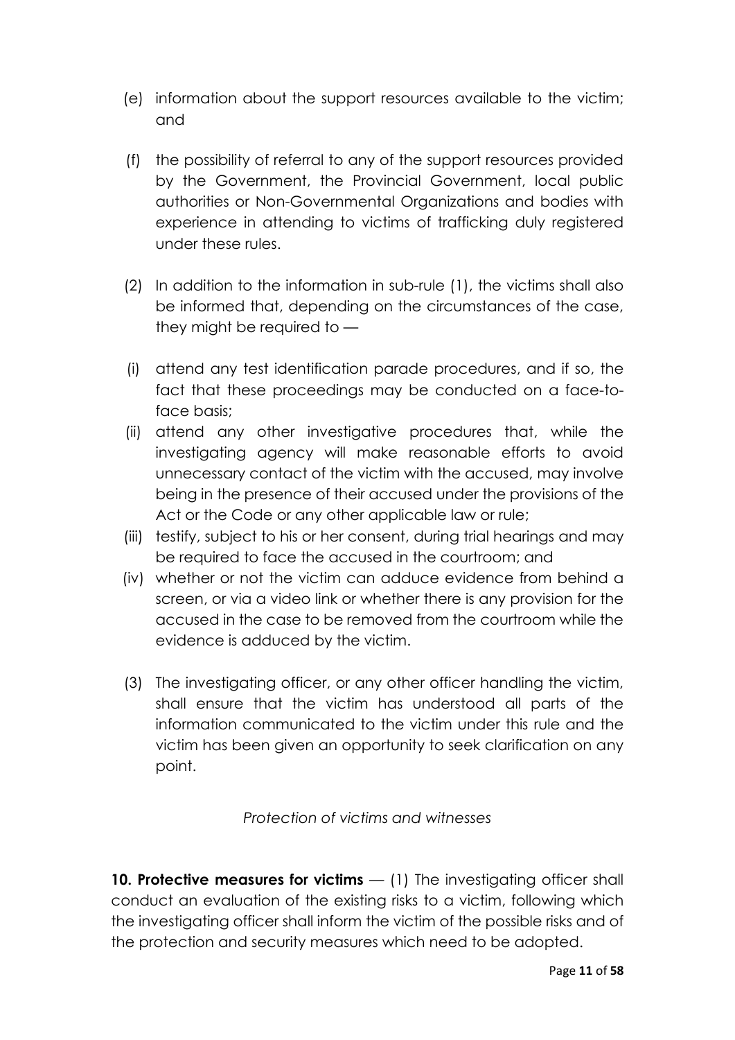(e) information about the support resources available to the victim; and

(f) the possibility of referral to any of the support resources provided by the Government, the Provincial Government, local public authorities or Non-Governmental Organizations and bodies with experience in attending to victims of trafficking duly registered under these rules.

(2) In addition to the information in sub-rule (1), the victims shall also be informed that, depending on the circumstances of the case, they might be required to —

(i) attend any test identification parade procedures, and if so, the fact that these proceedings may be conducted on a face-to-face basis;

(ii) attend any other investigative procedures that, while the investigating agency will make reasonable efforts to avoid unnecessary contact of the victim with the accused, may involve being in the presence of their accused under the provisions of the Act or the Code or any other applicable law or rule;

(iii) testify, subject to his or her consent, during trial hearings and may be required to face the accused in the courtroom; and

(iv) whether or not the victim can adduce evidence from behind a screen, or via a video link or whether there is any provision for the accused in the case to be removed from the courtroom while the evidence is adduced by the victim.

(3) The investigating officer, or any other officer handling the victim, shall ensure that the victim has understood all parts of the information communicated to the victim under this rule and the victim has been given an opportunity to seek clarification on any point.

*Protection of victims and witnesses*

**10. Protective measures for victims** — (1) The investigating officer shall conduct an evaluation of the existing risks to a victim, following which the investigating officer shall inform the victim of the possible risks and of the protection and security measures which need to be adopted.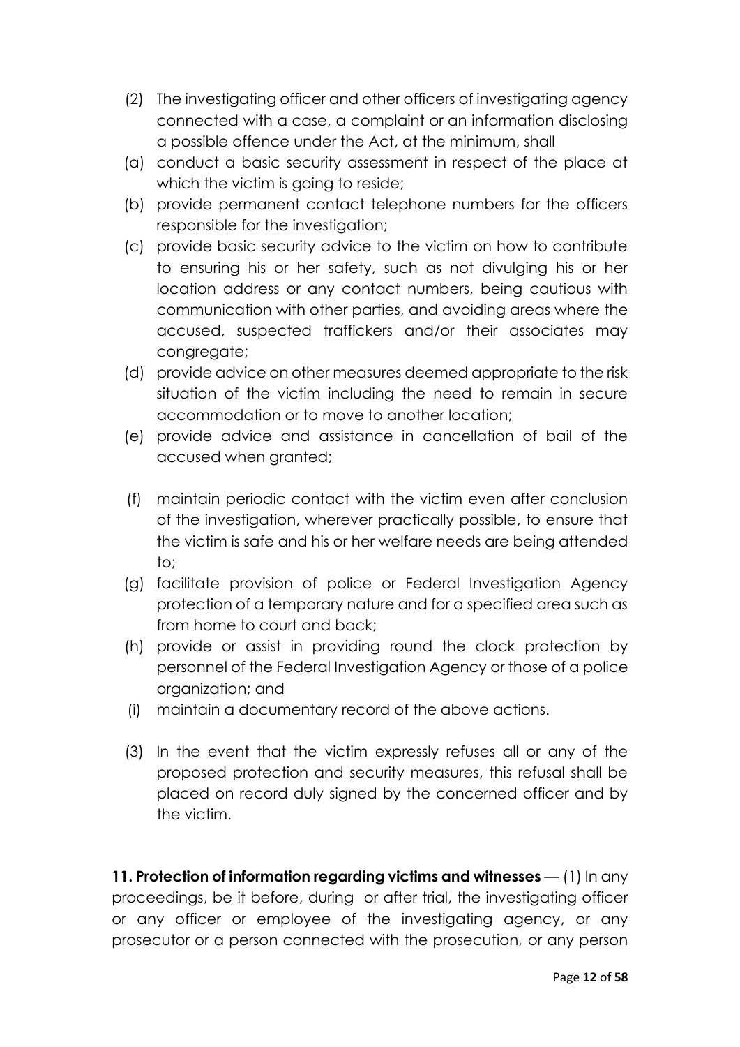(2) The investigating officer and other officers of investigating agency connected with a case, a complaint or an information disclosing a possible offence under the Act, at the minimum, shall

(a) conduct a basic security assessment in respect of the place at which the victim is going to reside;

(b) provide permanent contact telephone numbers for the officers responsible for the investigation;

(c) provide basic security advice to the victim on how to contribute to ensuring his or her safety, such as not divulging his or her location address or any contact numbers, being cautious with communication with other parties, and avoiding areas where the accused, suspected traffickers and/or their associates may congregate;

(d) provide advice on other measures deemed appropriate to the risk situation of the victim including the need to remain in secure accommodation or to move to another location;

(e) provide advice and assistance in cancellation of bail of the accused when granted;

(f) maintain periodic contact with the victim even after conclusion of the investigation, wherever practically possible, to ensure that the victim is safe and his or her welfare needs are being attended to;

(g) facilitate provision of police or Federal Investigation Agency protection of a temporary nature and for a specified area such as from home to court and back;

(h) provide or assist in providing round the clock protection by personnel of the Federal Investigation Agency or those of a police organization; and

(i) maintain a documentary record of the above actions.

(3) In the event that the victim expressly refuses all or any of the proposed protection and security measures, this refusal shall be placed on record duly signed by the concerned officer and by the victim.

**11. Protection of information regarding victims and witnesses** — (1) In any proceedings, be it before, during or after trial, the investigating officer or any officer or employee of the investigating agency, or any prosecutor or a person connected with the prosecution, or any person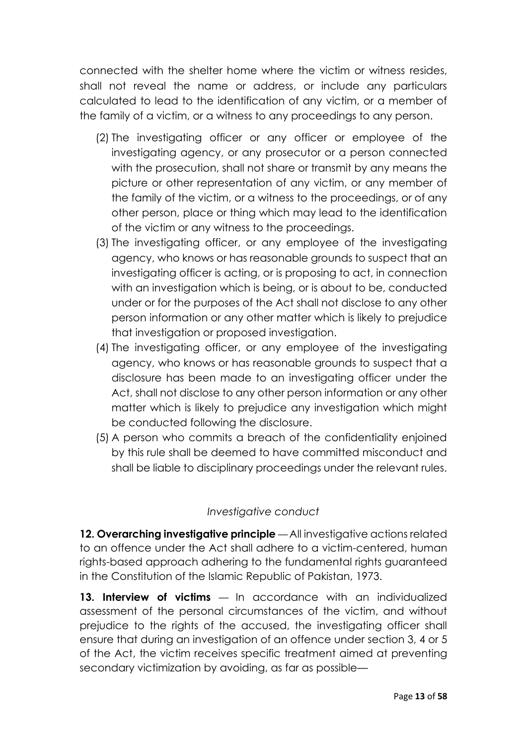connected with the shelter home where the victim or witness resides, shall not reveal the name or address, or include any particulars calculated to lead to the identification of any victim, or a member of the family of a victim, or a witness to any proceedings to any person.

(2) The investigating officer or any officer or employee of the investigating agency, or any prosecutor or a person connected with the prosecution, shall not share or transmit by any means the picture or other representation of any victim, or any member of the family of the victim, or a witness to the proceedings, or of any other person, place or thing which may lead to the identification of the victim or any witness to the proceedings.

(3) The investigating officer, or any employee of the investigating agency, who knows or has reasonable grounds to suspect that an investigating officer is acting, or is proposing to act, in connection with an investigation which is being, or is about to be, conducted under or for the purposes of the Act shall not disclose to any other person information or any other matter which is likely to prejudice that investigation or proposed investigation.

(4) The investigating officer, or any employee of the investigating agency, who knows or has reasonable grounds to suspect that a disclosure has been made to an investigating officer under the Act, shall not disclose to any other person information or any other matter which is likely to prejudice any investigation which might be conducted following the disclosure.

(5) A person who commits a breach of the confidentiality enjoined by this rule shall be deemed to have committed misconduct and shall be liable to disciplinary proceedings under the relevant rules.

*Investigative conduct*

**12. Overarching investigative principle** — All investigative actions related to an offence under the Act shall adhere to a victim-centered, human rights-based approach adhering to the fundamental rights guaranteed in the Constitution of the Islamic Republic of Pakistan, 1973.

**13. Interview of victims** — In accordance with an individualized assessment of the personal circumstances of the victim, and without prejudice to the rights of the accused, the investigating officer shall ensure that during an investigation of an offence under section 3, 4 or 5 of the Act, the victim receives specific treatment aimed at preventing secondary victimization by avoiding, as far as possible—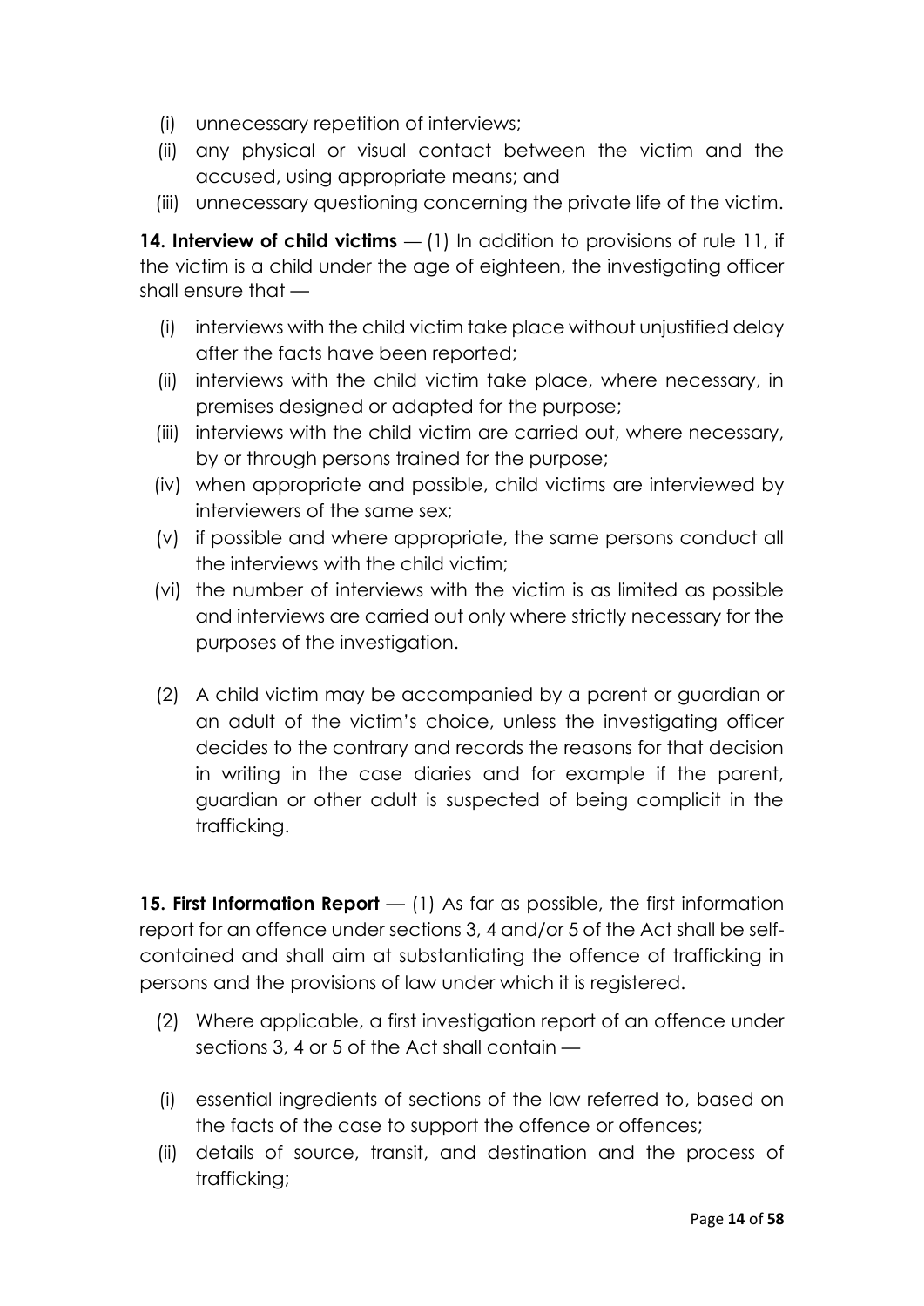(i) unnecessary repetition of interviews;

(ii) any physical or visual contact between the victim and the accused, using appropriate means; and

(iii) unnecessary questioning concerning the private life of the victim.

**14. Interview of child victims** — (1) In addition to provisions of rule 11, if the victim is a child under the age of eighteen, the investigating officer shall ensure that —

(i) interviews with the child victim take place without unjustified delay after the facts have been reported;

(ii) interviews with the child victim take place, where necessary, in premises designed or adapted for the purpose;

(iii) interviews with the child victim are carried out, where necessary, by or through persons trained for the purpose;

(iv) when appropriate and possible, child victims are interviewed by interviewers of the same sex;

(v) if possible and where appropriate, the same persons conduct all the interviews with the child victim;

(vi) the number of interviews with the victim is as limited as possible and interviews are carried out only where strictly necessary for the purposes of the investigation.

(2) A child victim may be accompanied by a parent or guardian or an adult of the victim's choice, unless the investigating officer decides to the contrary and records the reasons for that decision in writing in the case diaries and for example if the parent, guardian or other adult is suspected of being complicit in the trafficking.

**15. First Information Report** — (1) As far as possible, the first information report for an offence under sections 3, 4 and/or 5 of the Act shall be self-contained and shall aim at substantiating the offence of trafficking in persons and the provisions of law under which it is registered.

(2) Where applicable, a first investigation report of an offence under sections 3, 4 or 5 of the Act shall contain —

(i) essential ingredients of sections of the law referred to, based on the facts of the case to support the offence or offences;

(ii) details of source, transit, and destination and the process of trafficking;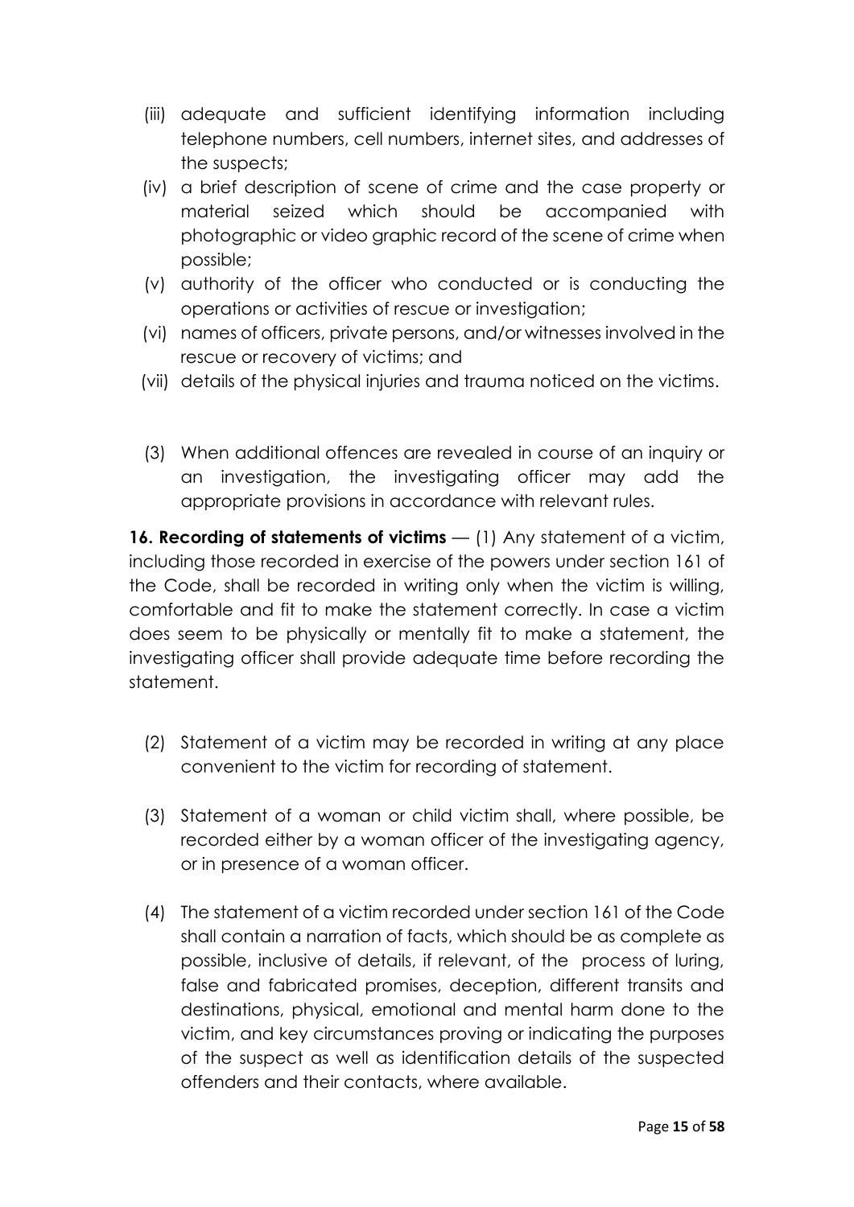(iii) adequate and sufficient identifying information including telephone numbers, cell numbers, internet sites, and addresses of the suspects;

(iv) a brief description of scene of crime and the case property or material seized which should be accompanied with photographic or video graphic record of the scene of crime when possible;

(v) authority of the officer who conducted or is conducting the operations or activities of rescue or investigation;

(vi) names of officers, private persons, and/or witnesses involved in the rescue or recovery of victims; and

(vii) details of the physical injuries and trauma noticed on the victims.

(3) When additional offences are revealed in course of an inquiry or an investigation, the investigating officer may add the appropriate provisions in accordance with relevant rules.

**16. Recording of statements of victims** — (1) Any statement of a victim, including those recorded in exercise of the powers under section 161 of the Code, shall be recorded in writing only when the victim is willing, comfortable and fit to make the statement correctly. In case a victim does seem to be physically or mentally fit to make a statement, the investigating officer shall provide adequate time before recording the statement.

(2) Statement of a victim may be recorded in writing at any place convenient to the victim for recording of statement.

(3) Statement of a woman or child victim shall, where possible, be recorded either by a woman officer of the investigating agency, or in presence of a woman officer.

(4) The statement of a victim recorded under section 161 of the Code shall contain a narration of facts, which should be as complete as possible, inclusive of details, if relevant, of the process of luring, false and fabricated promises, deception, different transits and destinations, physical, emotional and mental harm done to the victim, and key circumstances proving or indicating the purposes of the suspect as well as identification details of the suspected offenders and their contacts, where available.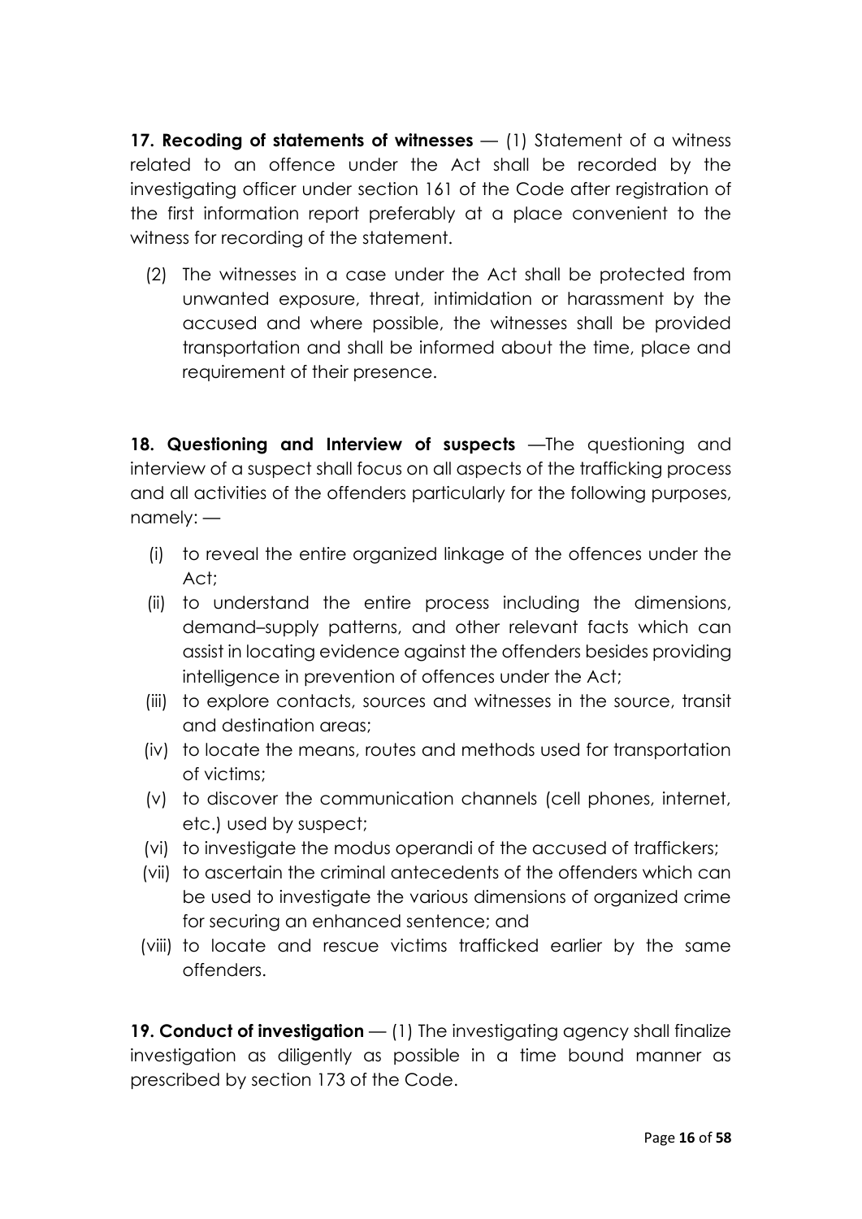**17. Recoding of statements of witnesses** — (1) Statement of a witness related to an offence under the Act shall be recorded by the investigating officer under section 161 of the Code after registration of the first information report preferably at a place convenient to the witness for recording of the statement.

(2) The witnesses in a case under the Act shall be protected from unwanted exposure, threat, intimidation or harassment by the accused and where possible, the witnesses shall be provided transportation and shall be informed about the time, place and requirement of their presence.

**18. Questioning and Interview of suspects** —The questioning and interview of a suspect shall focus on all aspects of the trafficking process and all activities of the offenders particularly for the following purposes, namely: —

- (i) to reveal the entire organized linkage of the offences under the Act;
- (ii) to understand the entire process including the dimensions, demand–supply patterns, and other relevant facts which can assist in locating evidence against the offenders besides providing intelligence in prevention of offences under the Act;
- (iii) to explore contacts, sources and witnesses in the source, transit and destination areas;
- (iv) to locate the means, routes and methods used for transportation of victims;
- (v) to discover the communication channels (cell phones, internet, etc.) used by suspect;
- (vi) to investigate the modus operandi of the accused of traffickers;
- (vii) to ascertain the criminal antecedents of the offenders which can be used to investigate the various dimensions of organized crime for securing an enhanced sentence; and
- (viii) to locate and rescue victims trafficked earlier by the same offenders.

**19. Conduct of investigation** — (1) The investigating agency shall finalize investigation as diligently as possible in a time bound manner as prescribed by section 173 of the Code.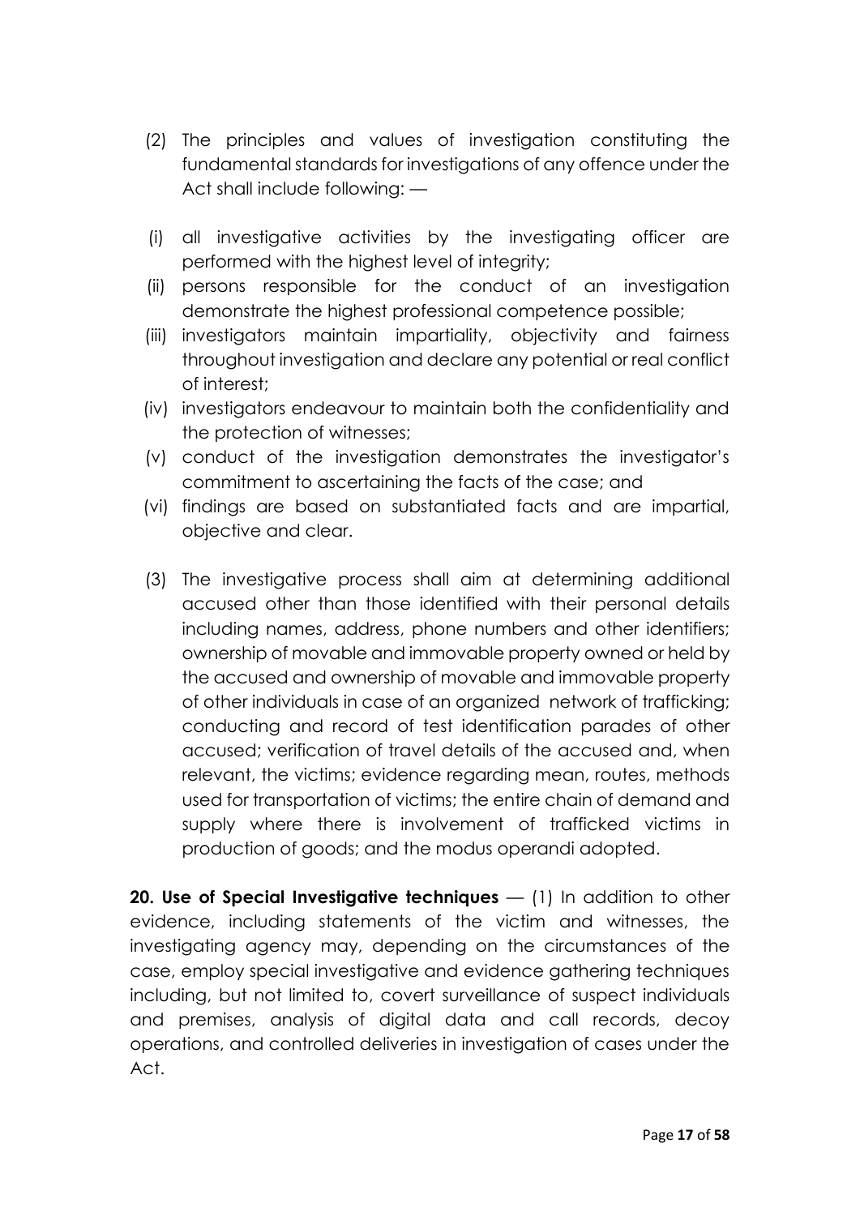(2) The principles and values of investigation constituting the fundamental standards for investigations of any offence under the Act shall include following: —

(i) all investigative activities by the investigating officer are performed with the highest level of integrity;

(ii) persons responsible for the conduct of an investigation demonstrate the highest professional competence possible;

(iii) investigators maintain impartiality, objectivity and fairness throughout investigation and declare any potential or real conflict of interest;

(iv) investigators endeavour to maintain both the confidentiality and the protection of witnesses;

(v) conduct of the investigation demonstrates the investigator's commitment to ascertaining the facts of the case; and

(vi) findings are based on substantiated facts and are impartial, objective and clear.

(3) The investigative process shall aim at determining additional accused other than those identified with their personal details including names, address, phone numbers and other identifiers; ownership of movable and immovable property owned or held by the accused and ownership of movable and immovable property of other individuals in case of an organized network of trafficking; conducting and record of test identification parades of other accused; verification of travel details of the accused and, when relevant, the victims; evidence regarding mean, routes, methods used for transportation of victims; the entire chain of demand and supply where there is involvement of trafficked victims in production of goods; and the modus operandi adopted.

**20. Use of Special Investigative techniques** — (1) In addition to other evidence, including statements of the victim and witnesses, the investigating agency may, depending on the circumstances of the case, employ special investigative and evidence gathering techniques including, but not limited to, covert surveillance of suspect individuals and premises, analysis of digital data and call records, decoy operations, and controlled deliveries in investigation of cases under the Act.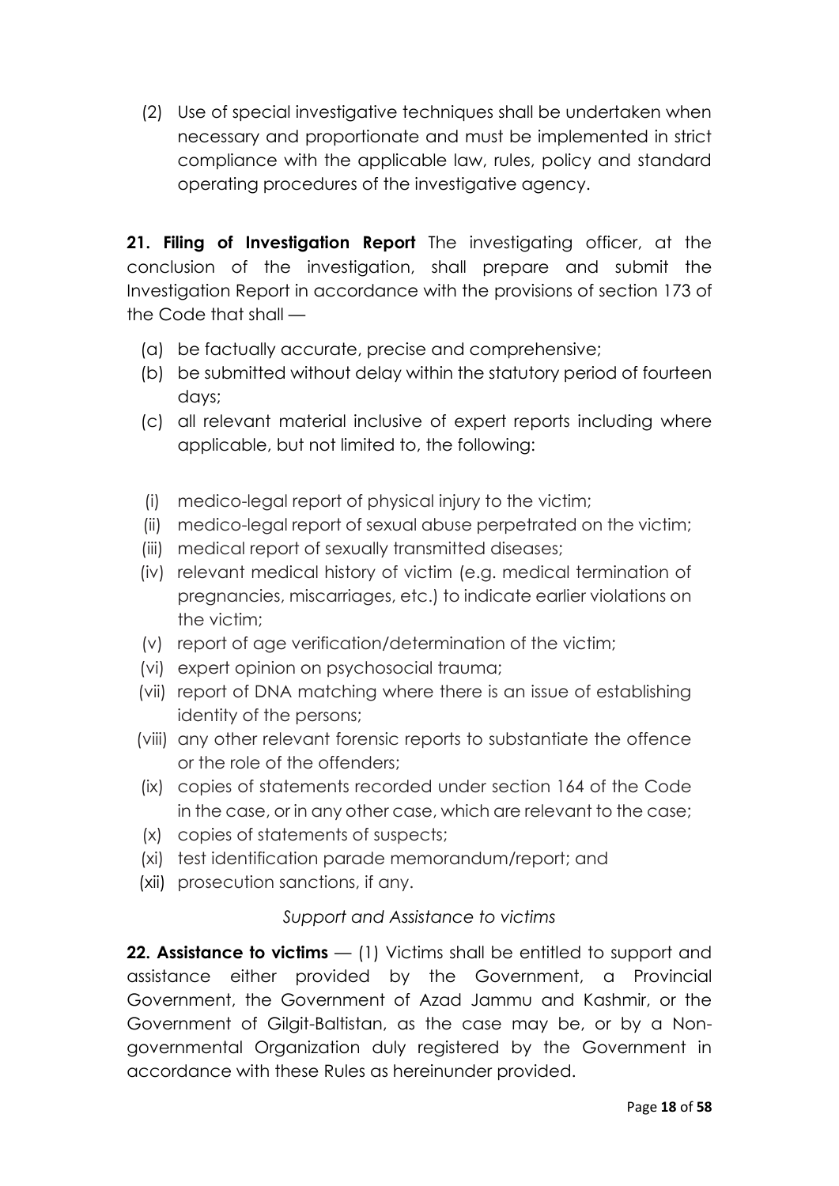(2) Use of special investigative techniques shall be undertaken when necessary and proportionate and must be implemented in strict compliance with the applicable law, rules, policy and standard operating procedures of the investigative agency.

**21. Filing of Investigation Report** The investigating officer, at the conclusion of the investigation, shall prepare and submit the Investigation Report in accordance with the provisions of section 173 of the Code that shall —

(a) be factually accurate, precise and comprehensive;

(b) be submitted without delay within the statutory period of fourteen days;

(c) all relevant material inclusive of expert reports including where applicable, but not limited to, the following:

(i) medico-legal report of physical injury to the victim;

(ii) medico-legal report of sexual abuse perpetrated on the victim;

(iii) medical report of sexually transmitted diseases;

(iv) relevant medical history of victim (e.g. medical termination of pregnancies, miscarriages, etc.) to indicate earlier violations on the victim;

(v) report of age verification/determination of the victim;

(vi) expert opinion on psychosocial trauma;

(vii) report of DNA matching where there is an issue of establishing identity of the persons;

(viii) any other relevant forensic reports to substantiate the offence or the role of the offenders;

(ix) copies of statements recorded under section 164 of the Code in the case, or in any other case, which are relevant to the case;

(x) copies of statements of suspects;

(xi) test identification parade memorandum/report; and

(xii) prosecution sanctions, if any.

*Support and Assistance to victims*

**22. Assistance to victims** — (1) Victims shall be entitled to support and assistance either provided by the Government, a Provincial Government, the Government of Azad Jammu and Kashmir, or the Government of Gilgit-Baltistan, as the case may be, or by a Non-governmental Organization duly registered by the Government in accordance with these Rules as hereinunder provided.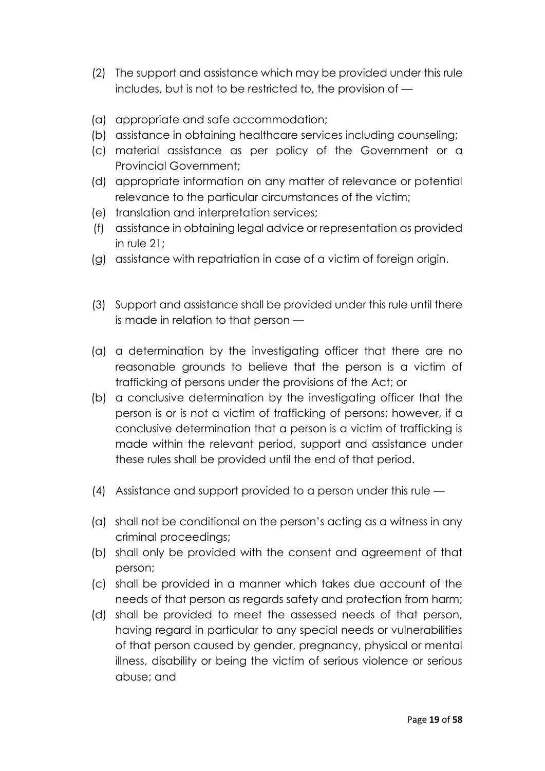(2) The support and assistance which may be provided under this rule includes, but is not to be restricted to, the provision of —

(a) appropriate and safe accommodation;
(b) assistance in obtaining healthcare services including counseling;
(c) material assistance as per policy of the Government or a Provincial Government;
(d) appropriate information on any matter of relevance or potential relevance to the particular circumstances of the victim;
(e) translation and interpretation services;
(f) assistance in obtaining legal advice or representation as provided in rule 21;
(g) assistance with repatriation in case of a victim of foreign origin.

(3) Support and assistance shall be provided under this rule until there is made in relation to that person —

(a) a determination by the investigating officer that there are no reasonable grounds to believe that the person is a victim of trafficking of persons under the provisions of the Act; or
(b) a conclusive determination by the investigating officer that the person is or is not a victim of trafficking of persons; however, if a conclusive determination that a person is a victim of trafficking is made within the relevant period, support and assistance under these rules shall be provided until the end of that period.

(4) Assistance and support provided to a person under this rule —

(a) shall not be conditional on the person's acting as a witness in any criminal proceedings;
(b) shall only be provided with the consent and agreement of that person;
(c) shall be provided in a manner which takes due account of the needs of that person as regards safety and protection from harm;
(d) shall be provided to meet the assessed needs of that person, having regard in particular to any special needs or vulnerabilities of that person caused by gender, pregnancy, physical or mental illness, disability or being the victim of serious violence or serious abuse; and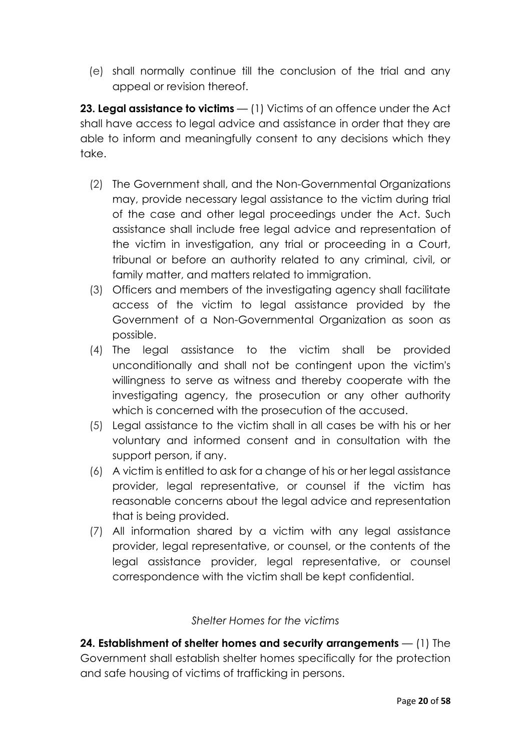(e) shall normally continue till the conclusion of the trial and any appeal or revision thereof.

**23. Legal assistance to victims** — (1) Victims of an offence under the Act shall have access to legal advice and assistance in order that they are able to inform and meaningfully consent to any decisions which they take.

(2) The Government shall, and the Non-Governmental Organizations may, provide necessary legal assistance to the victim during trial of the case and other legal proceedings under the Act. Such assistance shall include free legal advice and representation of the victim in investigation, any trial or proceeding in a Court, tribunal or before an authority related to any criminal, civil, or family matter, and matters related to immigration.

(3) Officers and members of the investigating agency shall facilitate access of the victim to legal assistance provided by the Government of a Non-Governmental Organization as soon as possible.

(4) The legal assistance to the victim shall be provided unconditionally and shall not be contingent upon the victim's willingness to serve as witness and thereby cooperate with the investigating agency, the prosecution or any other authority which is concerned with the prosecution of the accused.

(5) Legal assistance to the victim shall in all cases be with his or her voluntary and informed consent and in consultation with the support person, if any.

(6) A victim is entitled to ask for a change of his or her legal assistance provider, legal representative, or counsel if the victim has reasonable concerns about the legal advice and representation that is being provided.

(7) All information shared by a victim with any legal assistance provider, legal representative, or counsel, or the contents of the legal assistance provider, legal representative, or counsel correspondence with the victim shall be kept confidential.

*Shelter Homes for the victims*

**24. Establishment of shelter homes and security arrangements** — (1) The Government shall establish shelter homes specifically for the protection and safe housing of victims of trafficking in persons.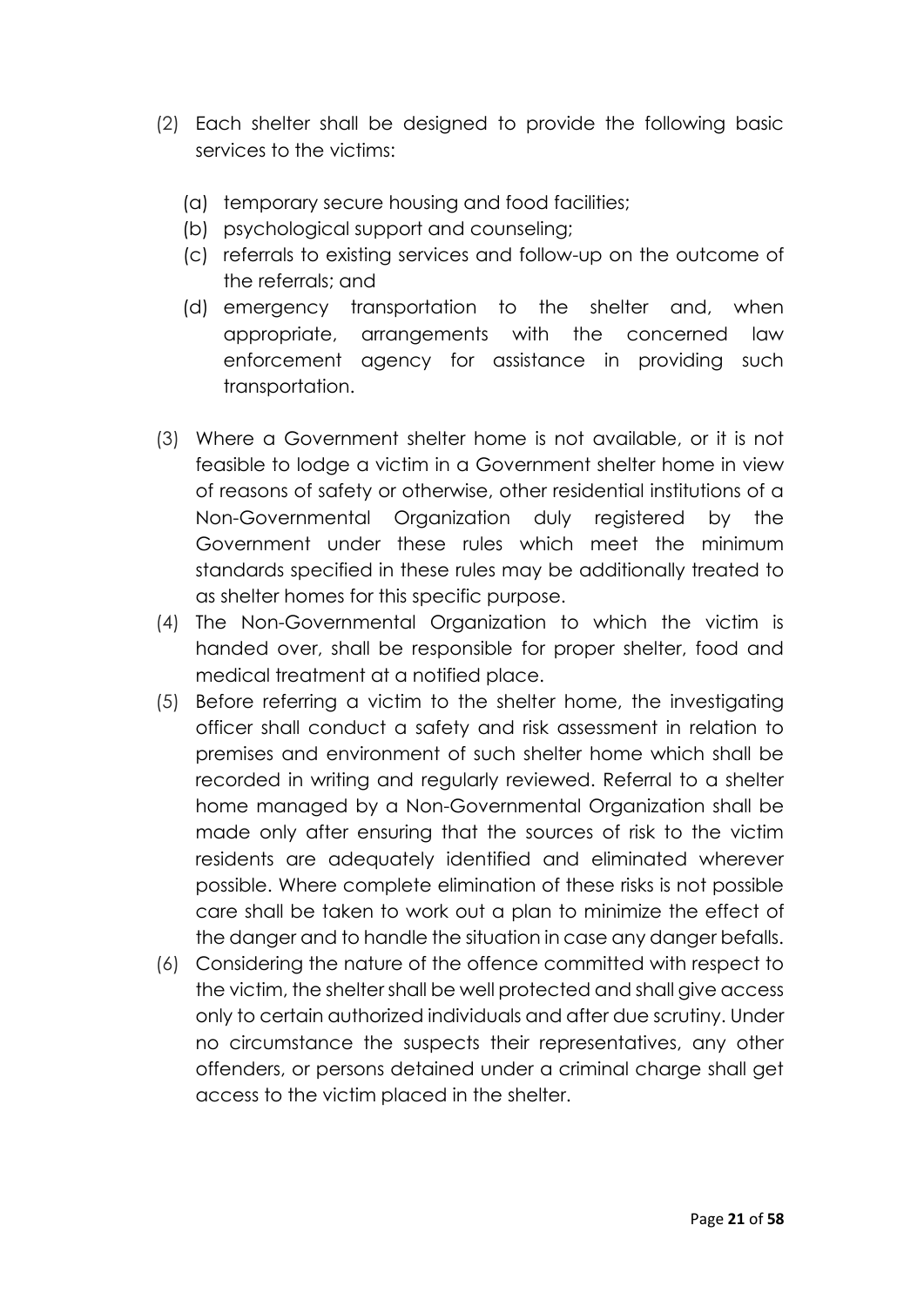(2) Each shelter shall be designed to provide the following basic services to the victims:

   (a) temporary secure housing and food facilities;
   (b) psychological support and counseling;
   (c) referrals to existing services and follow-up on the outcome of the referrals; and
   (d) emergency transportation to the shelter and, when appropriate, arrangements with the concerned law enforcement agency for assistance in providing such transportation.

(3) Where a Government shelter home is not available, or it is not feasible to lodge a victim in a Government shelter home in view of reasons of safety or otherwise, other residential institutions of a Non-Governmental Organization duly registered by the Government under these rules which meet the minimum standards specified in these rules may be additionally treated to as shelter homes for this specific purpose.

(4) The Non-Governmental Organization to which the victim is handed over, shall be responsible for proper shelter, food and medical treatment at a notified place.

(5) Before referring a victim to the shelter home, the investigating officer shall conduct a safety and risk assessment in relation to premises and environment of such shelter home which shall be recorded in writing and regularly reviewed. Referral to a shelter home managed by a Non-Governmental Organization shall be made only after ensuring that the sources of risk to the victim residents are adequately identified and eliminated wherever possible. Where complete elimination of these risks is not possible care shall be taken to work out a plan to minimize the effect of the danger and to handle the situation in case any danger befalls.

(6) Considering the nature of the offence committed with respect to the victim, the shelter shall be well protected and shall give access only to certain authorized individuals and after due scrutiny. Under no circumstance the suspects their representatives, any other offenders, or persons detained under a criminal charge shall get access to the victim placed in the shelter.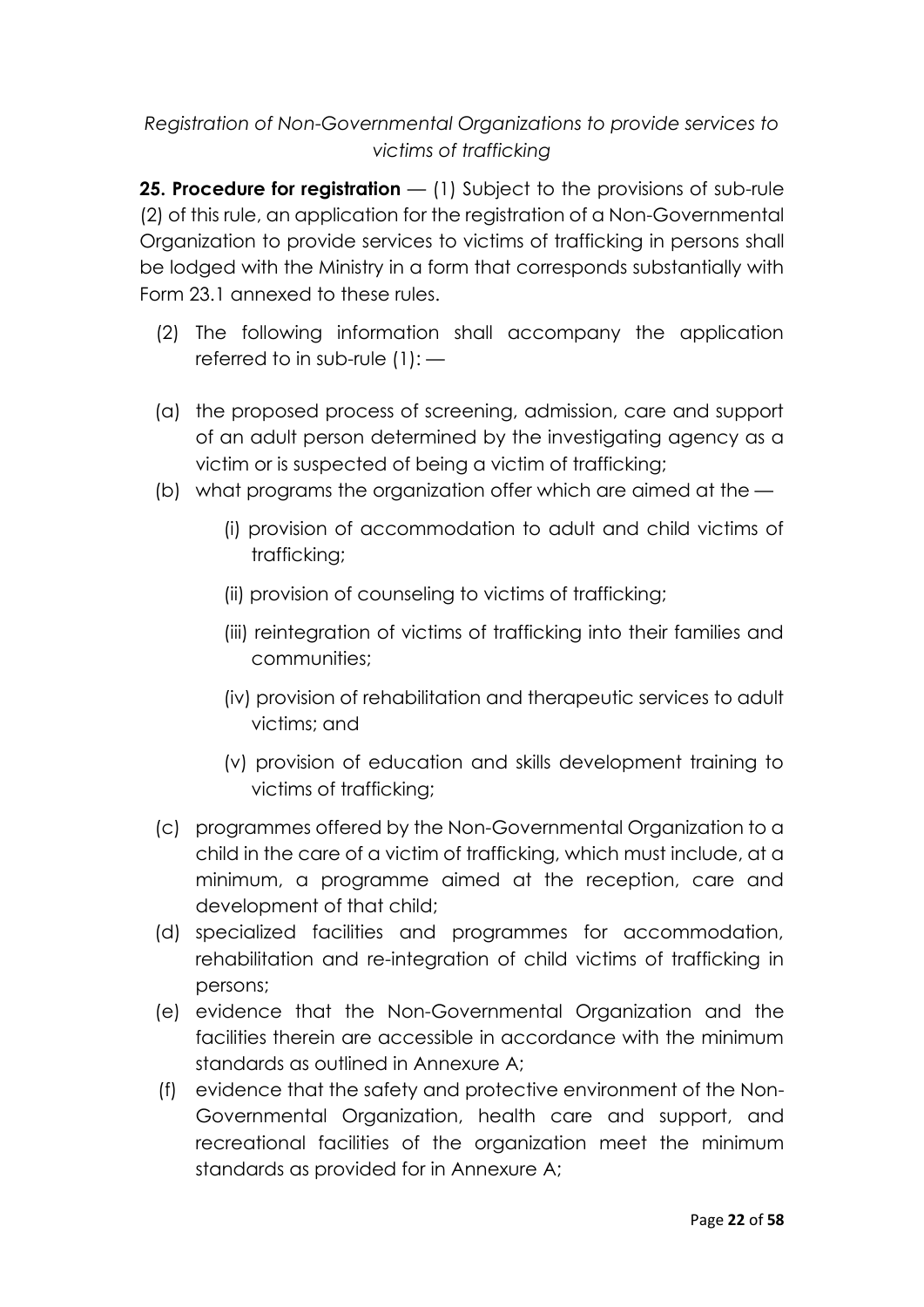*Registration of Non-Governmental Organizations to provide services to victims of trafficking*

**25. Procedure for registration** — (1) Subject to the provisions of sub-rule (2) of this rule, an application for the registration of a Non-Governmental Organization to provide services to victims of trafficking in persons shall be lodged with the Ministry in a form that corresponds substantially with Form 23.1 annexed to these rules.

(2) The following information shall accompany the application referred to in sub-rule (1): —

(a) the proposed process of screening, admission, care and support of an adult person determined by the investigating agency as a victim or is suspected of being a victim of trafficking;

(b) what programs the organization offer which are aimed at the —

(i) provision of accommodation to adult and child victims of trafficking;

(ii) provision of counseling to victims of trafficking;

(iii) reintegration of victims of trafficking into their families and communities;

(iv) provision of rehabilitation and therapeutic services to adult victims; and

(v) provision of education and skills development training to victims of trafficking;

(c) programmes offered by the Non-Governmental Organization to a child in the care of a victim of trafficking, which must include, at a minimum, a programme aimed at the reception, care and development of that child;

(d) specialized facilities and programmes for accommodation, rehabilitation and re-integration of child victims of trafficking in persons;

(e) evidence that the Non-Governmental Organization and the facilities therein are accessible in accordance with the minimum standards as outlined in Annexure A;

(f) evidence that the safety and protective environment of the Non-Governmental Organization, health care and support, and recreational facilities of the organization meet the minimum standards as provided for in Annexure A;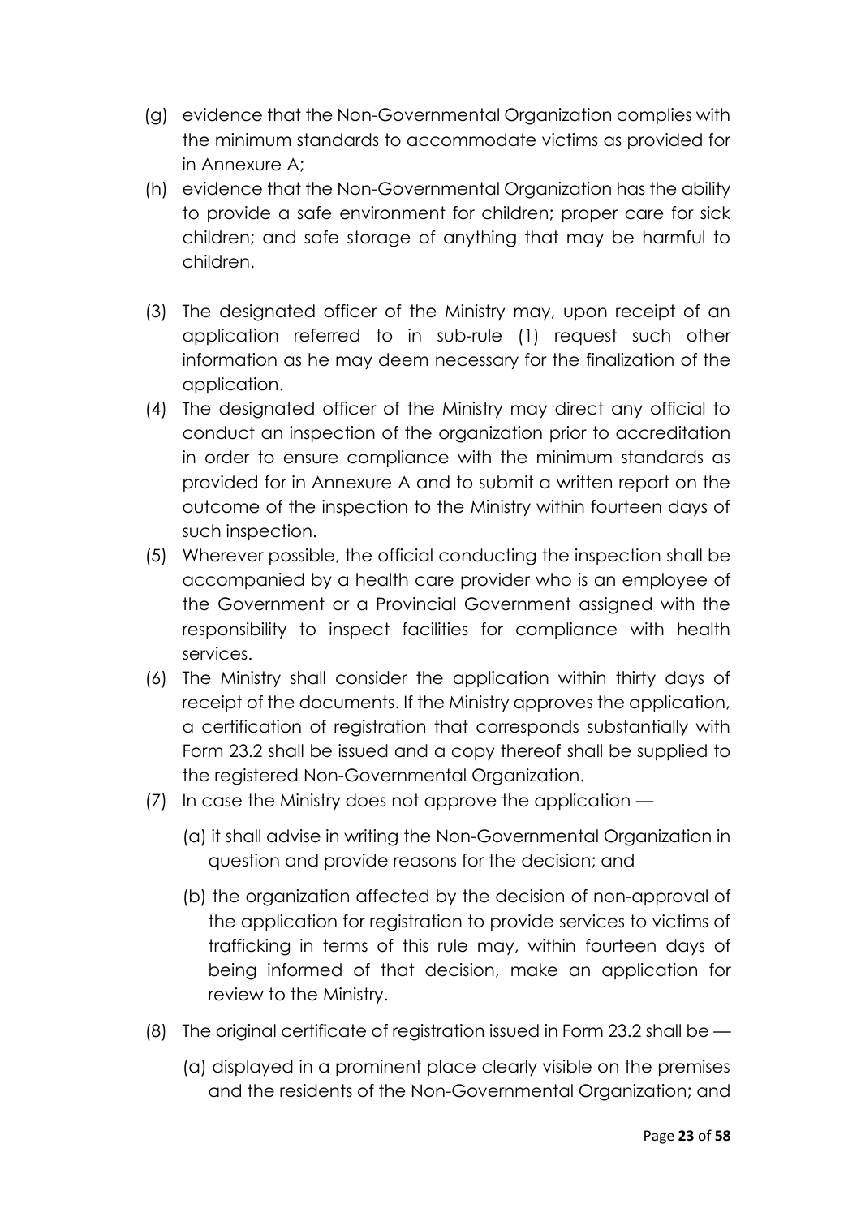(g) evidence that the Non-Governmental Organization complies with the minimum standards to accommodate victims as provided for in Annexure A;

(h) evidence that the Non-Governmental Organization has the ability to provide a safe environment for children; proper care for sick children; and safe storage of anything that may be harmful to children.

(3) The designated officer of the Ministry may, upon receipt of an application referred to in sub-rule (1) request such other information as he may deem necessary for the finalization of the application.

(4) The designated officer of the Ministry may direct any official to conduct an inspection of the organization prior to accreditation in order to ensure compliance with the minimum standards as provided for in Annexure A and to submit a written report on the outcome of the inspection to the Ministry within fourteen days of such inspection.

(5) Wherever possible, the official conducting the inspection shall be accompanied by a health care provider who is an employee of the Government or a Provincial Government assigned with the responsibility to inspect facilities for compliance with health services.

(6) The Ministry shall consider the application within thirty days of receipt of the documents. If the Ministry approves the application, a certification of registration that corresponds substantially with Form 23.2 shall be issued and a copy thereof shall be supplied to the registered Non-Governmental Organization.

(7) In case the Ministry does not approve the application —

   (a) it shall advise in writing the Non-Governmental Organization in question and provide reasons for the decision; and

   (b) the organization affected by the decision of non-approval of the application for registration to provide services to victims of trafficking in terms of this rule may, within fourteen days of being informed of that decision, make an application for review to the Ministry.

(8) The original certificate of registration issued in Form 23.2 shall be —

   (a) displayed in a prominent place clearly visible on the premises and the residents of the Non-Governmental Organization; and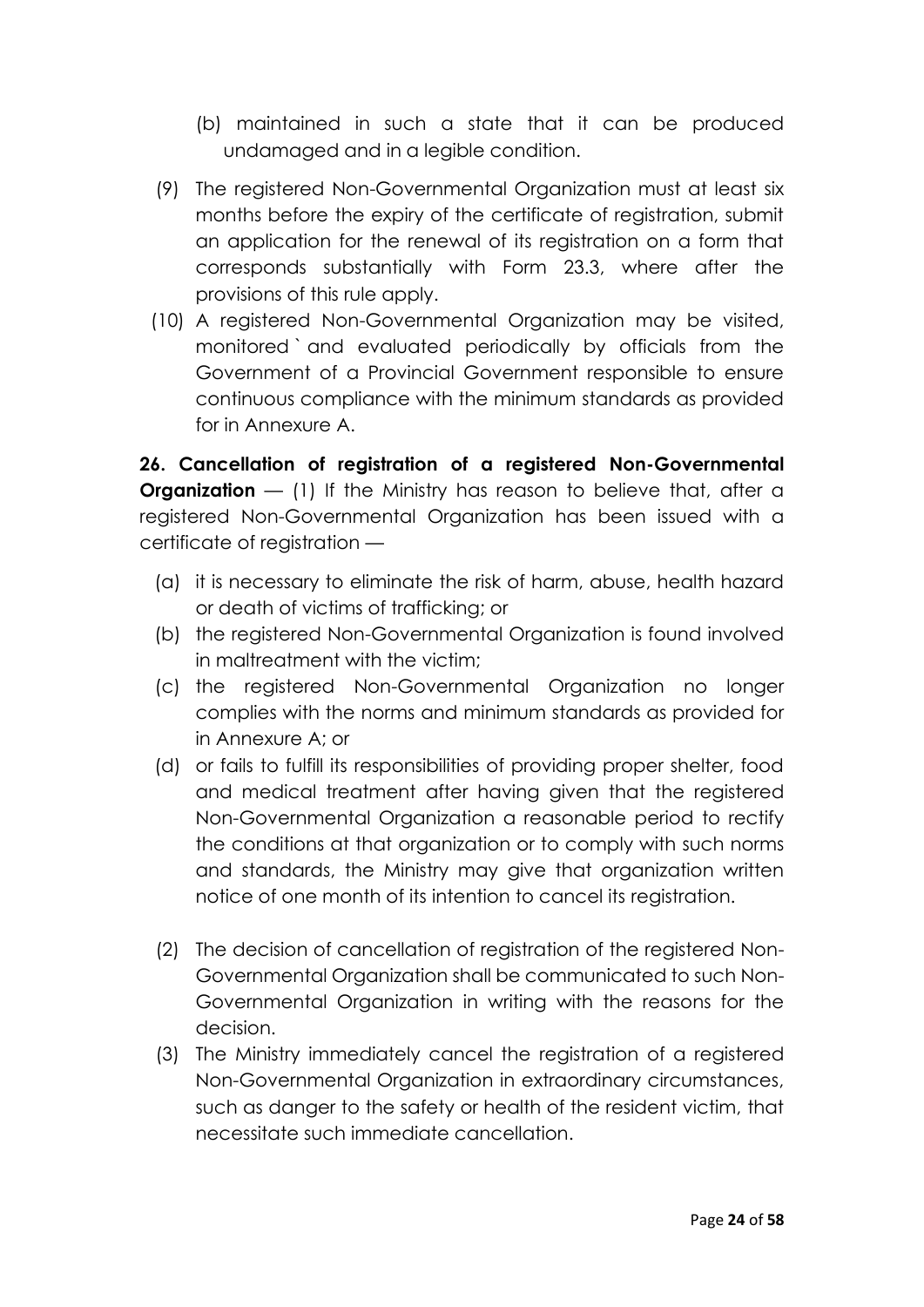(b) maintained in such a state that it can be produced undamaged and in a legible condition.

(9) The registered Non-Governmental Organization must at least six months before the expiry of the certificate of registration, submit an application for the renewal of its registration on a form that corresponds substantially with Form 23.3, where after the provisions of this rule apply.

(10) A registered Non-Governmental Organization may be visited, monitored ` and evaluated periodically by officials from the Government of a Provincial Government responsible to ensure continuous compliance with the minimum standards as provided for in Annexure A.

**26. Cancellation of registration of a registered Non-Governmental Organization** — (1) If the Ministry has reason to believe that, after a registered Non-Governmental Organization has been issued with a certificate of registration —

(a) it is necessary to eliminate the risk of harm, abuse, health hazard or death of victims of trafficking; or

(b) the registered Non-Governmental Organization is found involved in maltreatment with the victim;

(c) the registered Non-Governmental Organization no longer complies with the norms and minimum standards as provided for in Annexure A; or

(d) or fails to fulfill its responsibilities of providing proper shelter, food and medical treatment after having given that the registered Non-Governmental Organization a reasonable period to rectify the conditions at that organization or to comply with such norms and standards, the Ministry may give that organization written notice of one month of its intention to cancel its registration.

(2) The decision of cancellation of registration of the registered Non-Governmental Organization shall be communicated to such Non-Governmental Organization in writing with the reasons for the decision.

(3) The Ministry immediately cancel the registration of a registered Non-Governmental Organization in extraordinary circumstances, such as danger to the safety or health of the resident victim, that necessitate such immediate cancellation.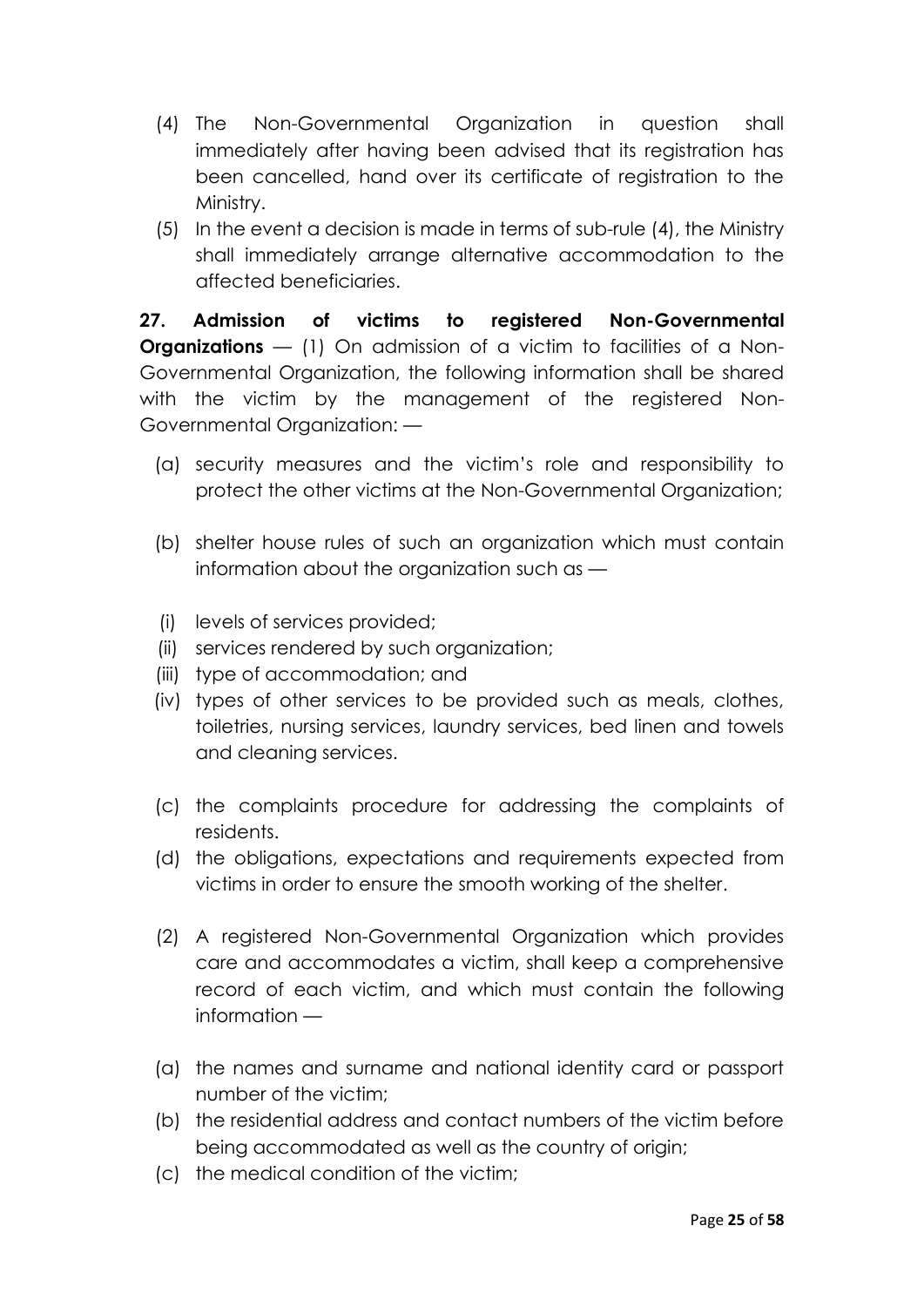(4) The Non-Governmental Organization in question shall immediately after having been advised that its registration has been cancelled, hand over its certificate of registration to the Ministry.

(5) In the event a decision is made in terms of sub-rule (4), the Ministry shall immediately arrange alternative accommodation to the affected beneficiaries.

**27. Admission of victims to registered Non-Governmental Organizations** — (1) On admission of a victim to facilities of a Non-Governmental Organization, the following information shall be shared with the victim by the management of the registered Non-Governmental Organization: —

(a) security measures and the victim's role and responsibility to protect the other victims at the Non-Governmental Organization;

(b) shelter house rules of such an organization which must contain information about the organization such as —

(i) levels of services provided;

(ii) services rendered by such organization;

(iii) type of accommodation; and

(iv) types of other services to be provided such as meals, clothes, toiletries, nursing services, laundry services, bed linen and towels and cleaning services.

(c) the complaints procedure for addressing the complaints of residents.

(d) the obligations, expectations and requirements expected from victims in order to ensure the smooth working of the shelter.

(2) A registered Non-Governmental Organization which provides care and accommodates a victim, shall keep a comprehensive record of each victim, and which must contain the following information —

(a) the names and surname and national identity card or passport number of the victim;

(b) the residential address and contact numbers of the victim before being accommodated as well as the country of origin;

(c) the medical condition of the victim;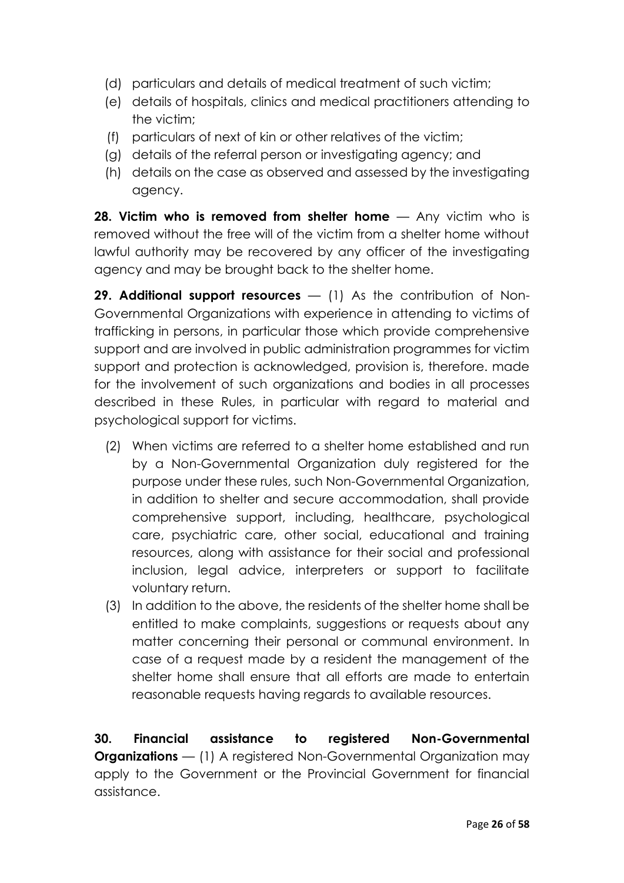(d) particulars and details of medical treatment of such victim;

(e) details of hospitals, clinics and medical practitioners attending to the victim;

(f) particulars of next of kin or other relatives of the victim;

(g) details of the referral person or investigating agency; and

(h) details on the case as observed and assessed by the investigating agency.

**28. Victim who is removed from shelter home** — Any victim who is removed without the free will of the victim from a shelter home without lawful authority may be recovered by any officer of the investigating agency and may be brought back to the shelter home.

**29. Additional support resources** — (1) As the contribution of Non-Governmental Organizations with experience in attending to victims of trafficking in persons, in particular those which provide comprehensive support and are involved in public administration programmes for victim support and protection is acknowledged, provision is, therefore. made for the involvement of such organizations and bodies in all processes described in these Rules, in particular with regard to material and psychological support for victims.

(2) When victims are referred to a shelter home established and run by a Non-Governmental Organization duly registered for the purpose under these rules, such Non-Governmental Organization, in addition to shelter and secure accommodation, shall provide comprehensive support, including, healthcare, psychological care, psychiatric care, other social, educational and training resources, along with assistance for their social and professional inclusion, legal advice, interpreters or support to facilitate voluntary return.

(3) In addition to the above, the residents of the shelter home shall be entitled to make complaints, suggestions or requests about any matter concerning their personal or communal environment. In case of a request made by a resident the management of the shelter home shall ensure that all efforts are made to entertain reasonable requests having regards to available resources.

**30. Financial assistance to registered Non-Governmental Organizations** — (1) A registered Non-Governmental Organization may apply to the Government or the Provincial Government for financial assistance.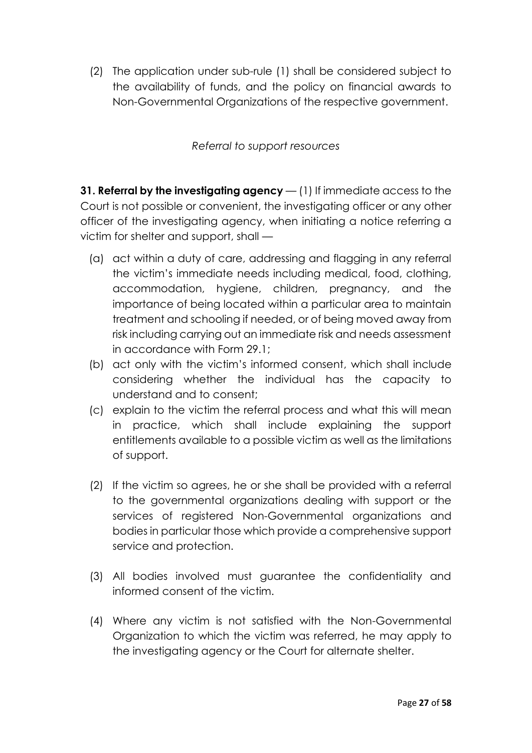(2) The application under sub-rule (1) shall be considered subject to the availability of funds, and the policy on financial awards to Non-Governmental Organizations of the respective government.

*Referral to support resources*

**31. Referral by the investigating agency** — (1) If immediate access to the Court is not possible or convenient, the investigating officer or any other officer of the investigating agency, when initiating a notice referring a victim for shelter and support, shall —

(a) act within a duty of care, addressing and flagging in any referral the victim's immediate needs including medical, food, clothing, accommodation, hygiene, children, pregnancy, and the importance of being located within a particular area to maintain treatment and schooling if needed, or of being moved away from risk including carrying out an immediate risk and needs assessment in accordance with Form 29.1;

(b) act only with the victim's informed consent, which shall include considering whether the individual has the capacity to understand and to consent;

(c) explain to the victim the referral process and what this will mean in practice, which shall include explaining the support entitlements available to a possible victim as well as the limitations of support.

(2) If the victim so agrees, he or she shall be provided with a referral to the governmental organizations dealing with support or the services of registered Non-Governmental organizations and bodies in particular those which provide a comprehensive support service and protection.

(3) All bodies involved must guarantee the confidentiality and informed consent of the victim.

(4) Where any victim is not satisfied with the Non-Governmental Organization to which the victim was referred, he may apply to the investigating agency or the Court for alternate shelter.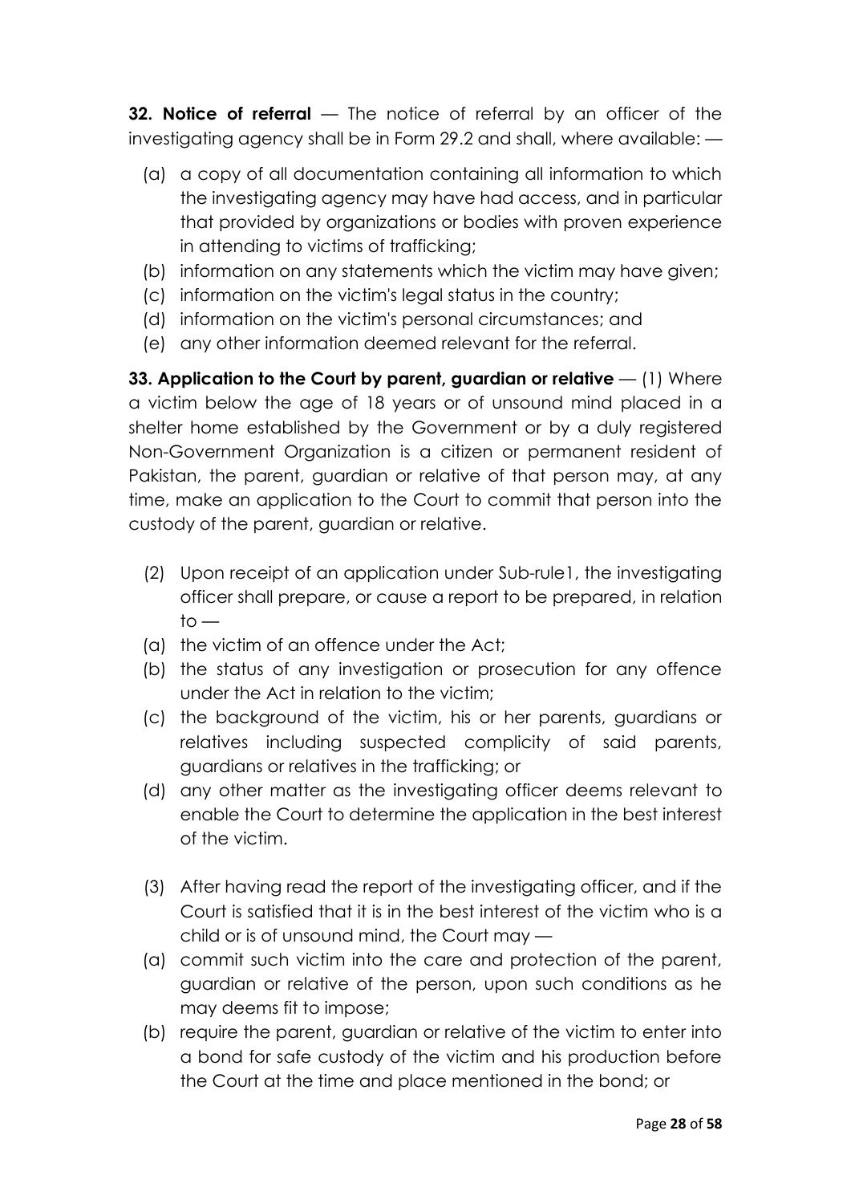**32. Notice of referral** — The notice of referral by an officer of the investigating agency shall be in Form 29.2 and shall, where available: —

- (a) a copy of all documentation containing all information to which the investigating agency may have had access, and in particular that provided by organizations or bodies with proven experience in attending to victims of trafficking;
- (b) information on any statements which the victim may have given;
- (c) information on the victim's legal status in the country;
- (d) information on the victim's personal circumstances; and
- (e) any other information deemed relevant for the referral.

**33. Application to the Court by parent, guardian or relative** — (1) Where a victim below the age of 18 years or of unsound mind placed in a shelter home established by the Government or by a duly registered Non-Government Organization is a citizen or permanent resident of Pakistan, the parent, guardian or relative of that person may, at any time, make an application to the Court to commit that person into the custody of the parent, guardian or relative.

(2) Upon receipt of an application under Sub-rule1, the investigating officer shall prepare, or cause a report to be prepared, in relation to —

- (a) the victim of an offence under the Act;
- (b) the status of any investigation or prosecution for any offence under the Act in relation to the victim;
- (c) the background of the victim, his or her parents, guardians or relatives including suspected complicity of said parents, guardians or relatives in the trafficking; or
- (d) any other matter as the investigating officer deems relevant to enable the Court to determine the application in the best interest of the victim.

(3) After having read the report of the investigating officer, and if the Court is satisfied that it is in the best interest of the victim who is a child or is of unsound mind, the Court may —

- (a) commit such victim into the care and protection of the parent, guardian or relative of the person, upon such conditions as he may deems fit to impose;
- (b) require the parent, guardian or relative of the victim to enter into a bond for safe custody of the victim and his production before the Court at the time and place mentioned in the bond; or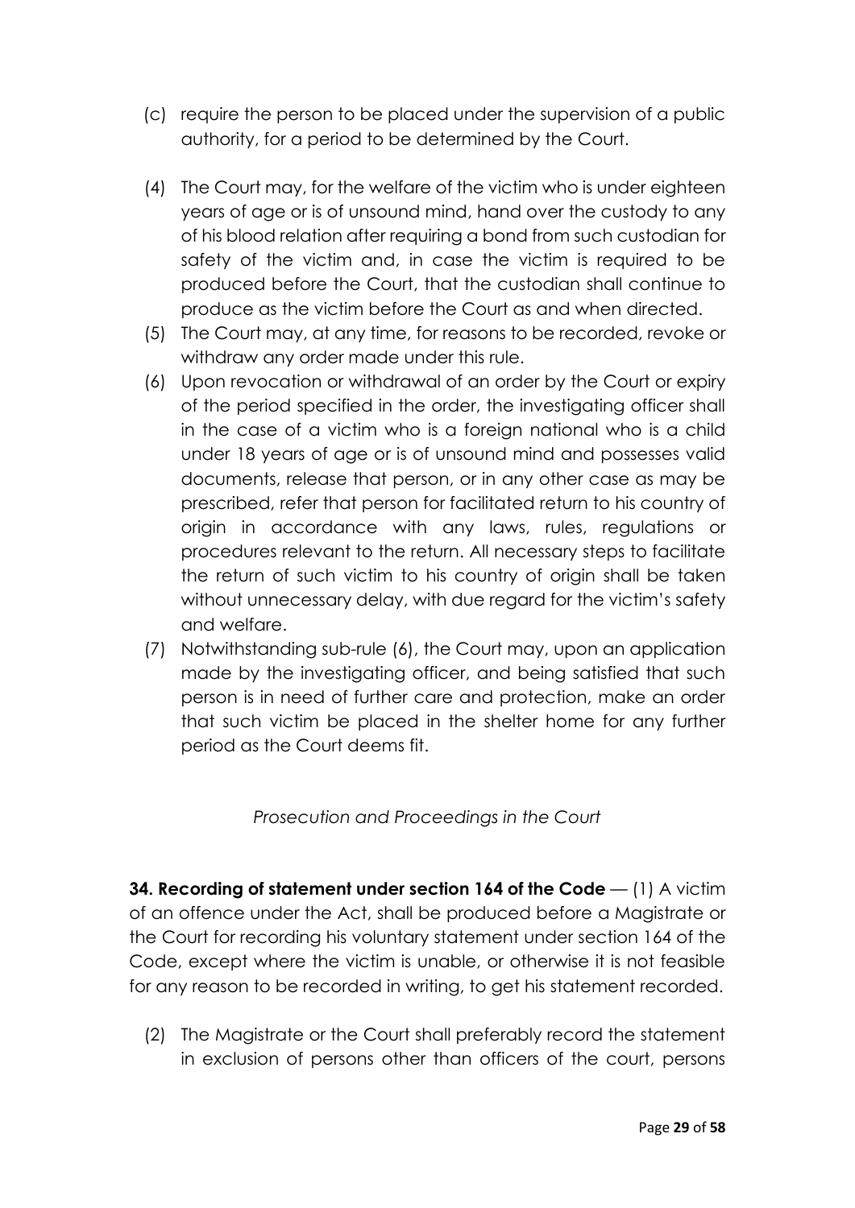(c) require the person to be placed under the supervision of a public authority, for a period to be determined by the Court.

(4) The Court may, for the welfare of the victim who is under eighteen years of age or is of unsound mind, hand over the custody to any of his blood relation after requiring a bond from such custodian for safety of the victim and, in case the victim is required to be produced before the Court, that the custodian shall continue to produce as the victim before the Court as and when directed.

(5) The Court may, at any time, for reasons to be recorded, revoke or withdraw any order made under this rule.

(6) Upon revocation or withdrawal of an order by the Court or expiry of the period specified in the order, the investigating officer shall in the case of a victim who is a foreign national who is a child under 18 years of age or is of unsound mind and possesses valid documents, release that person, or in any other case as may be prescribed, refer that person for facilitated return to his country of origin in accordance with any laws, rules, regulations or procedures relevant to the return. All necessary steps to facilitate the return of such victim to his country of origin shall be taken without unnecessary delay, with due regard for the victim's safety and welfare.

(7) Notwithstanding sub-rule (6), the Court may, upon an application made by the investigating officer, and being satisfied that such person is in need of further care and protection, make an order that such victim be placed in the shelter home for any further period as the Court deems fit.

*Prosecution and Proceedings in the Court*

**34. Recording of statement under section 164 of the Code** — (1) A victim of an offence under the Act, shall be produced before a Magistrate or the Court for recording his voluntary statement under section 164 of the Code, except where the victim is unable, or otherwise it is not feasible for any reason to be recorded in writing, to get his statement recorded.

(2) The Magistrate or the Court shall preferably record the statement in exclusion of persons other than officers of the court, persons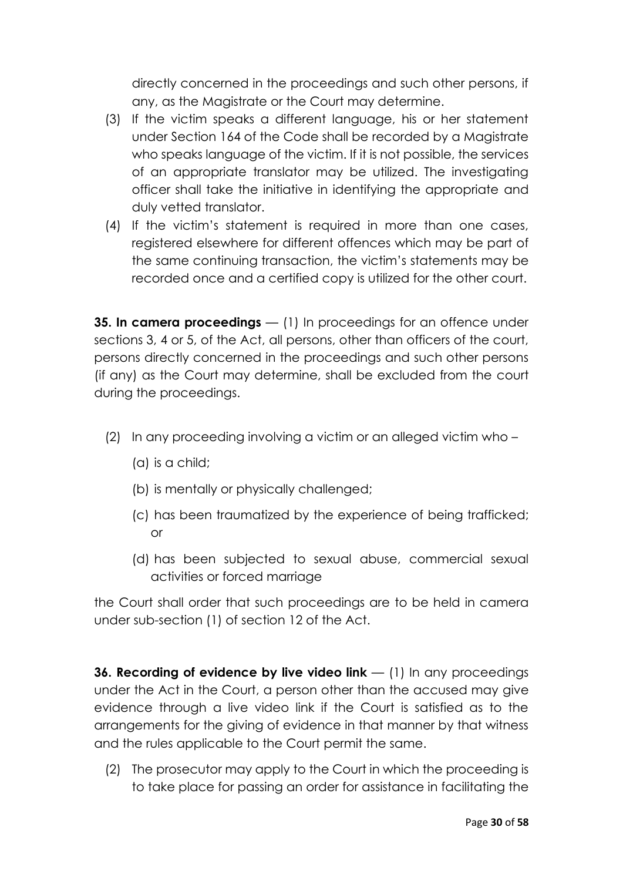directly concerned in the proceedings and such other persons, if any, as the Magistrate or the Court may determine.

(3) If the victim speaks a different language, his or her statement under Section 164 of the Code shall be recorded by a Magistrate who speaks language of the victim. If it is not possible, the services of an appropriate translator may be utilized. The investigating officer shall take the initiative in identifying the appropriate and duly vetted translator.

(4) If the victim's statement is required in more than one cases, registered elsewhere for different offences which may be part of the same continuing transaction, the victim's statements may be recorded once and a certified copy is utilized for the other court.

**35. In camera proceedings** — (1) In proceedings for an offence under sections 3, 4 or 5, of the Act, all persons, other than officers of the court, persons directly concerned in the proceedings and such other persons (if any) as the Court may determine, shall be excluded from the court during the proceedings.

(2) In any proceeding involving a victim or an alleged victim who –

(a) is a child;

(b) is mentally or physically challenged;

(c) has been traumatized by the experience of being trafficked; or

(d) has been subjected to sexual abuse, commercial sexual activities or forced marriage

the Court shall order that such proceedings are to be held in camera under sub-section (1) of section 12 of the Act.

**36. Recording of evidence by live video link** — (1) In any proceedings under the Act in the Court, a person other than the accused may give evidence through a live video link if the Court is satisfied as to the arrangements for the giving of evidence in that manner by that witness and the rules applicable to the Court permit the same.

(2) The prosecutor may apply to the Court in which the proceeding is to take place for passing an order for assistance in facilitating the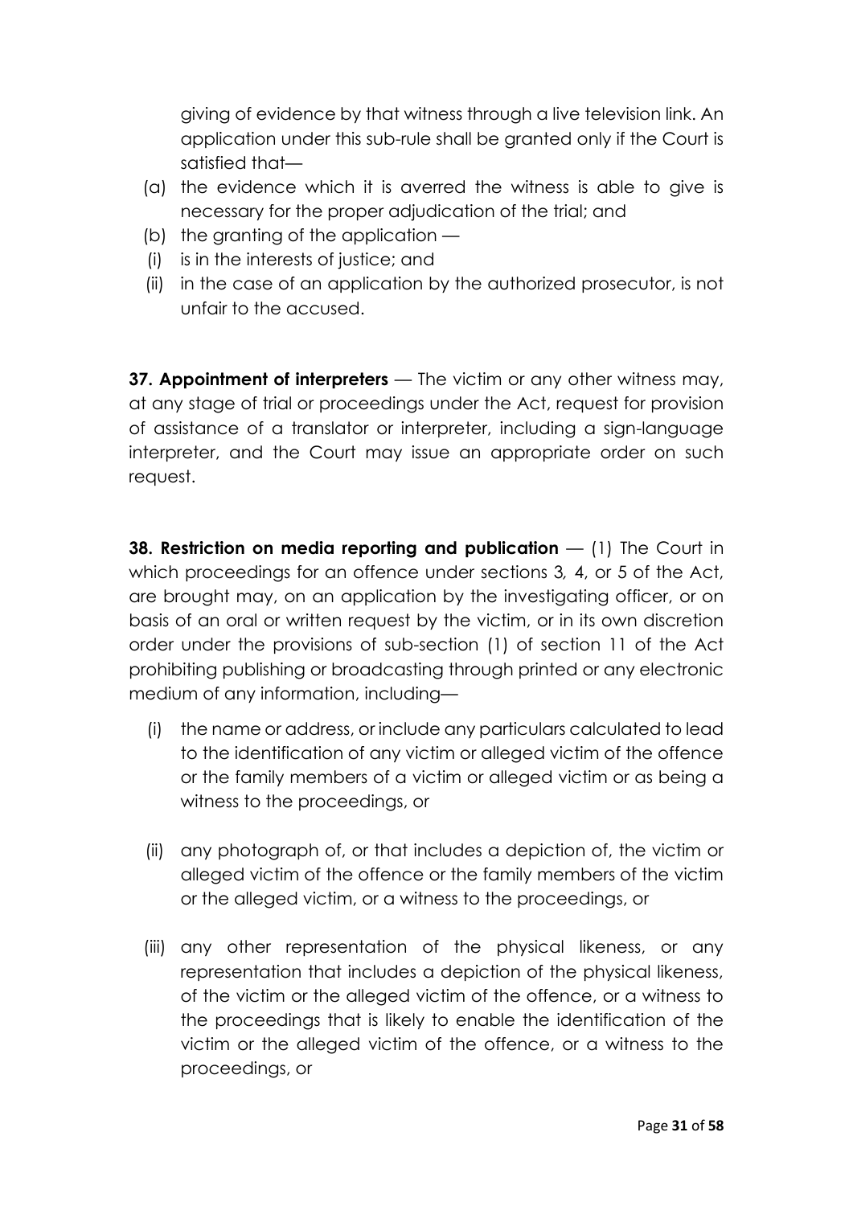giving of evidence by that witness through a live television link. An application under this sub-rule shall be granted only if the Court is satisfied that—

(a) the evidence which it is averred the witness is able to give is necessary for the proper adjudication of the trial; and

(b) the granting of the application —

(i) is in the interests of justice; and

(ii) in the case of an application by the authorized prosecutor, is not unfair to the accused.

**37. Appointment of interpreters** — The victim or any other witness may, at any stage of trial or proceedings under the Act, request for provision of assistance of a translator or interpreter, including a sign-language interpreter, and the Court may issue an appropriate order on such request.

**38. Restriction on media reporting and publication** — (1) The Court in which proceedings for an offence under sections 3*,* 4, or 5 of the Act, are brought may, on an application by the investigating officer, or on basis of an oral or written request by the victim, or in its own discretion order under the provisions of sub-section (1) of section 11 of the Act prohibiting publishing or broadcasting through printed or any electronic medium of any information, including—

(i) the name or address, or include any particulars calculated to lead to the identification of any victim or alleged victim of the offence or the family members of a victim or alleged victim or as being a witness to the proceedings, or

(ii) any photograph of, or that includes a depiction of, the victim or alleged victim of the offence or the family members of the victim or the alleged victim, or a witness to the proceedings, or

(iii) any other representation of the physical likeness, or any representation that includes a depiction of the physical likeness, of the victim or the alleged victim of the offence, or a witness to the proceedings that is likely to enable the identification of the victim or the alleged victim of the offence, or a witness to the proceedings, or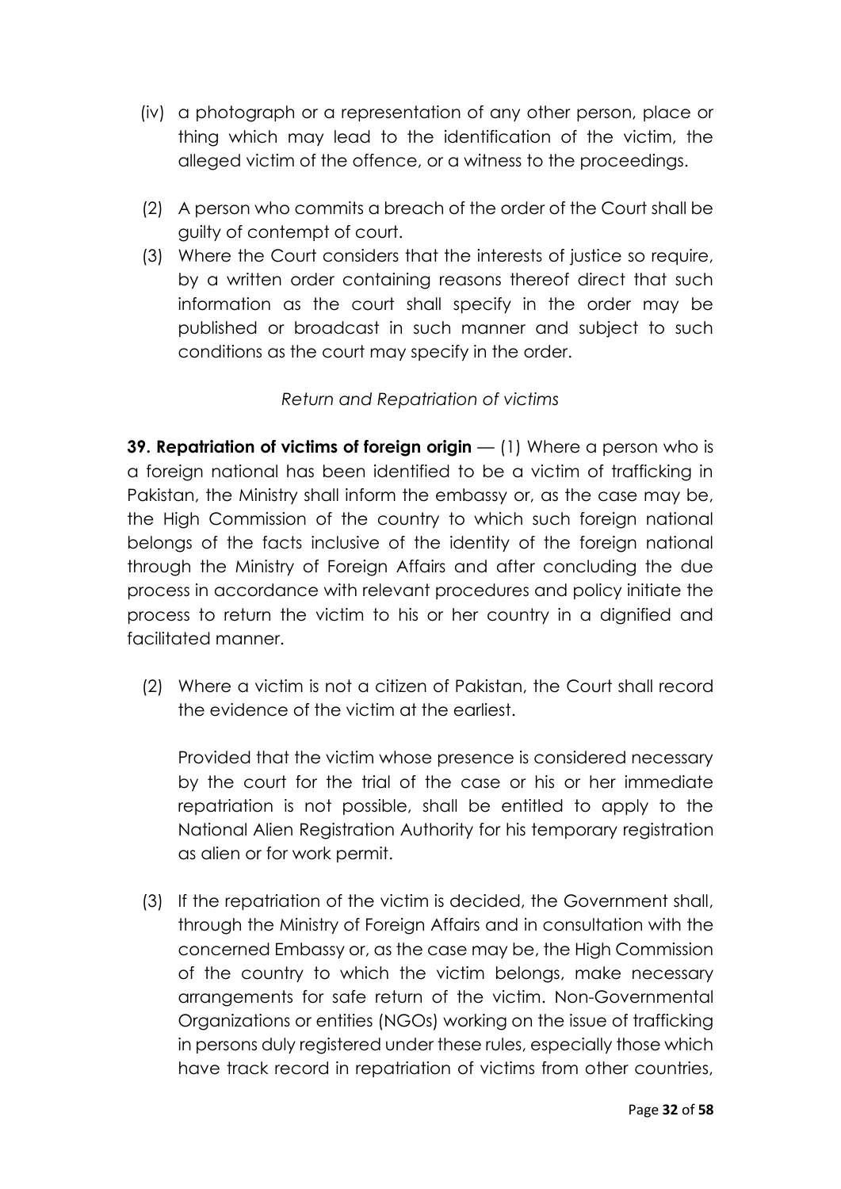(iv) a photograph or a representation of any other person, place or thing which may lead to the identification of the victim, the alleged victim of the offence, or a witness to the proceedings.

(2) A person who commits a breach of the order of the Court shall be guilty of contempt of court.

(3) Where the Court considers that the interests of justice so require, by a written order containing reasons thereof direct that such information as the court shall specify in the order may be published or broadcast in such manner and subject to such conditions as the court may specify in the order.

*Return and Repatriation of victims*

**39. Repatriation of victims of foreign origin** — (1) Where a person who is a foreign national has been identified to be a victim of trafficking in Pakistan, the Ministry shall inform the embassy or, as the case may be, the High Commission of the country to which such foreign national belongs of the facts inclusive of the identity of the foreign national through the Ministry of Foreign Affairs and after concluding the due process in accordance with relevant procedures and policy initiate the process to return the victim to his or her country in a dignified and facilitated manner.

(2) Where a victim is not a citizen of Pakistan, the Court shall record the evidence of the victim at the earliest.

Provided that the victim whose presence is considered necessary by the court for the trial of the case or his or her immediate repatriation is not possible, shall be entitled to apply to the National Alien Registration Authority for his temporary registration as alien or for work permit.

(3) If the repatriation of the victim is decided, the Government shall, through the Ministry of Foreign Affairs and in consultation with the concerned Embassy or, as the case may be, the High Commission of the country to which the victim belongs, make necessary arrangements for safe return of the victim. Non-Governmental Organizations or entities (NGOs) working on the issue of trafficking in persons duly registered under these rules, especially those which have track record in repatriation of victims from other countries,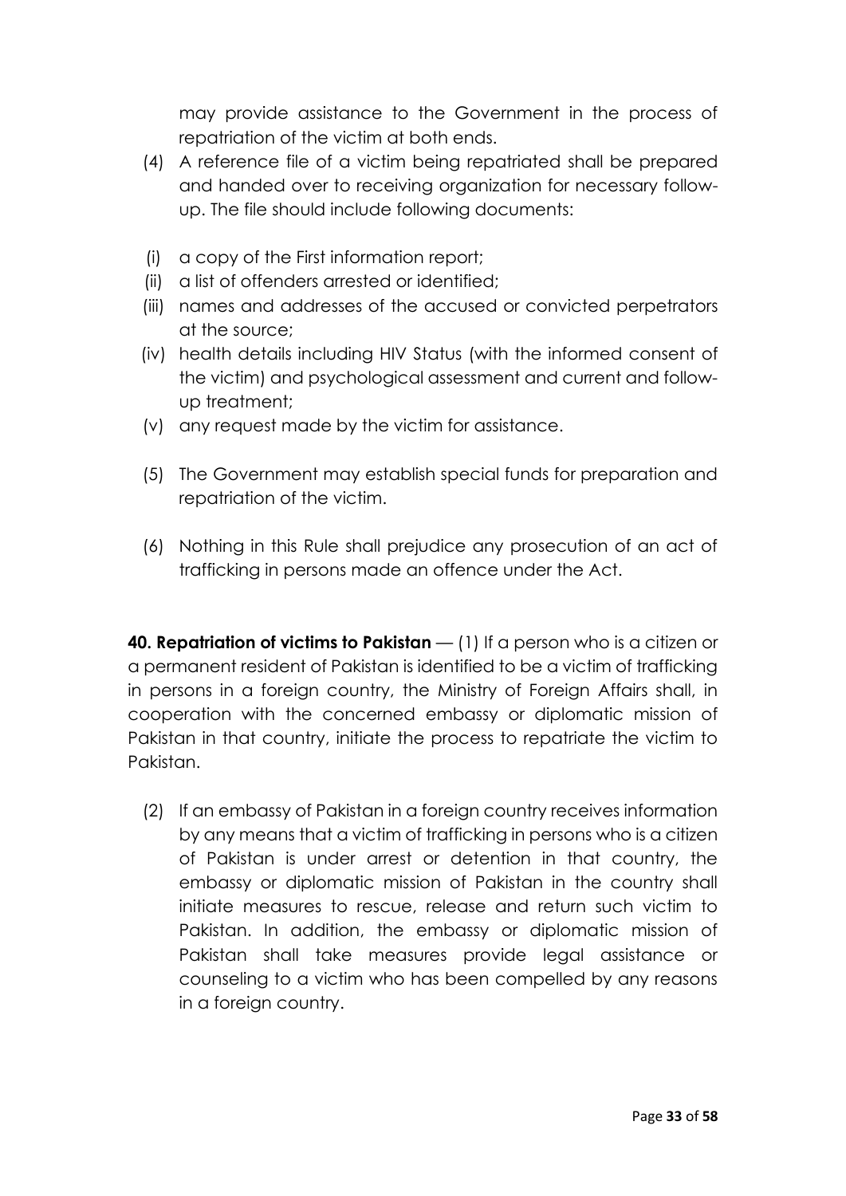may provide assistance to the Government in the process of repatriation of the victim at both ends.

(4) A reference file of a victim being repatriated shall be prepared and handed over to receiving organization for necessary follow-up. The file should include following documents:

(i) a copy of the First information report;
(ii) a list of offenders arrested or identified;
(iii) names and addresses of the accused or convicted perpetrators at the source;
(iv) health details including HIV Status (with the informed consent of the victim) and psychological assessment and current and follow-up treatment;
(v) any request made by the victim for assistance.

(5) The Government may establish special funds for preparation and repatriation of the victim.

(6) Nothing in this Rule shall prejudice any prosecution of an act of trafficking in persons made an offence under the Act.

**40. Repatriation of victims to Pakistan** — (1) If a person who is a citizen or a permanent resident of Pakistan is identified to be a victim of trafficking in persons in a foreign country, the Ministry of Foreign Affairs shall, in cooperation with the concerned embassy or diplomatic mission of Pakistan in that country, initiate the process to repatriate the victim to Pakistan.

(2) If an embassy of Pakistan in a foreign country receives information by any means that a victim of trafficking in persons who is a citizen of Pakistan is under arrest or detention in that country, the embassy or diplomatic mission of Pakistan in the country shall initiate measures to rescue, release and return such victim to Pakistan. In addition, the embassy or diplomatic mission of Pakistan shall take measures provide legal assistance or counseling to a victim who has been compelled by any reasons in a foreign country.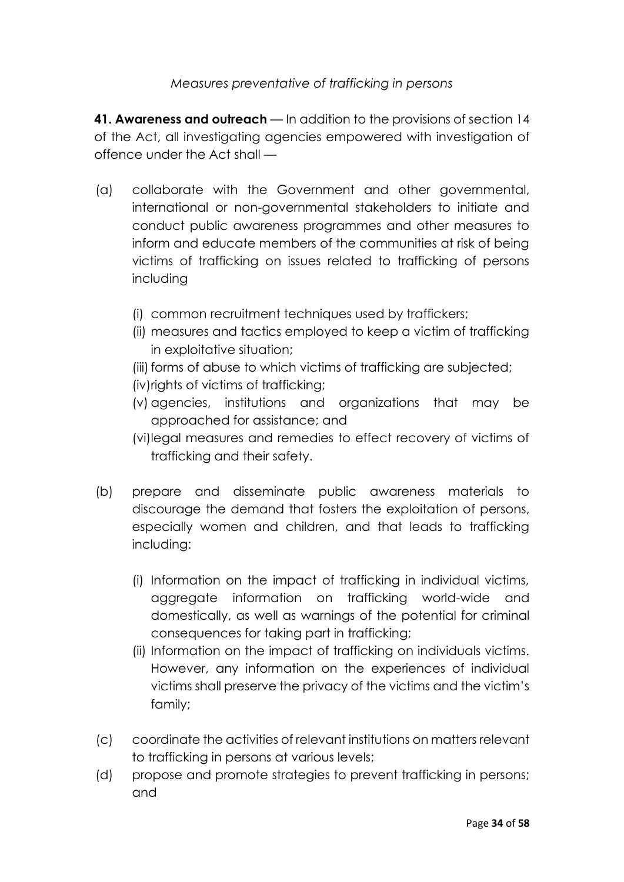*Measures preventative of trafficking in persons*

**41. Awareness and outreach** — In addition to the provisions of section 14 of the Act, all investigating agencies empowered with investigation of offence under the Act shall —

(a) collaborate with the Government and other governmental, international or non-governmental stakeholders to initiate and conduct public awareness programmes and other measures to inform and educate members of the communities at risk of being victims of trafficking on issues related to trafficking of persons including

  (i) common recruitment techniques used by traffickers;
  (ii) measures and tactics employed to keep a victim of trafficking in exploitative situation;
  (iii) forms of abuse to which victims of trafficking are subjected;
  (iv) rights of victims of trafficking;
  (v) agencies, institutions and organizations that may be approached for assistance; and
  (vi) legal measures and remedies to effect recovery of victims of trafficking and their safety.

(b) prepare and disseminate public awareness materials to discourage the demand that fosters the exploitation of persons, especially women and children, and that leads to trafficking including:

  (i) Information on the impact of trafficking in individual victims, aggregate information on trafficking world-wide and domestically, as well as warnings of the potential for criminal consequences for taking part in trafficking;
  (ii) Information on the impact of trafficking on individuals victims. However, any information on the experiences of individual victims shall preserve the privacy of the victims and the victim's family;

(c) coordinate the activities of relevant institutions on matters relevant to trafficking in persons at various levels;

(d) propose and promote strategies to prevent trafficking in persons; and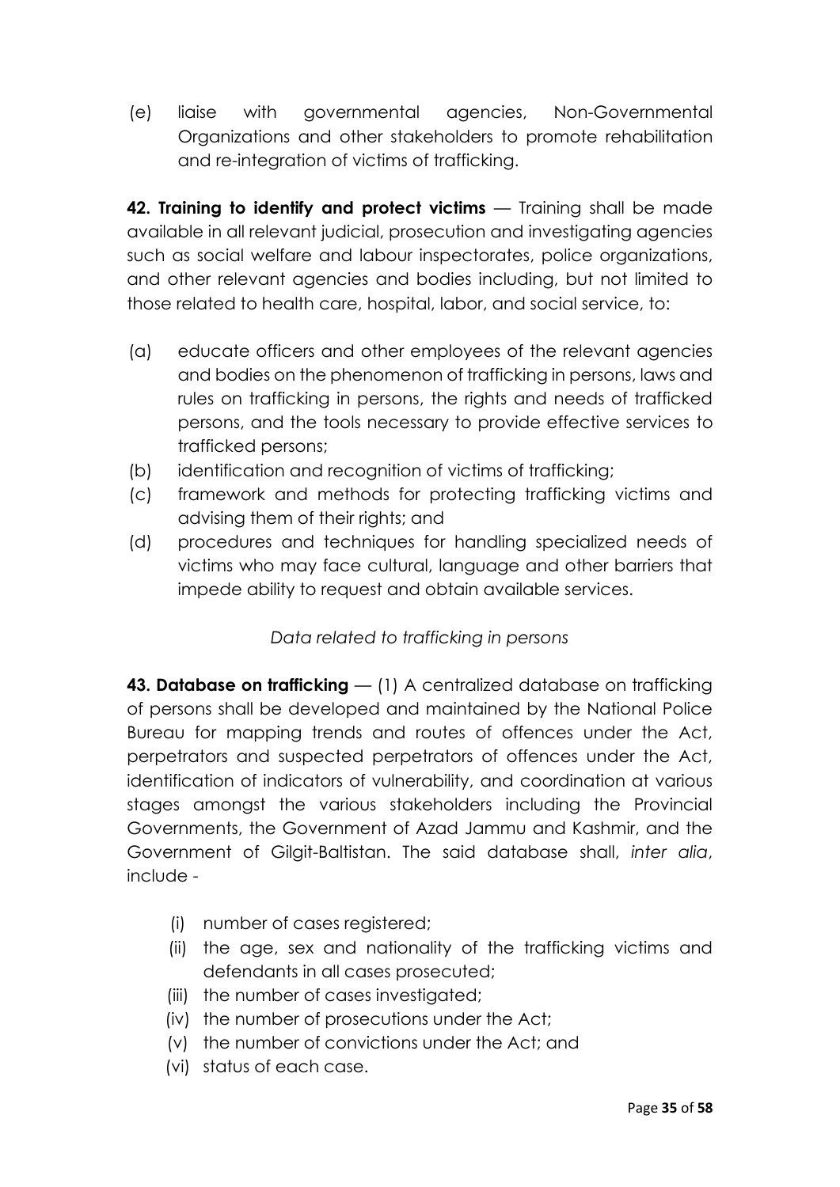(e) liaise with governmental agencies, Non-Governmental Organizations and other stakeholders to promote rehabilitation and re-integration of victims of trafficking.

**42. Training to identify and protect victims** — Training shall be made available in all relevant judicial, prosecution and investigating agencies such as social welfare and labour inspectorates, police organizations, and other relevant agencies and bodies including, but not limited to those related to health care, hospital, labor, and social service, to:

(a) educate officers and other employees of the relevant agencies and bodies on the phenomenon of trafficking in persons, laws and rules on trafficking in persons, the rights and needs of trafficked persons, and the tools necessary to provide effective services to trafficked persons;
(b) identification and recognition of victims of trafficking;
(c) framework and methods for protecting trafficking victims and advising them of their rights; and
(d) procedures and techniques for handling specialized needs of victims who may face cultural, language and other barriers that impede ability to request and obtain available services.

*Data related to trafficking in persons*

**43. Database on trafficking** — (1) A centralized database on trafficking of persons shall be developed and maintained by the National Police Bureau for mapping trends and routes of offences under the Act, perpetrators and suspected perpetrators of offences under the Act, identification of indicators of vulnerability, and coordination at various stages amongst the various stakeholders including the Provincial Governments, the Government of Azad Jammu and Kashmir, and the Government of Gilgit-Baltistan. The said database shall, *inter alia*, include -

(i) number of cases registered;
(ii) the age, sex and nationality of the trafficking victims and defendants in all cases prosecuted;
(iii) the number of cases investigated;
(iv) the number of prosecutions under the Act;
(v) the number of convictions under the Act; and
(vi) status of each case.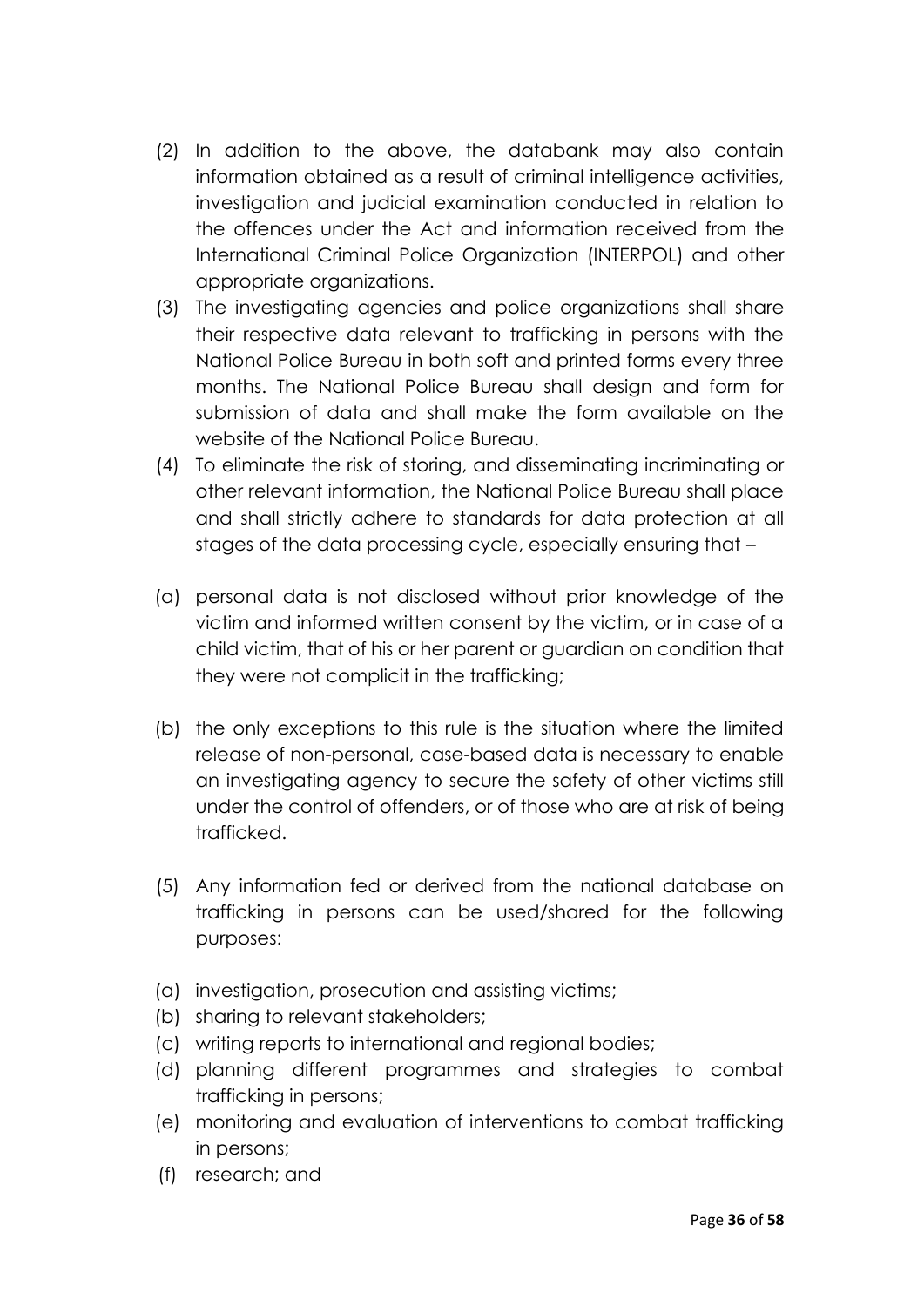(2) In addition to the above, the databank may also contain information obtained as a result of criminal intelligence activities, investigation and judicial examination conducted in relation to the offences under the Act and information received from the International Criminal Police Organization (INTERPOL) and other appropriate organizations.

(3) The investigating agencies and police organizations shall share their respective data relevant to trafficking in persons with the National Police Bureau in both soft and printed forms every three months. The National Police Bureau shall design and form for submission of data and shall make the form available on the website of the National Police Bureau.

(4) To eliminate the risk of storing, and disseminating incriminating or other relevant information, the National Police Bureau shall place and shall strictly adhere to standards for data protection at all stages of the data processing cycle, especially ensuring that –

(a) personal data is not disclosed without prior knowledge of the victim and informed written consent by the victim, or in case of a child victim, that of his or her parent or guardian on condition that they were not complicit in the trafficking;

(b) the only exceptions to this rule is the situation where the limited release of non-personal, case-based data is necessary to enable an investigating agency to secure the safety of other victims still under the control of offenders, or of those who are at risk of being trafficked.

(5) Any information fed or derived from the national database on trafficking in persons can be used/shared for the following purposes:

(a) investigation, prosecution and assisting victims;
(b) sharing to relevant stakeholders;
(c) writing reports to international and regional bodies;
(d) planning different programmes and strategies to combat trafficking in persons;
(e) monitoring and evaluation of interventions to combat trafficking in persons;
(f) research; and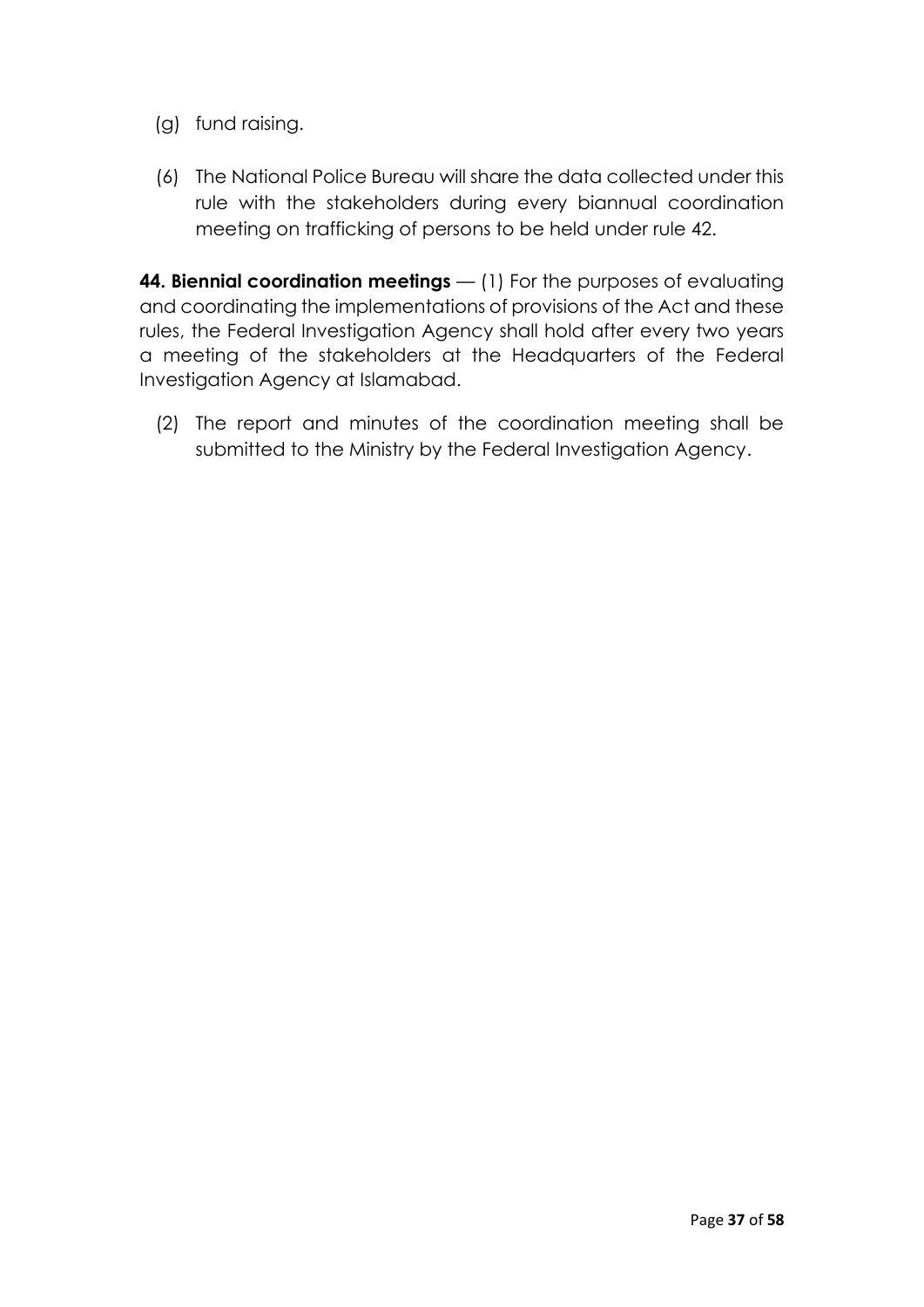(g) fund raising.

(6) The National Police Bureau will share the data collected under this rule with the stakeholders during every biannual coordination meeting on trafficking of persons to be held under rule 42.

**44. Biennial coordination meetings** — (1) For the purposes of evaluating and coordinating the implementations of provisions of the Act and these rules, the Federal Investigation Agency shall hold after every two years a meeting of the stakeholders at the Headquarters of the Federal Investigation Agency at Islamabad.

(2) The report and minutes of the coordination meeting shall be submitted to the Ministry by the Federal Investigation Agency.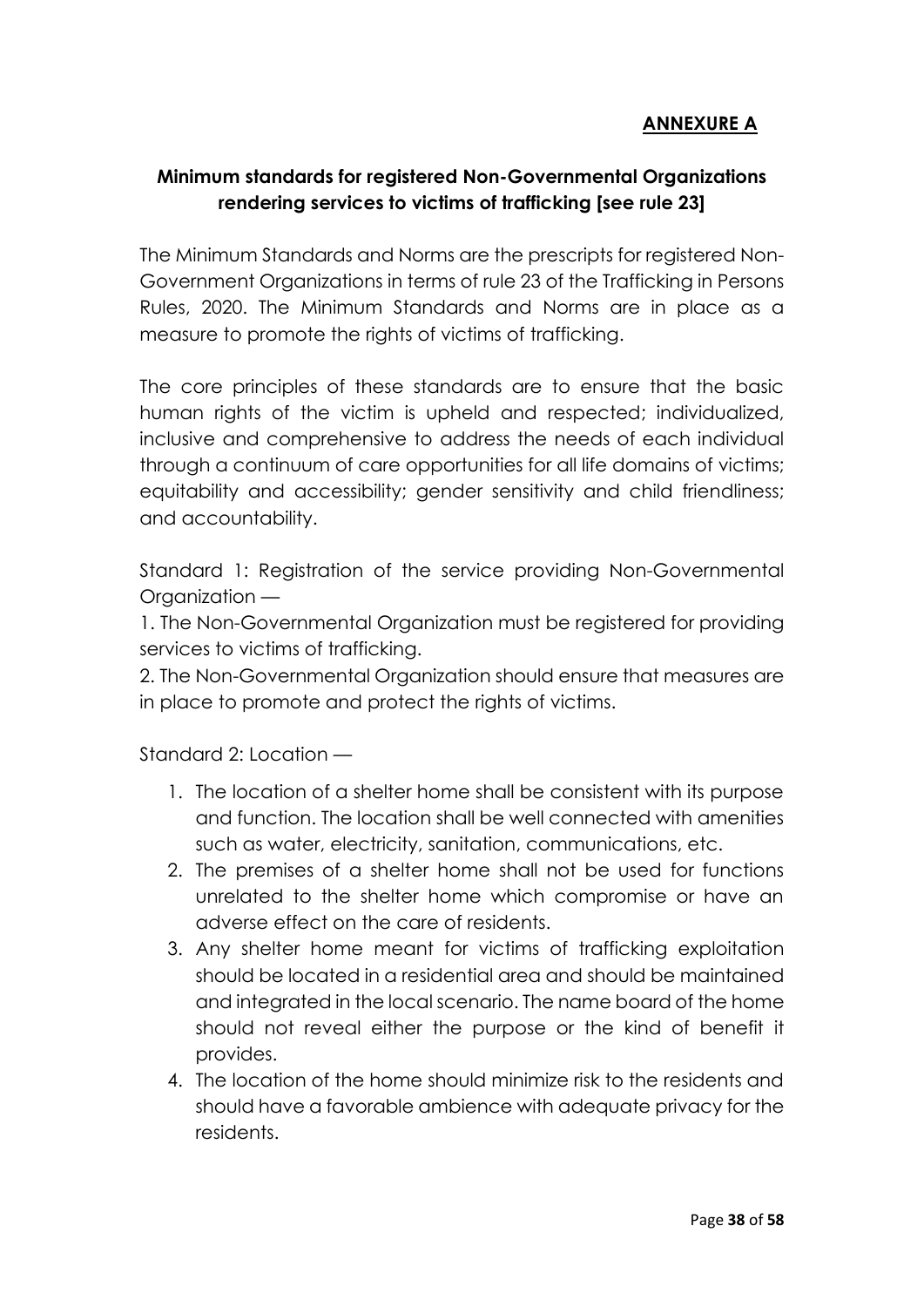**ANNEXURE A**

**Minimum standards for registered Non-Governmental Organizations rendering services to victims of trafficking [see rule 23]**

The Minimum Standards and Norms are the prescripts for registered Non-Government Organizations in terms of rule 23 of the Trafficking in Persons Rules, 2020. The Minimum Standards and Norms are in place as a measure to promote the rights of victims of trafficking.

The core principles of these standards are to ensure that the basic human rights of the victim is upheld and respected; individualized, inclusive and comprehensive to address the needs of each individual through a continuum of care opportunities for all life domains of victims; equitability and accessibility; gender sensitivity and child friendliness; and accountability.

Standard 1: Registration of the service providing Non-Governmental Organization —

1. The Non-Governmental Organization must be registered for providing services to victims of trafficking.
2. The Non-Governmental Organization should ensure that measures are in place to promote and protect the rights of victims.

Standard 2: Location —

1. The location of a shelter home shall be consistent with its purpose and function. The location shall be well connected with amenities such as water, electricity, sanitation, communications, etc.
2. The premises of a shelter home shall not be used for functions unrelated to the shelter home which compromise or have an adverse effect on the care of residents.
3. Any shelter home meant for victims of trafficking exploitation should be located in a residential area and should be maintained and integrated in the local scenario. The name board of the home should not reveal either the purpose or the kind of benefit it provides.
4. The location of the home should minimize risk to the residents and should have a favorable ambience with adequate privacy for the residents.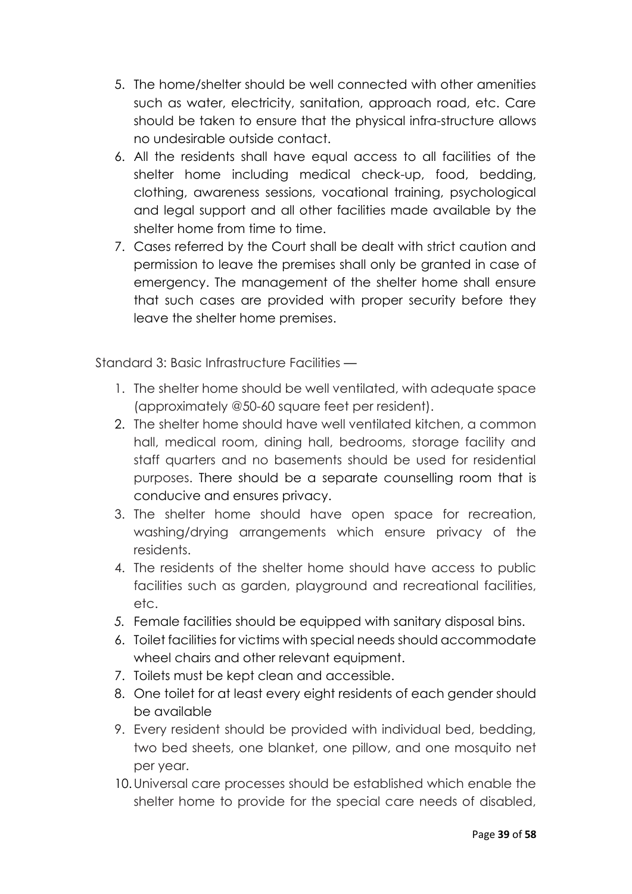5. The home/shelter should be well connected with other amenities such as water, electricity, sanitation, approach road, etc. Care should be taken to ensure that the physical infra-structure allows no undesirable outside contact.
6. All the residents shall have equal access to all facilities of the shelter home including medical check-up, food, bedding, clothing, awareness sessions, vocational training, psychological and legal support and all other facilities made available by the shelter home from time to time.
7. Cases referred by the Court shall be dealt with strict caution and permission to leave the premises shall only be granted in case of emergency. The management of the shelter home shall ensure that such cases are provided with proper security before they leave the shelter home premises.

Standard 3: Basic Infrastructure Facilities —

1. The shelter home should be well ventilated, with adequate space (approximately @50-60 square feet per resident).
2. The shelter home should have well ventilated kitchen, a common hall, medical room, dining hall, bedrooms, storage facility and staff quarters and no basements should be used for residential purposes. There should be a separate counselling room that is conducive and ensures privacy.
3. The shelter home should have open space for recreation, washing/drying arrangements which ensure privacy of the residents.
4. The residents of the shelter home should have access to public facilities such as garden, playground and recreational facilities, etc.
5. Female facilities should be equipped with sanitary disposal bins.
6. Toilet facilities for victims with special needs should accommodate wheel chairs and other relevant equipment.
7. Toilets must be kept clean and accessible.
8. One toilet for at least every eight residents of each gender should be available
9. Every resident should be provided with individual bed, bedding, two bed sheets, one blanket, one pillow, and one mosquito net per year.
10. Universal care processes should be established which enable the shelter home to provide for the special care needs of disabled,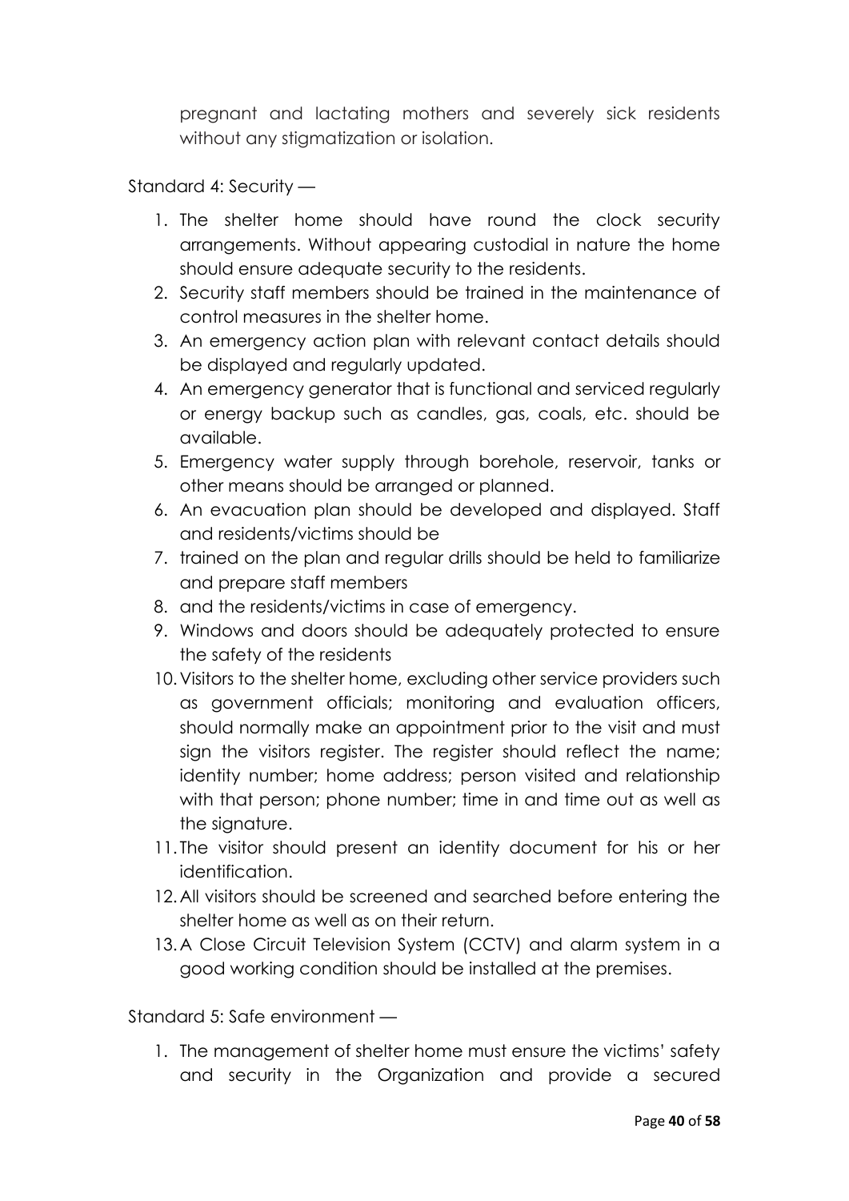pregnant and lactating mothers and severely sick residents without any stigmatization or isolation.

Standard 4: Security —

1. The shelter home should have round the clock security arrangements. Without appearing custodial in nature the home should ensure adequate security to the residents.
2. Security staff members should be trained in the maintenance of control measures in the shelter home.
3. An emergency action plan with relevant contact details should be displayed and regularly updated.
4. An emergency generator that is functional and serviced regularly or energy backup such as candles, gas, coals, etc. should be available.
5. Emergency water supply through borehole, reservoir, tanks or other means should be arranged or planned.
6. An evacuation plan should be developed and displayed. Staff and residents/victims should be
7. trained on the plan and regular drills should be held to familiarize and prepare staff members
8. and the residents/victims in case of emergency.
9. Windows and doors should be adequately protected to ensure the safety of the residents
10. Visitors to the shelter home, excluding other service providers such as government officials; monitoring and evaluation officers, should normally make an appointment prior to the visit and must sign the visitors register. The register should reflect the name; identity number; home address; person visited and relationship with that person; phone number; time in and time out as well as the signature.
11. The visitor should present an identity document for his or her identification.
12. All visitors should be screened and searched before entering the shelter home as well as on their return.
13. A Close Circuit Television System (CCTV) and alarm system in a good working condition should be installed at the premises.

Standard 5: Safe environment —

1. The management of shelter home must ensure the victims' safety and security in the Organization and provide a secured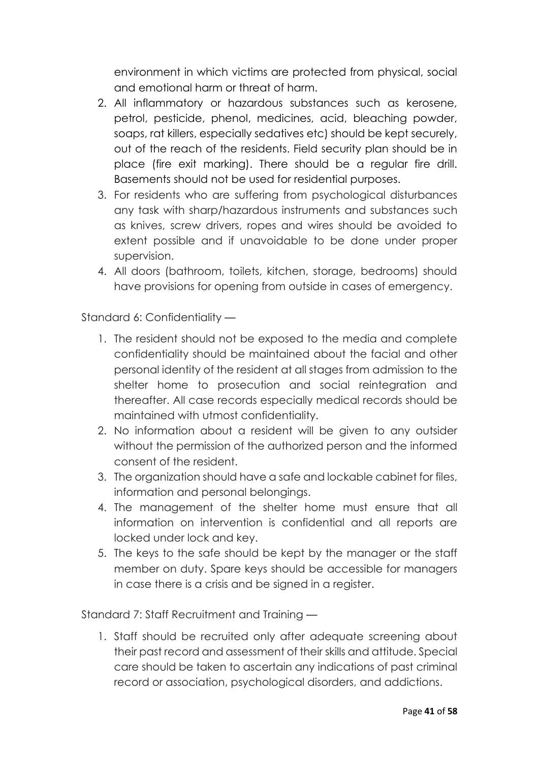environment in which victims are protected from physical, social and emotional harm or threat of harm.

2. All inflammatory or hazardous substances such as kerosene, petrol, pesticide, phenol, medicines, acid, bleaching powder, soaps, rat killers, especially sedatives etc) should be kept securely, out of the reach of the residents. Field security plan should be in place (fire exit marking). There should be a regular fire drill. Basements should not be used for residential purposes.
3. For residents who are suffering from psychological disturbances any task with sharp/hazardous instruments and substances such as knives, screw drivers, ropes and wires should be avoided to extent possible and if unavoidable to be done under proper supervision.
4. All doors (bathroom, toilets, kitchen, storage, bedrooms) should have provisions for opening from outside in cases of emergency.

Standard 6: Confidentiality —

1. The resident should not be exposed to the media and complete confidentiality should be maintained about the facial and other personal identity of the resident at all stages from admission to the shelter home to prosecution and social reintegration and thereafter. All case records especially medical records should be maintained with utmost confidentiality.
2. No information about a resident will be given to any outsider without the permission of the authorized person and the informed consent of the resident.
3. The organization should have a safe and lockable cabinet for files, information and personal belongings.
4. The management of the shelter home must ensure that all information on intervention is confidential and all reports are locked under lock and key.
5. The keys to the safe should be kept by the manager or the staff member on duty. Spare keys should be accessible for managers in case there is a crisis and be signed in a register.

Standard 7: Staff Recruitment and Training —

1. Staff should be recruited only after adequate screening about their past record and assessment of their skills and attitude. Special care should be taken to ascertain any indications of past criminal record or association, psychological disorders, and addictions.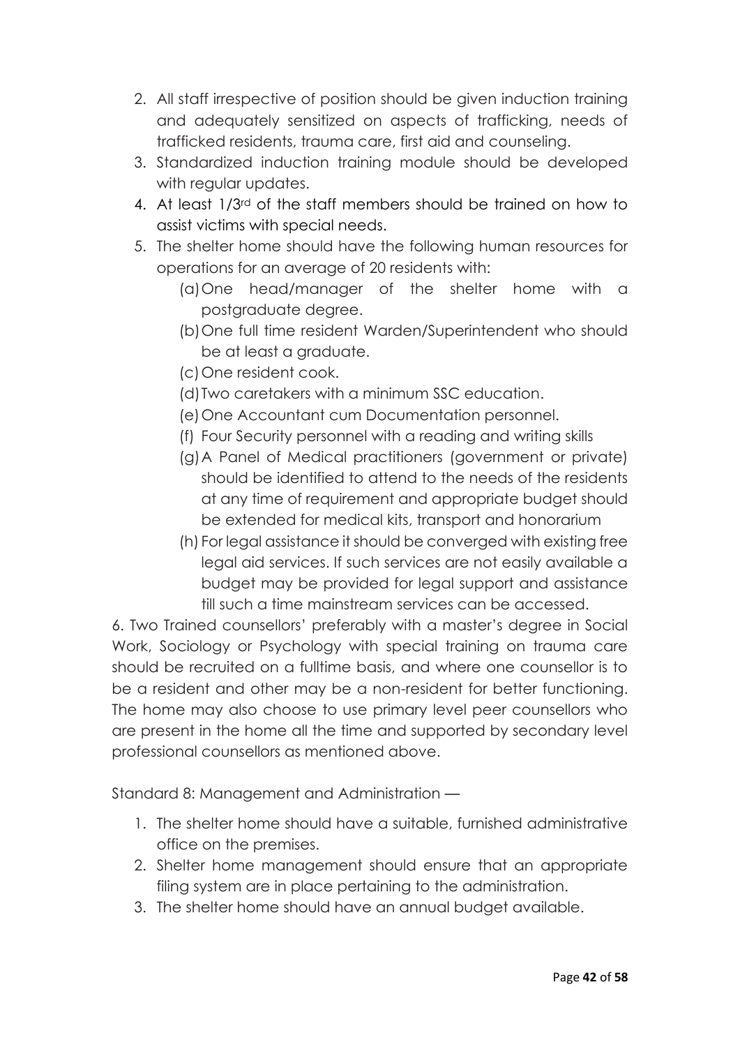2. All staff irrespective of position should be given induction training and adequately sensitized on aspects of trafficking, needs of trafficked residents, trauma care, first aid and counseling.
3. Standardized induction training module should be developed with regular updates.
4. At least 1/3rd of the staff members should be trained on how to assist victims with special needs.
5. The shelter home should have the following human resources for operations for an average of 20 residents with:
   (a) One head/manager of the shelter home with a postgraduate degree.
   (b) One full time resident Warden/Superintendent who should be at least a graduate.
   (c) One resident cook.
   (d) Two caretakers with a minimum SSC education.
   (e) One Accountant cum Documentation personnel.
   (f) Four Security personnel with a reading and writing skills
   (g) A Panel of Medical practitioners (government or private) should be identified to attend to the needs of the residents at any time of requirement and appropriate budget should be extended for medical kits, transport and honorarium
   (h) For legal assistance it should be converged with existing free legal aid services. If such services are not easily available a budget may be provided for legal support and assistance till such a time mainstream services can be accessed.

6. Two Trained counsellors' preferably with a master's degree in Social Work, Sociology or Psychology with special training on trauma care should be recruited on a fulltime basis, and where one counsellor is to be a resident and other may be a non-resident for better functioning. The home may also choose to use primary level peer counsellors who are present in the home all the time and supported by secondary level professional counsellors as mentioned above.

Standard 8: Management and Administration —

1. The shelter home should have a suitable, furnished administrative office on the premises.
2. Shelter home management should ensure that an appropriate filing system are in place pertaining to the administration.
3. The shelter home should have an annual budget available.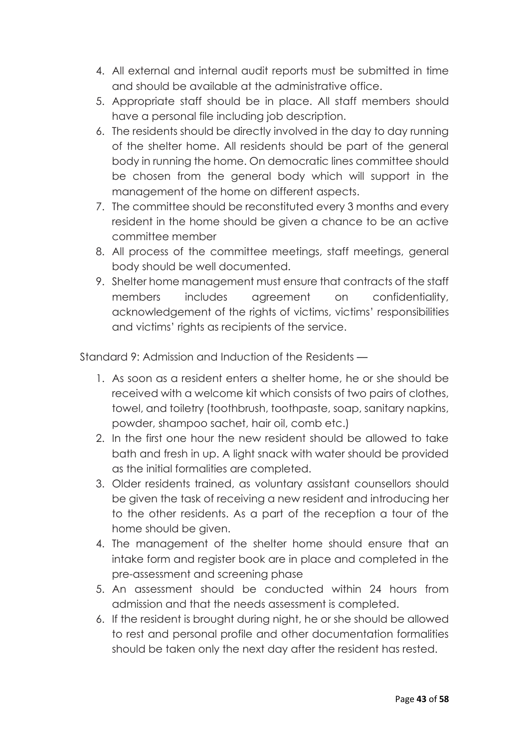4. All external and internal audit reports must be submitted in time and should be available at the administrative office.
5. Appropriate staff should be in place. All staff members should have a personal file including job description.
6. The residents should be directly involved in the day to day running of the shelter home. All residents should be part of the general body in running the home. On democratic lines committee should be chosen from the general body which will support in the management of the home on different aspects.
7. The committee should be reconstituted every 3 months and every resident in the home should be given a chance to be an active committee member
8. All process of the committee meetings, staff meetings, general body should be well documented.
9. Shelter home management must ensure that contracts of the staff members includes agreement on confidentiality, acknowledgement of the rights of victims, victims' responsibilities and victims' rights as recipients of the service.

Standard 9: Admission and Induction of the Residents —

1. As soon as a resident enters a shelter home, he or she should be received with a welcome kit which consists of two pairs of clothes, towel, and toiletry (toothbrush, toothpaste, soap, sanitary napkins, powder, shampoo sachet, hair oil, comb etc.)
2. In the first one hour the new resident should be allowed to take bath and fresh in up. A light snack with water should be provided as the initial formalities are completed.
3. Older residents trained, as voluntary assistant counsellors should be given the task of receiving a new resident and introducing her to the other residents. As a part of the reception a tour of the home should be given.
4. The management of the shelter home should ensure that an intake form and register book are in place and completed in the pre-assessment and screening phase
5. An assessment should be conducted within 24 hours from admission and that the needs assessment is completed.
6. If the resident is brought during night, he or she should be allowed to rest and personal profile and other documentation formalities should be taken only the next day after the resident has rested.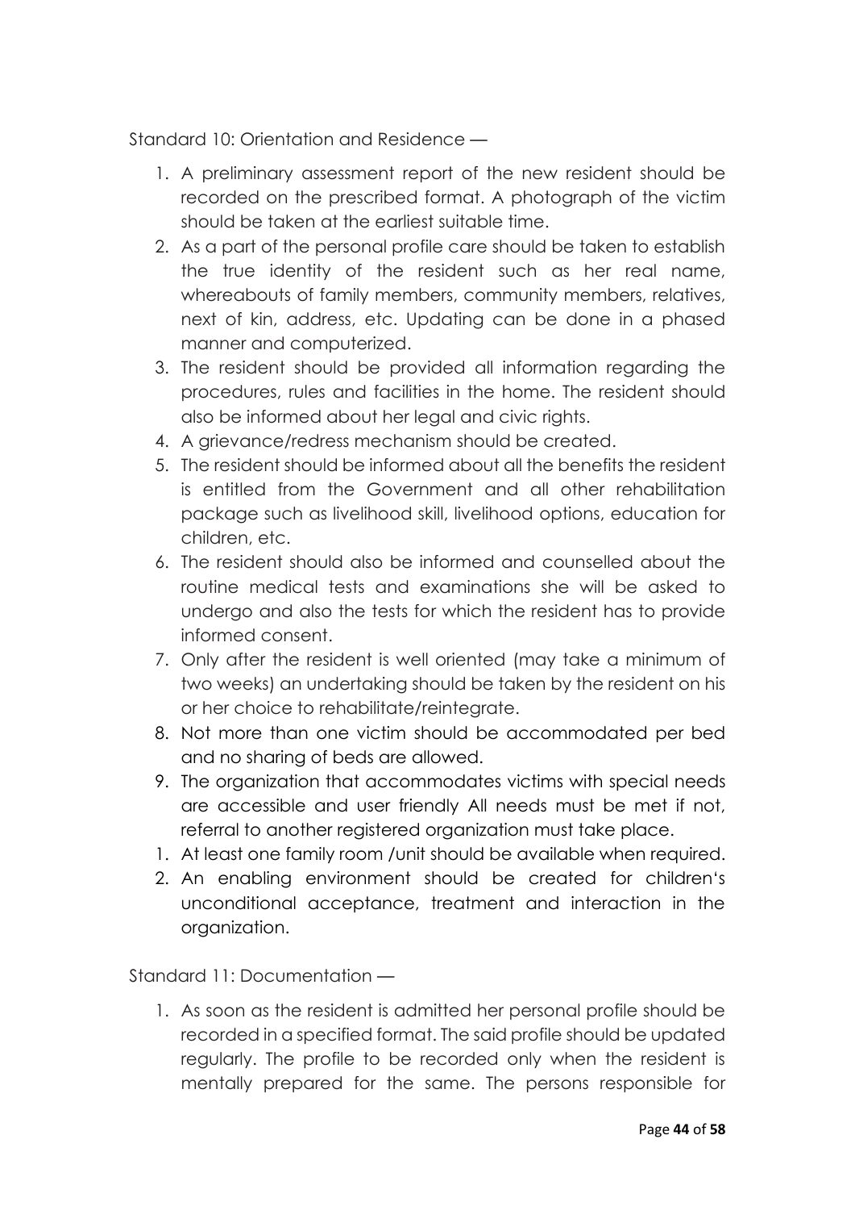Standard 10: Orientation and Residence —

1. A preliminary assessment report of the new resident should be recorded on the prescribed format. A photograph of the victim should be taken at the earliest suitable time.
2. As a part of the personal profile care should be taken to establish the true identity of the resident such as her real name, whereabouts of family members, community members, relatives, next of kin, address, etc. Updating can be done in a phased manner and computerized.
3. The resident should be provided all information regarding the procedures, rules and facilities in the home. The resident should also be informed about her legal and civic rights.
4. A grievance/redress mechanism should be created.
5. The resident should be informed about all the benefits the resident is entitled from the Government and all other rehabilitation package such as livelihood skill, livelihood options, education for children, etc.
6. The resident should also be informed and counselled about the routine medical tests and examinations she will be asked to undergo and also the tests for which the resident has to provide informed consent.
7. Only after the resident is well oriented (may take a minimum of two weeks) an undertaking should be taken by the resident on his or her choice to rehabilitate/reintegrate.
8. Not more than one victim should be accommodated per bed and no sharing of beds are allowed.
9. The organization that accommodates victims with special needs are accessible and user friendly All needs must be met if not, referral to another registered organization must take place.
1. At least one family room /unit should be available when required.
2. An enabling environment should be created for children‘s unconditional acceptance, treatment and interaction in the organization.

Standard 11: Documentation —

1. As soon as the resident is admitted her personal profile should be recorded in a specified format. The said profile should be updated regularly. The profile to be recorded only when the resident is mentally prepared for the same. The persons responsible for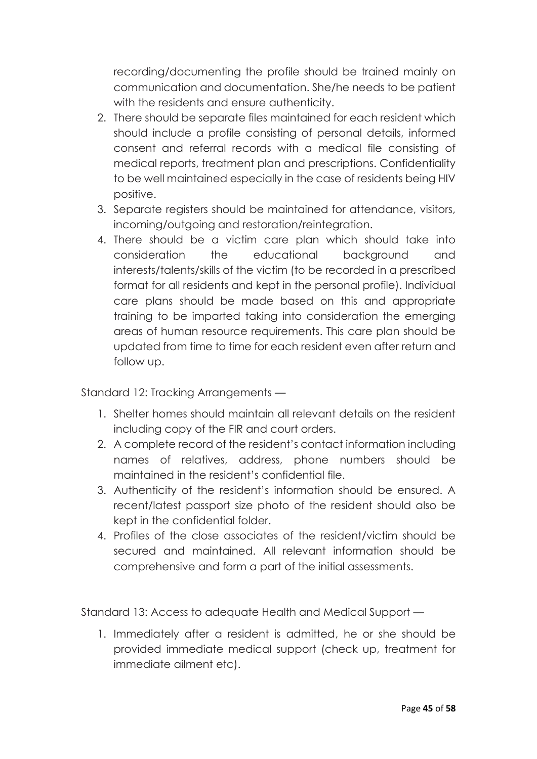recording/documenting the profile should be trained mainly on communication and documentation. She/he needs to be patient with the residents and ensure authenticity.

2. There should be separate files maintained for each resident which should include a profile consisting of personal details, informed consent and referral records with a medical file consisting of medical reports, treatment plan and prescriptions. Confidentiality to be well maintained especially in the case of residents being HIV positive.
3. Separate registers should be maintained for attendance, visitors, incoming/outgoing and restoration/reintegration.
4. There should be a victim care plan which should take into consideration the educational background and interests/talents/skills of the victim (to be recorded in a prescribed format for all residents and kept in the personal profile). Individual care plans should be made based on this and appropriate training to be imparted taking into consideration the emerging areas of human resource requirements. This care plan should be updated from time to time for each resident even after return and follow up.

Standard 12: Tracking Arrangements —

1. Shelter homes should maintain all relevant details on the resident including copy of the FIR and court orders.
2. A complete record of the resident's contact information including names of relatives, address, phone numbers should be maintained in the resident's confidential file.
3. Authenticity of the resident's information should be ensured. A recent/latest passport size photo of the resident should also be kept in the confidential folder.
4. Profiles of the close associates of the resident/victim should be secured and maintained. All relevant information should be comprehensive and form a part of the initial assessments.

Standard 13: Access to adequate Health and Medical Support —

1. Immediately after a resident is admitted, he or she should be provided immediate medical support (check up, treatment for immediate ailment etc).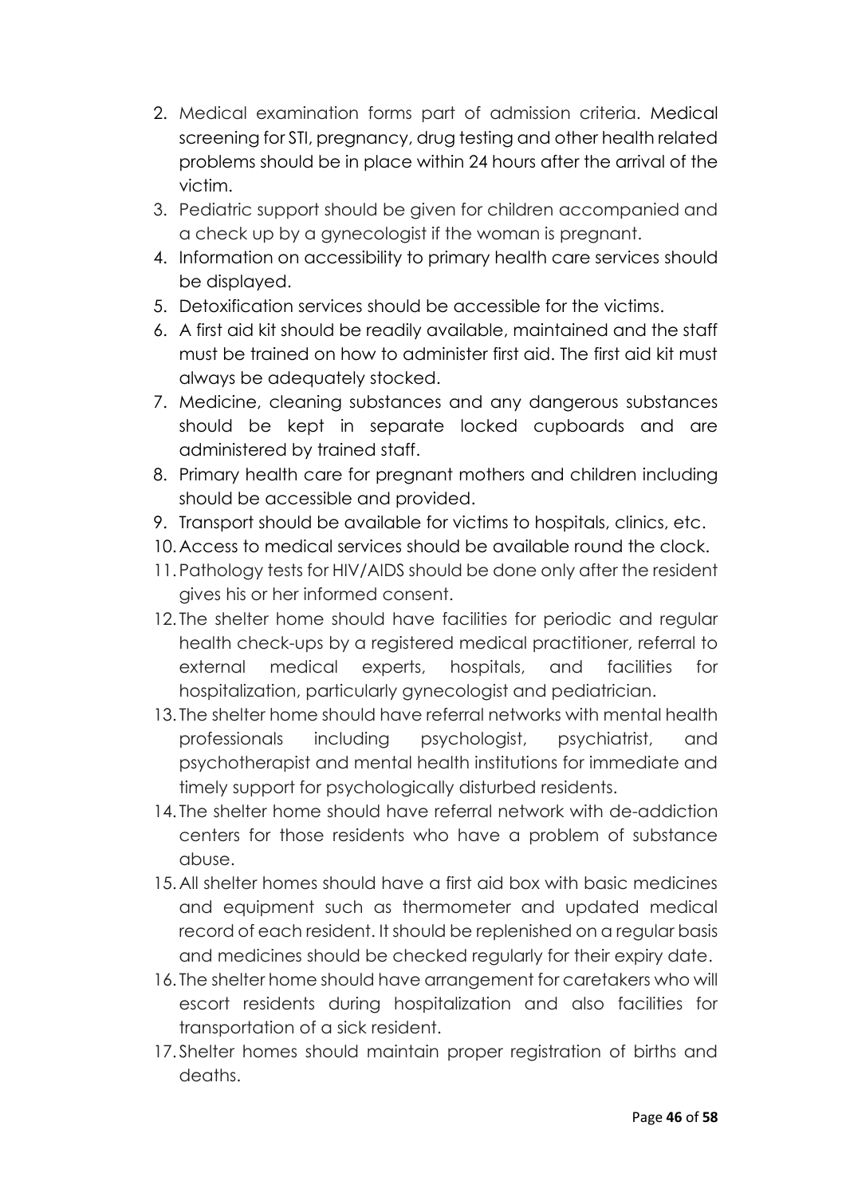2. Medical examination forms part of admission criteria. Medical screening for STI, pregnancy, drug testing and other health related problems should be in place within 24 hours after the arrival of the victim.
3. Pediatric support should be given for children accompanied and a check up by a gynecologist if the woman is pregnant.
4. Information on accessibility to primary health care services should be displayed.
5. Detoxification services should be accessible for the victims.
6. A first aid kit should be readily available, maintained and the staff must be trained on how to administer first aid. The first aid kit must always be adequately stocked.
7. Medicine, cleaning substances and any dangerous substances should be kept in separate locked cupboards and are administered by trained staff.
8. Primary health care for pregnant mothers and children including should be accessible and provided.
9. Transport should be available for victims to hospitals, clinics, etc.
10. Access to medical services should be available round the clock.
11. Pathology tests for HIV/AIDS should be done only after the resident gives his or her informed consent.
12. The shelter home should have facilities for periodic and regular health check-ups by a registered medical practitioner, referral to external medical experts, hospitals, and facilities for hospitalization, particularly gynecologist and pediatrician.
13. The shelter home should have referral networks with mental health professionals including psychologist, psychiatrist, and psychotherapist and mental health institutions for immediate and timely support for psychologically disturbed residents.
14. The shelter home should have referral network with de-addiction centers for those residents who have a problem of substance abuse.
15. All shelter homes should have a first aid box with basic medicines and equipment such as thermometer and updated medical record of each resident. It should be replenished on a regular basis and medicines should be checked regularly for their expiry date.
16. The shelter home should have arrangement for caretakers who will escort residents during hospitalization and also facilities for transportation of a sick resident.
17. Shelter homes should maintain proper registration of births and deaths.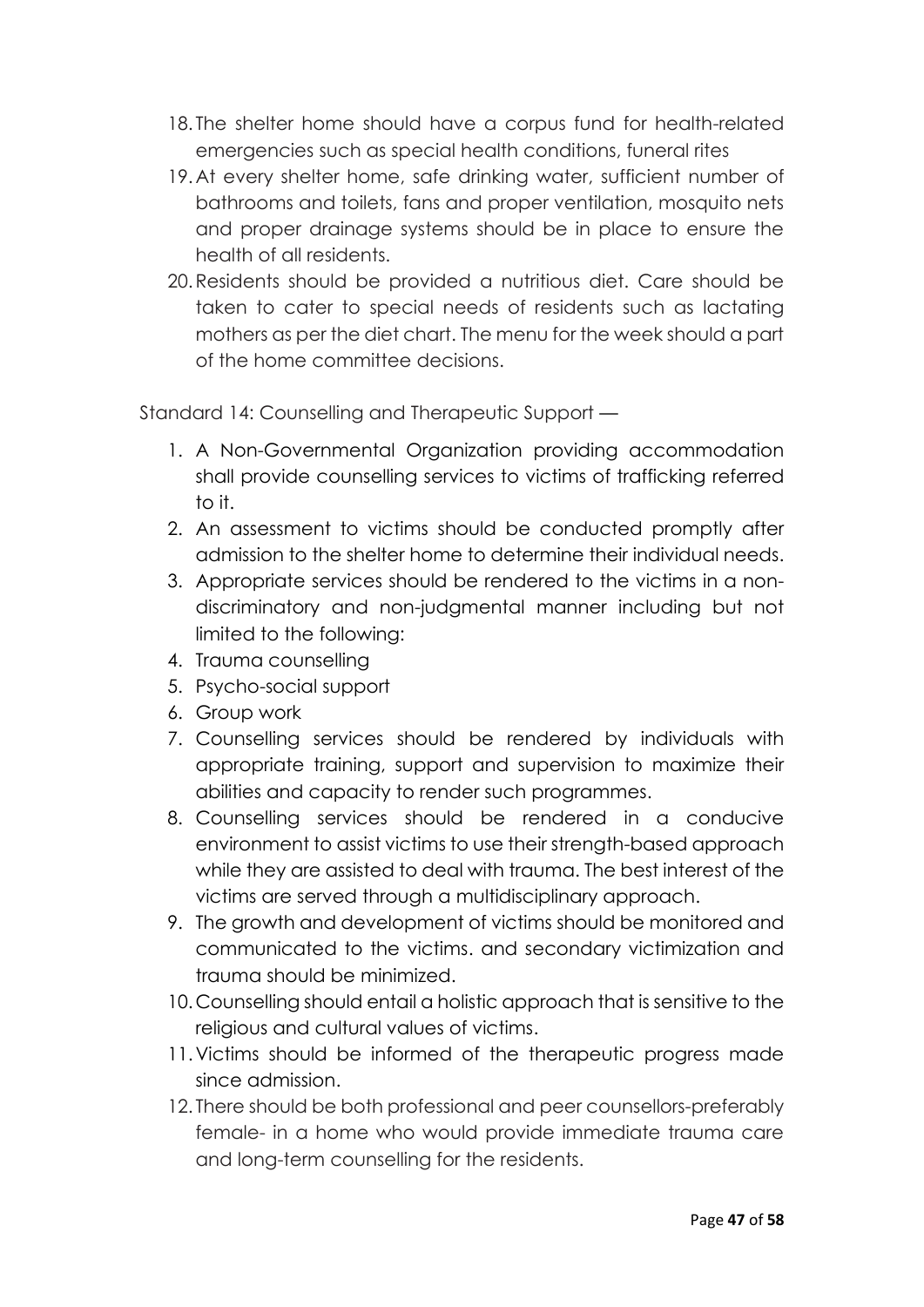18. The shelter home should have a corpus fund for health-related emergencies such as special health conditions, funeral rites
19. At every shelter home, safe drinking water, sufficient number of bathrooms and toilets, fans and proper ventilation, mosquito nets and proper drainage systems should be in place to ensure the health of all residents.
20. Residents should be provided a nutritious diet. Care should be taken to cater to special needs of residents such as lactating mothers as per the diet chart. The menu for the week should a part of the home committee decisions.

Standard 14: Counselling and Therapeutic Support —

1. A Non-Governmental Organization providing accommodation shall provide counselling services to victims of trafficking referred to it.
2. An assessment to victims should be conducted promptly after admission to the shelter home to determine their individual needs.
3. Appropriate services should be rendered to the victims in a non-discriminatory and non-judgmental manner including but not limited to the following:
4. Trauma counselling
5. Psycho-social support
6. Group work
7. Counselling services should be rendered by individuals with appropriate training, support and supervision to maximize their abilities and capacity to render such programmes.
8. Counselling services should be rendered in a conducive environment to assist victims to use their strength-based approach while they are assisted to deal with trauma. The best interest of the victims are served through a multidisciplinary approach.
9. The growth and development of victims should be monitored and communicated to the victims. and secondary victimization and trauma should be minimized.
10. Counselling should entail a holistic approach that is sensitive to the religious and cultural values of victims.
11. Victims should be informed of the therapeutic progress made since admission.
12. There should be both professional and peer counsellors-preferably female- in a home who would provide immediate trauma care and long-term counselling for the residents.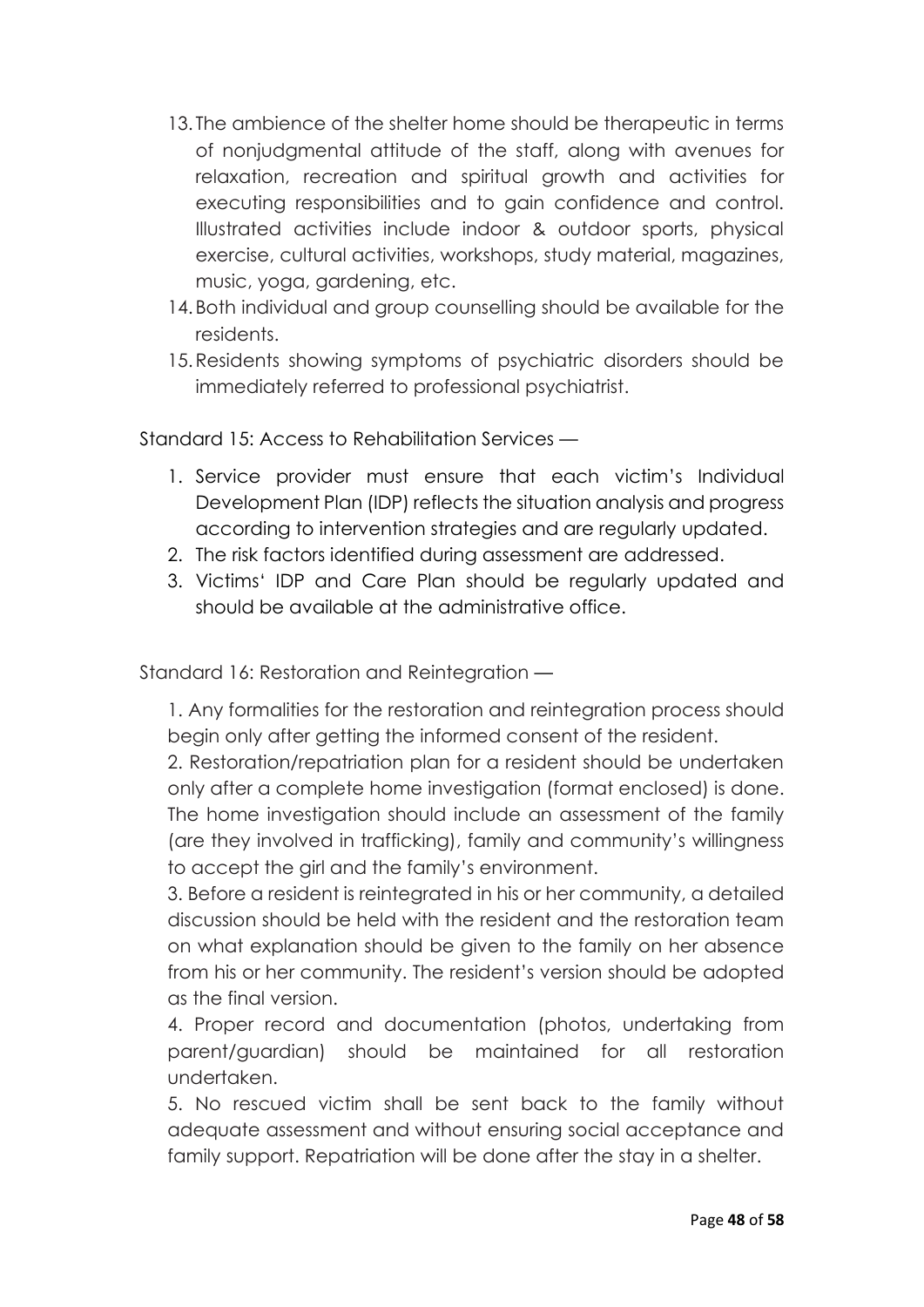13. The ambience of the shelter home should be therapeutic in terms of nonjudgmental attitude of the staff, along with avenues for relaxation, recreation and spiritual growth and activities for executing responsibilities and to gain confidence and control. Illustrated activities include indoor & outdoor sports, physical exercise, cultural activities, workshops, study material, magazines, music, yoga, gardening, etc.
14. Both individual and group counselling should be available for the residents.
15. Residents showing symptoms of psychiatric disorders should be immediately referred to professional psychiatrist.

Standard 15: Access to Rehabilitation Services —

1. Service provider must ensure that each victim's Individual Development Plan (IDP) reflects the situation analysis and progress according to intervention strategies and are regularly updated.
2. The risk factors identified during assessment are addressed.
3. Victims' IDP and Care Plan should be regularly updated and should be available at the administrative office.

Standard 16: Restoration and Reintegration —

1. Any formalities for the restoration and reintegration process should begin only after getting the informed consent of the resident.
2. Restoration/repatriation plan for a resident should be undertaken only after a complete home investigation (format enclosed) is done. The home investigation should include an assessment of the family (are they involved in trafficking), family and community's willingness to accept the girl and the family's environment.
3. Before a resident is reintegrated in his or her community, a detailed discussion should be held with the resident and the restoration team on what explanation should be given to the family on her absence from his or her community. The resident's version should be adopted as the final version.
4. Proper record and documentation (photos, undertaking from parent/guardian) should be maintained for all restoration undertaken.
5. No rescued victim shall be sent back to the family without adequate assessment and without ensuring social acceptance and family support. Repatriation will be done after the stay in a shelter.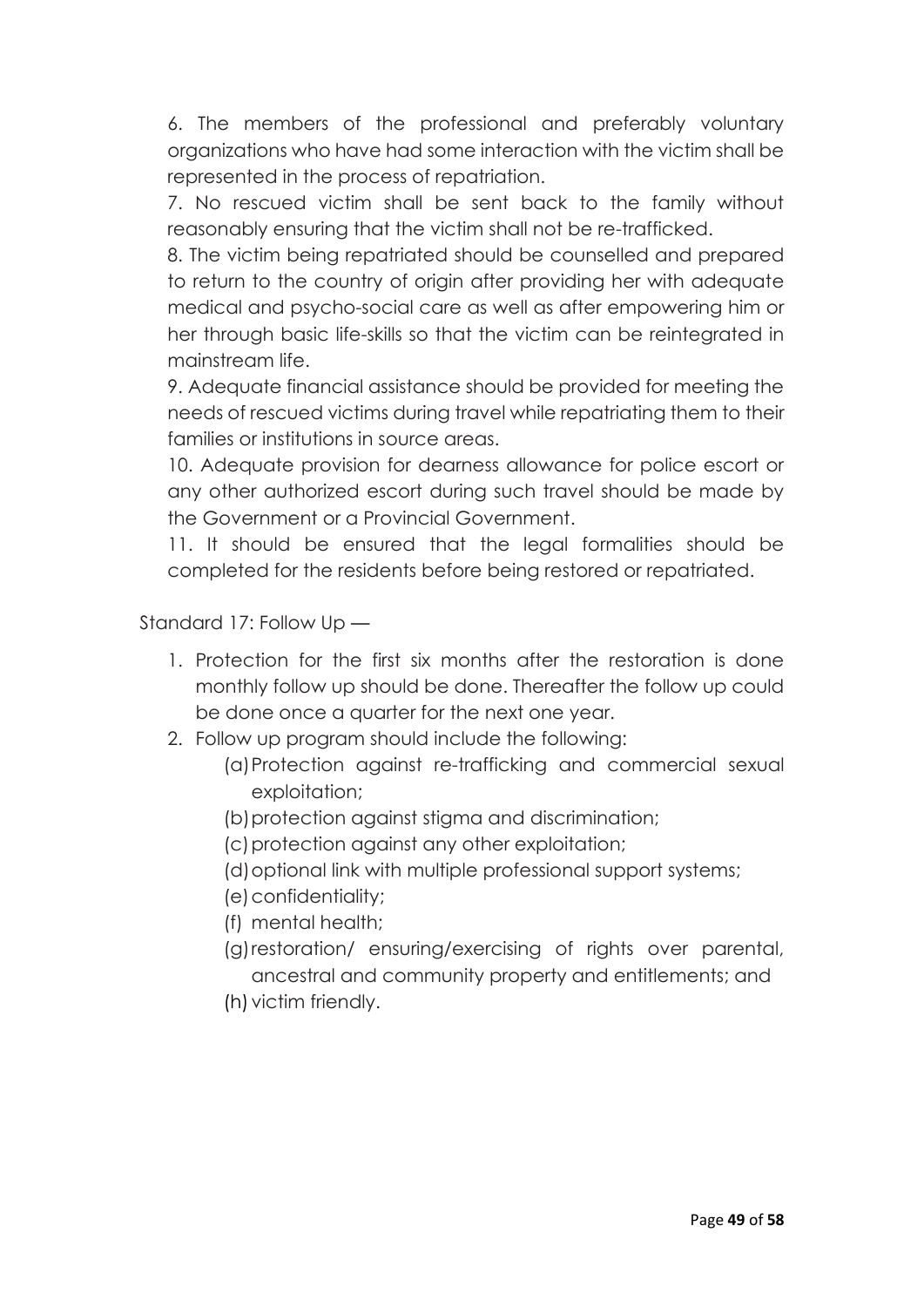6. The members of the professional and preferably voluntary organizations who have had some interaction with the victim shall be represented in the process of repatriation.

7. No rescued victim shall be sent back to the family without reasonably ensuring that the victim shall not be re-trafficked.

8. The victim being repatriated should be counselled and prepared to return to the country of origin after providing her with adequate medical and psycho-social care as well as after empowering him or her through basic life-skills so that the victim can be reintegrated in mainstream life.

9. Adequate financial assistance should be provided for meeting the needs of rescued victims during travel while repatriating them to their families or institutions in source areas.

10. Adequate provision for dearness allowance for police escort or any other authorized escort during such travel should be made by the Government or a Provincial Government.

11. It should be ensured that the legal formalities should be completed for the residents before being restored or repatriated.

Standard 17: Follow Up —

1. Protection for the first six months after the restoration is done monthly follow up should be done. Thereafter the follow up could be done once a quarter for the next one year.
2. Follow up program should include the following:
   - (a) Protection against re-trafficking and commercial sexual exploitation;
   - (b) protection against stigma and discrimination;
   - (c) protection against any other exploitation;
   - (d) optional link with multiple professional support systems;
   - (e) confidentiality;
   - (f) mental health;
   - (g) restoration/ ensuring/exercising of rights over parental, ancestral and community property and entitlements; and
   - (h) victim friendly.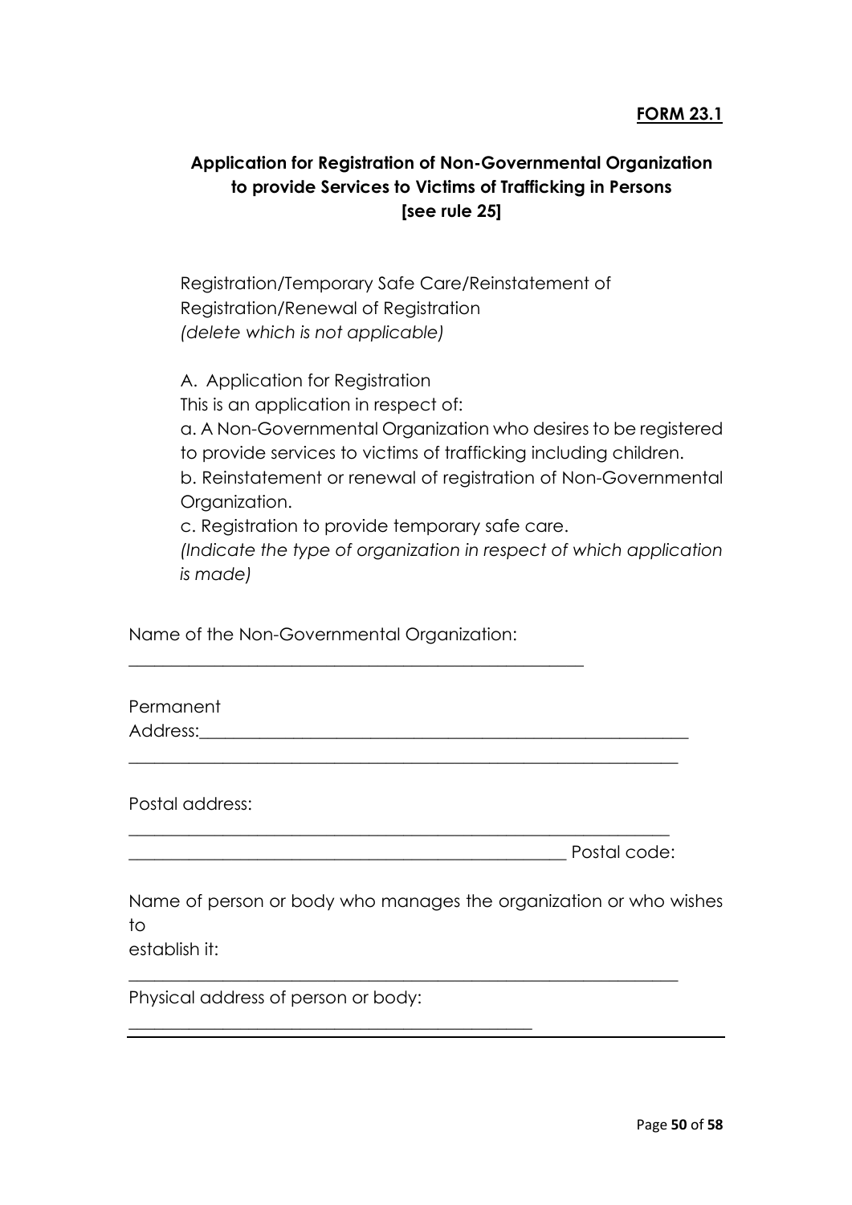**FORM 23.1**

**Application for Registration of Non-Governmental Organization to provide Services to Victims of Trafficking in Persons [see rule 25]**

Registration/Temporary Safe Care/Reinstatement of Registration/Renewal of Registration
*(delete which is not applicable)*

A. Application for Registration

This is an application in respect of:

a. A Non-Governmental Organization who desires to be registered to provide services to victims of trafficking including children.

b. Reinstatement or renewal of registration of Non-Governmental Organization.

c. Registration to provide temporary safe care.

*(Indicate the type of organization in respect of which application is made)*

Name of the Non-Governmental Organization:

_____________________________________________________

Permanent
Address:_____________________________________________________

_____________________________________________________

Postal address:

_____________________________________________________

_____________________________________________________ Postal code:

Name of person or body who manages the organization or who wishes to
establish it:

_____________________________________________________

Physical address of person or body:

_____________________________________________________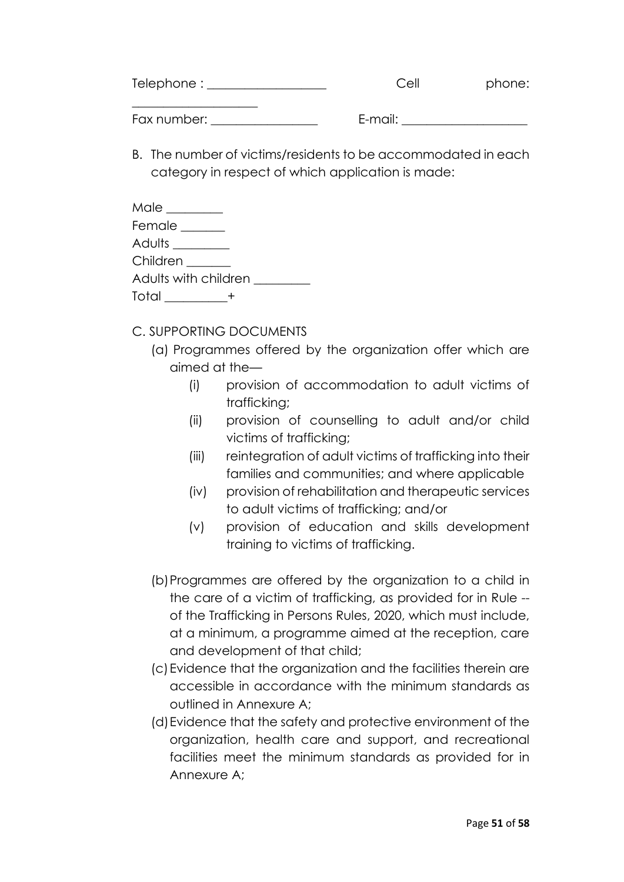Telephone : ___________________ Cell phone: ____________________

Fax number: _________________ E-mail: ____________________

B. The number of victims/residents to be accommodated in each category in respect of which application is made:

Male _________
Female _______
Adults _________
Children _______
Adults with children _________
Total __________+

C. SUPPORTING DOCUMENTS

(a) Programmes offered by the organization offer which are aimed at the—

  (i) provision of accommodation to adult victims of trafficking;
  (ii) provision of counselling to adult and/or child victims of trafficking;
  (iii) reintegration of adult victims of trafficking into their families and communities; and where applicable
  (iv) provision of rehabilitation and therapeutic services to adult victims of trafficking; and/or
  (v) provision of education and skills development training to victims of trafficking.

(b) Programmes are offered by the organization to a child in the care of a victim of trafficking, as provided for in Rule -- of the Trafficking in Persons Rules, 2020, which must include, at a minimum, a programme aimed at the reception, care and development of that child;

(c) Evidence that the organization and the facilities therein are accessible in accordance with the minimum standards as outlined in Annexure A;

(d) Evidence that the safety and protective environment of the organization, health care and support, and recreational facilities meet the minimum standards as provided for in Annexure A;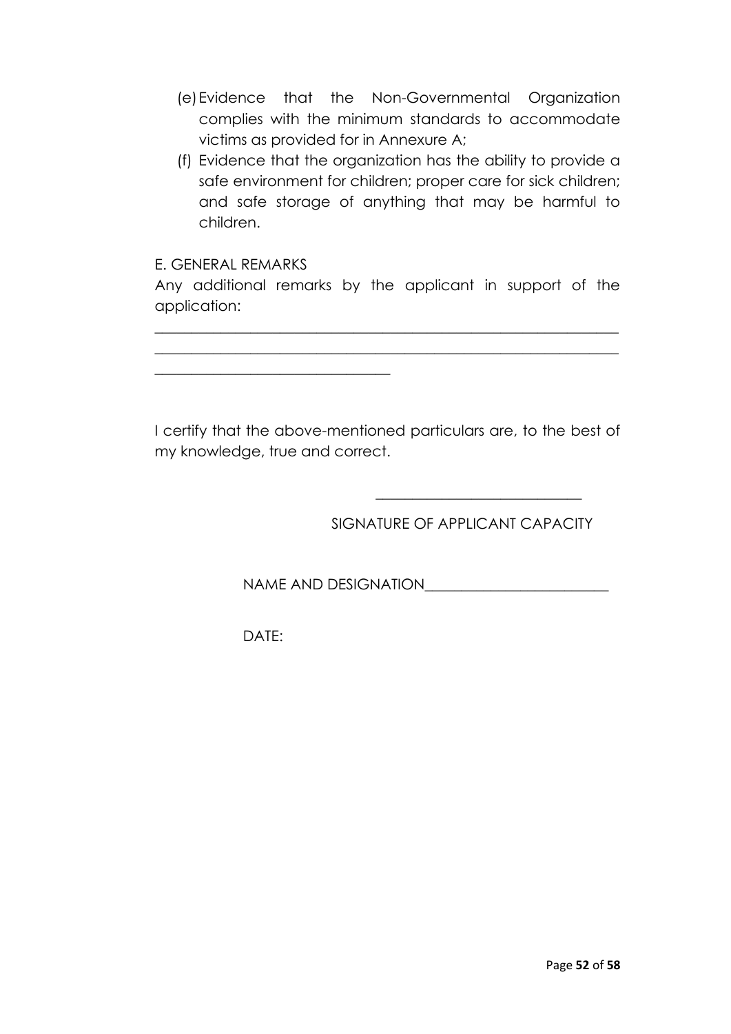(e) Evidence that the Non-Governmental Organization complies with the minimum standards to accommodate victims as provided for in Annexure A;

(f) Evidence that the organization has the ability to provide a safe environment for children; proper care for sick children; and safe storage of anything that may be harmful to children.

E. GENERAL REMARKS

Any additional remarks by the applicant in support of the application:

______________________________________________________________

______________________________________________________________

______________________________

I certify that the above-mentioned particulars are, to the best of my knowledge, true and correct.

___________________________

SIGNATURE OF APPLICANT CAPACITY

NAME AND DESIGNATION_______________________

DATE: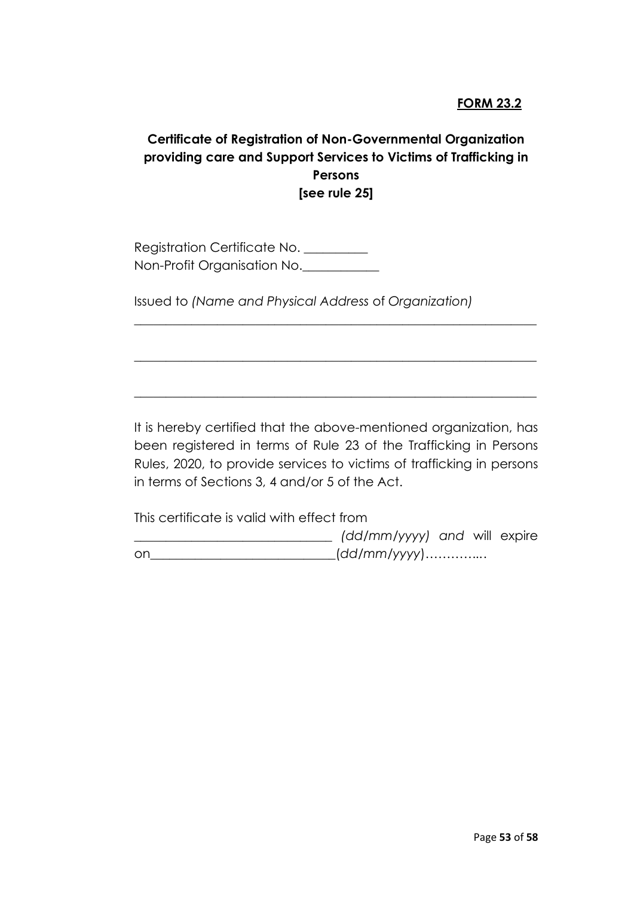**<u>FORM 23.2</u>**

## Certificate of Registration of Non-Governmental Organization providing care and Support Services to Victims of Trafficking in Persons
## [see rule 25]

Registration Certificate No. __________
Non-Profit Organisation No.____________

Issued to *(Name and Physical Address* of *Organization)*

_________________________________________________________________

_________________________________________________________________

_________________________________________________________________

It is hereby certified that the above-mentioned organization, has been registered in terms of Rule 23 of the Trafficking in Persons Rules, 2020, to provide services to victims of trafficking in persons in terms of Sections 3, 4 and/or 5 of the Act.

This certificate is valid with effect from _______________________________ *(dd/mm/yyyy) and* will expire on_____________________________(*dd/mm/yyyy*)…………..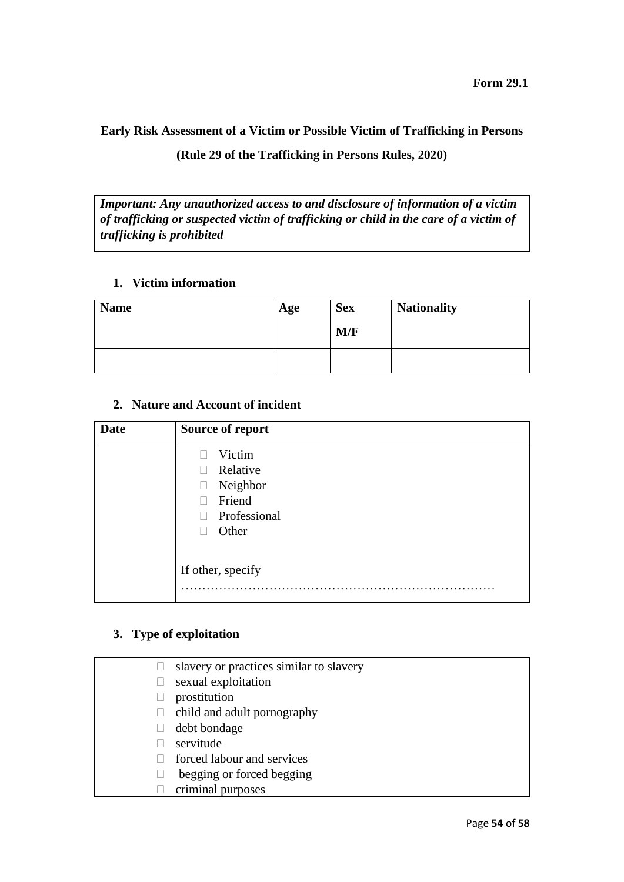**Form 29.1**

## Early Risk Assessment of a Victim or Possible Victim of Trafficking in Persons

## (Rule 29 of the Trafficking in Persons Rules, 2020)

> ***Important: Any unauthorized access to and disclosure of information of a victim of trafficking or suspected victim of trafficking or child in the care of a victim of trafficking is prohibited***

### 1. Victim information

| Name | Age | Sex<br>M/F | Nationality |
|---|---|---|---|
| | | | |

### 2. Nature and Account of incident

| Date | Source of report |
|---|---|
| | ☐ Victim<br>☐ Relative<br>☐ Neighbor<br>☐ Friend<br>☐ Professional<br>☐ Other<br><br>If other, specify<br>……………………………………………………………… |

### 3. Type of exploitation

- ☐ slavery or practices similar to slavery
- ☐ sexual exploitation
- ☐ prostitution
- ☐ child and adult pornography
- ☐ debt bondage
- ☐ servitude
- ☐ forced labour and services
- ☐ begging or forced begging
- ☐ criminal purposes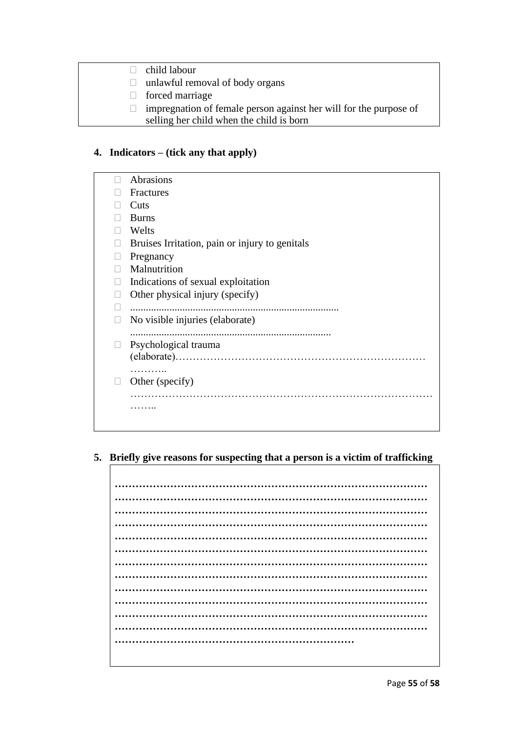- ☐ child labour
- ☐ unlawful removal of body organs
- ☐ forced marriage
- ☐ impregnation of female person against her will for the purpose of selling her child when the child is born

**4. Indicators – (tick any that apply)**

- ☐ Abrasions
- ☐ Fractures
- ☐ Cuts
- ☐ Burns
- ☐ Welts
- ☐ Bruises Irritation, pain or injury to genitals
- ☐ Pregnancy
- ☐ Malnutrition
- ☐ Indications of sexual exploitation
- ☐ Other physical injury (specify)
- ☐ ...............................................................................
- ☐ No visible injuries (elaborate) ............................................................................
- ☐ Psychological trauma (elaborate)………………………………………………………………………..
- ☐ Other (specify) ……………………………………………………………………………………..

**5. Briefly give reasons for suspecting that a person is a victim of trafficking**

……………………………………………………………………………………
……………………………………………………………………………………
……………………………………………………………………………………
……………………………………………………………………………………
……………………………………………………………………………………
……………………………………………………………………………………
……………………………………………………………………………………
……………………………………………………………………………………
……………………………………………………………………………………
……………………………………………………………………………………
……………………………………………………………………………………
……………………………………………………………………………………
………………………………………………………………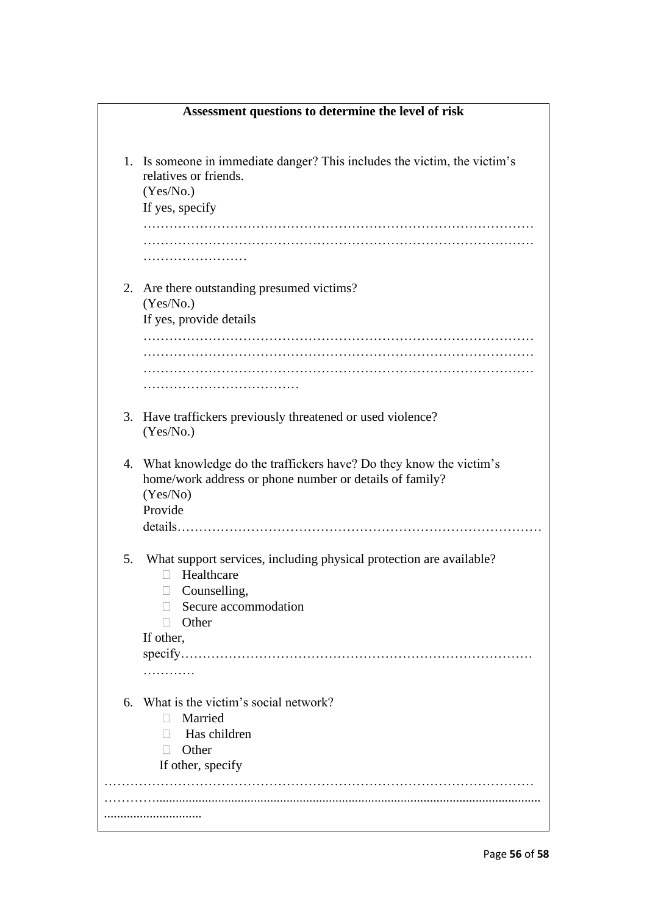**Assessment questions to determine the level of risk**

1. Is someone in immediate danger? This includes the victim, the victim's relatives or friends.
   (Yes/No.)
   If yes, specify
   ……………………………………………………………………………………
   ……………………………………………………………………………………
   ……………………

2. Are there outstanding presumed victims?
   (Yes/No.)
   If yes, provide details
   ……………………………………………………………………………………
   ……………………………………………………………………………………
   ……………………………………………………………………………………
   ………………………………

3. Have traffickers previously threatened or used violence?
   (Yes/No.)

4. What knowledge do the traffickers have? Do they know the victim's home/work address or phone number or details of family?
   (Yes/No)
   Provide details…………………………………………………………………………

5. What support services, including physical protection are available?
   - ☐ Healthcare
   - ☐ Counselling,
   - ☐ Secure accommodation
   - ☐ Other

   If other, specify……………………………………………………………………
   …………

6. What is the victim's social network?
   - ☐ Married
   - ☐ Has children
   - ☐ Other

   If other, specify

……………………………………………………………………………………………
………….........................................................................................................................
..............................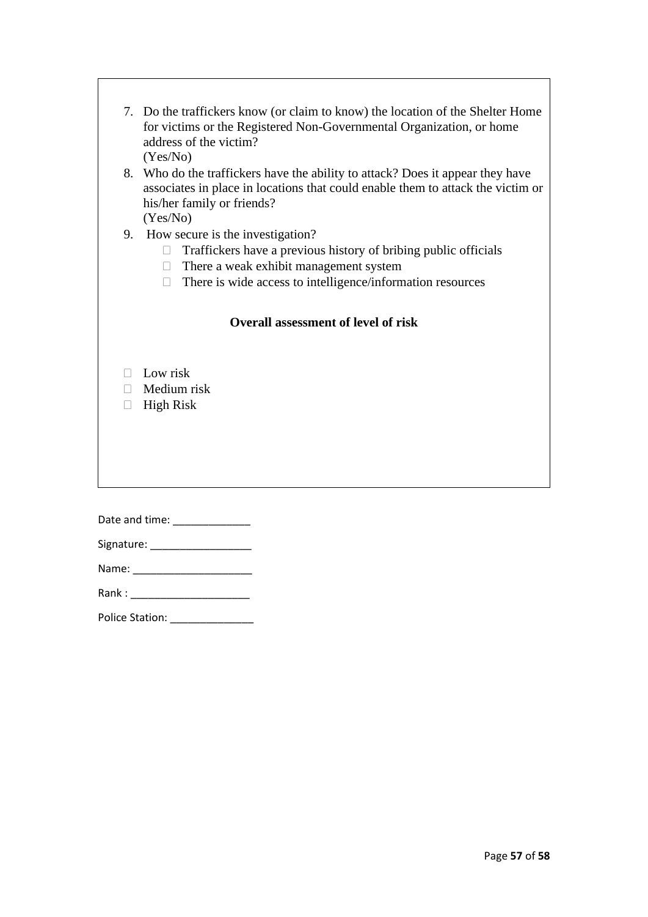7. Do the traffickers know (or claim to know) the location of the Shelter Home for victims or the Registered Non-Governmental Organization, or home address of the victim?
   (Yes/No)
8. Who do the traffickers have the ability to attack? Does it appear they have associates in place in locations that could enable them to attack the victim or his/her family or friends?
   (Yes/No)
9. How secure is the investigation?
   - Traffickers have a previous history of bribing public officials
   - There a weak exhibit management system
   - There is wide access to intelligence/information resources

**Overall assessment of level of risk**

- Low risk
- Medium risk
- High Risk

Date and time: _____________

Signature: _________________

Name: ____________________

Rank : ____________________

Police Station: ______________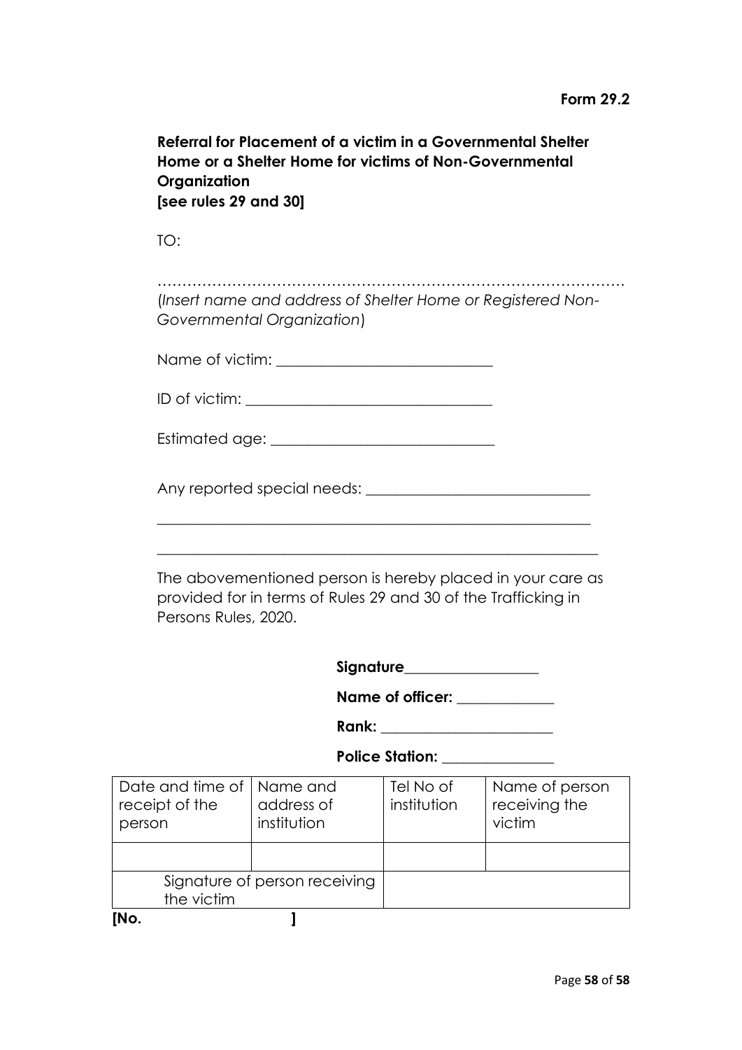**Form 29.2**

**Referral for Placement of a victim in a Governmental Shelter Home or a Shelter Home for victims of Non-Governmental Organization**
**[see rules 29 and 30]**

TO:

…………………………………………………………………………………….
(*Insert name and address of Shelter Home or Registered Non-Governmental Organization*)

Name of victim: ____________________________

ID of victim: ________________________________

Estimated age: _____________________________

Any reported special needs: _____________________________

___________________________________________________________

___________________________________________________________

The abovementioned person is hereby placed in your care as provided for in terms of Rules 29 and 30 of the Trafficking in Persons Rules, 2020.

**Signature**__________________

**Name of officer:** _____________

**Rank:** _______________________

**Police Station:** _______________

| Date and time of receipt of the person | Name and address of institution | Tel No of institution | Name of person receiving the victim |
|---|---|---|---|
| | | | |
| Signature of person receiving the victim | | | |

**[No. ]**